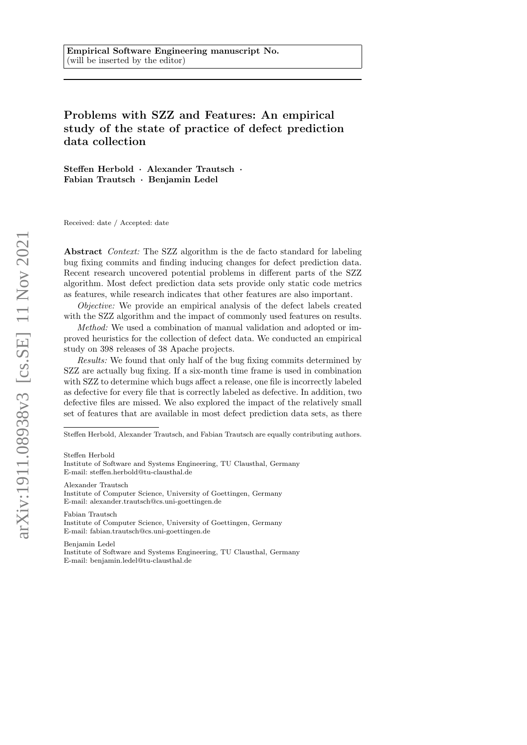**Empirical Software Engineering manuscript No.**
(will be inserted by the editor)

# Problems with SZZ and Features: An empirical study of the state of practice of defect prediction data collection

**Steffen Herbold · Alexander Trautsch · Fabian Trautsch · Benjamin Ledel**

Received: date / Accepted: date

**Abstract** *Context:* The SZZ algorithm is the de facto standard for labeling bug fixing commits and finding inducing changes for defect prediction data. Recent research uncovered potential problems in different parts of the SZZ algorithm. Most defect prediction data sets provide only static code metrics as features, while research indicates that other features are also important.

*Objective:* We provide an empirical analysis of the defect labels created with the SZZ algorithm and the impact of commonly used features on results.

*Method:* We used a combination of manual validation and adopted or improved heuristics for the collection of defect data. We conducted an empirical study on 398 releases of 38 Apache projects.

*Results:* We found that only half of the bug fixing commits determined by SZZ are actually bug fixing. If a six-month time frame is used in combination with SZZ to determine which bugs affect a release, one file is incorrectly labeled as defective for every file that is correctly labeled as defective. In addition, two defective files are missed. We also explored the impact of the relatively small set of features that are available in most defect prediction data sets, as there

---

Steffen Herbold, Alexander Trautsch, and Fabian Trautsch are equally contributing authors.

Steffen Herbold
Institute of Software and Systems Engineering, TU Clausthal, Germany
E-mail: steffen.herbold@tu-clausthal.de

Alexander Trautsch
Institute of Computer Science, University of Goettingen, Germany
E-mail: alexander.trautsch@cs.uni-goettingen.de

Fabian Trautsch
Institute of Computer Science, University of Goettingen, Germany
E-mail: fabian.trautsch@cs.uni-goettingen.de

Benjamin Ledel
Institute of Software and Systems Engineering, TU Clausthal, Germany
E-mail: benjamin.ledel@tu-clausthal.de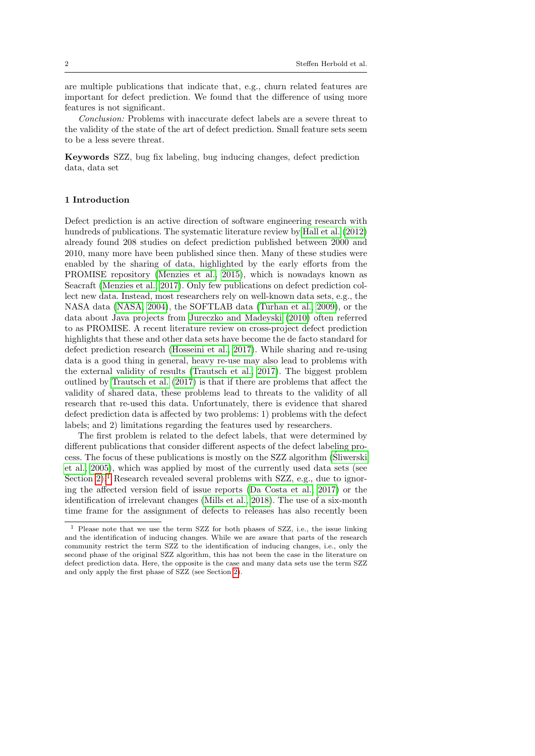are multiple publications that indicate that, e.g., churn related features are important for defect prediction. We found that the difference of using more features is not significant.

*Conclusion:* Problems with inaccurate defect labels are a severe threat to the validity of the state of the art of defect prediction. Small feature sets seem to be a less severe threat.

**Keywords** SZZ, bug fix labeling, bug inducing changes, defect prediction data, data set

## 1 Introduction

Defect prediction is an active direction of software engineering research with hundreds of publications. The systematic literature review by Hall et al. (2012) already found 208 studies on defect prediction published between 2000 and 2010, many more have been published since then. Many of these studies were enabled by the sharing of data, highlighted by the early efforts from the PROMISE repository (Menzies et al., 2015), which is nowadays known as Seacraft (Menzies et al., 2017). Only few publications on defect prediction collect new data. Instead, most researchers rely on well-known data sets, e.g., the NASA data (NASA, 2004), the SOFTLAB data (Turhan et al., 2009), or the data about Java projects from Jureczko and Madeyski (2010) often referred to as PROMISE. A recent literature review on cross-project defect prediction highlights that these and other data sets have become the de facto standard for defect prediction research (Hosseini et al., 2017). While sharing and re-using data is a good thing in general, heavy re-use may also lead to problems with the external validity of results (Trautsch et al., 2017). The biggest problem outlined by Trautsch et al. (2017) is that if there are problems that affect the validity of shared data, these problems lead to threats to the validity of all research that re-used this data. Unfortunately, there is evidence that shared defect prediction data is affected by two problems: 1) problems with the defect labels; and 2) limitations regarding the features used by researchers.

The first problem is related to the defect labels, that were determined by different publications that consider different aspects of the defect labeling process. The focus of these publications is mostly on the SZZ algorithm (Śliwerski et al., 2005), which was applied by most of the currently used data sets (see Section 2).[1] Research revealed several problems with SZZ, e.g., due to ignoring the affected version field of issue reports (Da Costa et al., 2017) or the identification of irrelevant changes (Mills et al., 2018). The use of a six-month time frame for the assignment of defects to releases has also recently been

[1] Please note that we use the term SZZ for both phases of SZZ, i.e., the issue linking and the identification of inducing changes. While we are aware that parts of the research community restrict the term SZZ to the identification of inducing changes, i.e., only the second phase of the original SZZ algorithm, this has not been the case in the literature on defect prediction data. Here, the opposite is the case and many data sets use the term SZZ and only apply the first phase of SZZ (see Section 2).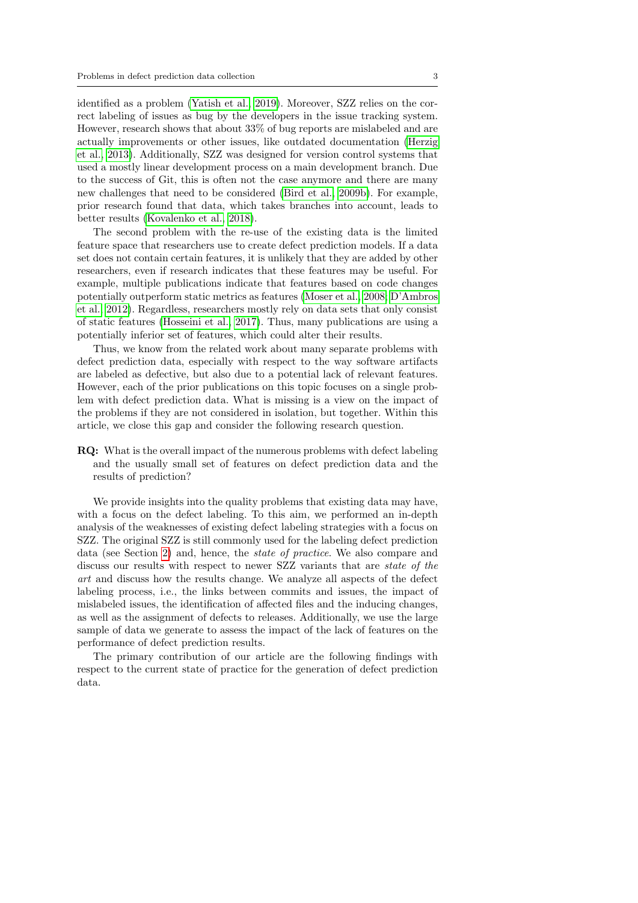identified as a problem (Yatish et al., 2019). Moreover, SZZ relies on the correct labeling of issues as bug by the developers in the issue tracking system. However, research shows that about 33% of bug reports are mislabeled and are actually improvements or other issues, like outdated documentation (Herzig et al., 2013). Additionally, SZZ was designed for version control systems that used a mostly linear development process on a main development branch. Due to the success of Git, this is often not the case anymore and there are many new challenges that need to be considered (Bird et al., 2009b). For example, prior research found that data, which takes branches into account, leads to better results (Kovalenko et al., 2018).

The second problem with the re-use of the existing data is the limited feature space that researchers use to create defect prediction models. If a data set does not contain certain features, it is unlikely that they are added by other researchers, even if research indicates that these features may be useful. For example, multiple publications indicate that features based on code changes potentially outperform static metrics as features (Moser et al., 2008; D'Ambros et al., 2012). Regardless, researchers mostly rely on data sets that only consist of static features (Hosseini et al., 2017). Thus, many publications are using a potentially inferior set of features, which could alter their results.

Thus, we know from the related work about many separate problems with defect prediction data, especially with respect to the way software artifacts are labeled as defective, but also due to a potential lack of relevant features. However, each of the prior publications on this topic focuses on a single problem with defect prediction data. What is missing is a view on the impact of the problems if they are not considered in isolation, but together. Within this article, we close this gap and consider the following research question.

**RQ:** What is the overall impact of the numerous problems with defect labeling and the usually small set of features on defect prediction data and the results of prediction?

We provide insights into the quality problems that existing data may have, with a focus on the defect labeling. To this aim, we performed an in-depth analysis of the weaknesses of existing defect labeling strategies with a focus on SZZ. The original SZZ is still commonly used for the labeling defect prediction data (see Section 2) and, hence, the *state of practice*. We also compare and discuss our results with respect to newer SZZ variants that are *state of the art* and discuss how the results change. We analyze all aspects of the defect labeling process, i.e., the links between commits and issues, the impact of mislabeled issues, the identification of affected files and the inducing changes, as well as the assignment of defects to releases. Additionally, we use the large sample of data we generate to assess the impact of the lack of features on the performance of defect prediction results.

The primary contribution of our article are the following findings with respect to the current state of practice for the generation of defect prediction data.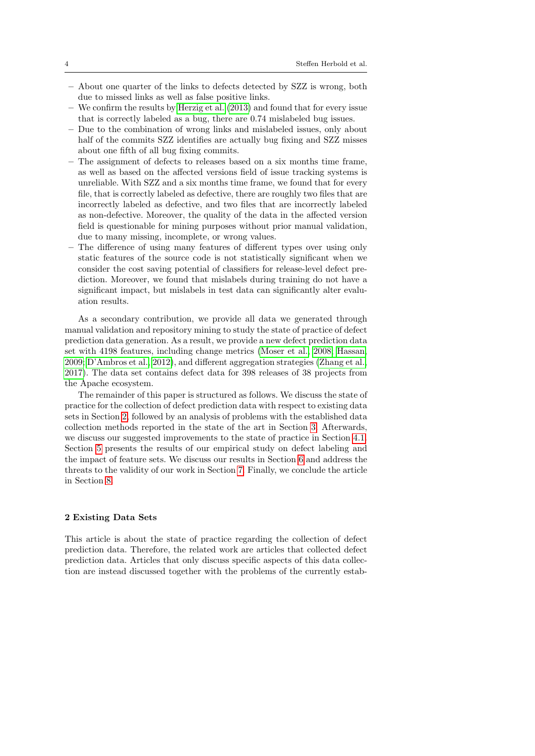- About one quarter of the links to defects detected by SZZ is wrong, both due to missed links as well as false positive links.
- We confirm the results by Herzig et al. (2013) and found that for every issue that is correctly labeled as a bug, there are 0.74 mislabeled bug issues.
- Due to the combination of wrong links and mislabeled issues, only about half of the commits SZZ identifies are actually bug fixing and SZZ misses about one fifth of all bug fixing commits.
- The assignment of defects to releases based on a six months time frame, as well as based on the affected versions field of issue tracking systems is unreliable. With SZZ and a six months time frame, we found that for every file, that is correctly labeled as defective, there are roughly two files that are incorrectly labeled as defective, and two files that are incorrectly labeled as non-defective. Moreover, the quality of the data in the affected version field is questionable for mining purposes without prior manual validation, due to many missing, incomplete, or wrong values.
- The difference of using many features of different types over using only static features of the source code is not statistically significant when we consider the cost saving potential of classifiers for release-level defect prediction. Moreover, we found that mislabels during training do not have a significant impact, but mislabels in test data can significantly alter evaluation results.

As a secondary contribution, we provide all data we generated through manual validation and repository mining to study the state of practice of defect prediction data generation. As a result, we provide a new defect prediction data set with 4198 features, including change metrics (Moser et al., 2008; Hassan, 2009; D'Ambros et al., 2012), and different aggregation strategies (Zhang et al., 2017). The data set contains defect data for 398 releases of 38 projects from the Apache ecosystem.

The remainder of this paper is structured as follows. We discuss the state of practice for the collection of defect prediction data with respect to existing data sets in Section 2, followed by an analysis of problems with the established data collection methods reported in the state of the art in Section 3. Afterwards, we discuss our suggested improvements to the state of practice in Section 4.1. Section 5 presents the results of our empirical study on defect labeling and the impact of feature sets. We discuss our results in Section 6 and address the threats to the validity of our work in Section 7. Finally, we conclude the article in Section 8.

## 2 Existing Data Sets

This article is about the state of practice regarding the collection of defect prediction data. Therefore, the related work are articles that collected defect prediction data. Articles that only discuss specific aspects of this data collection are instead discussed together with the problems of the currently estab-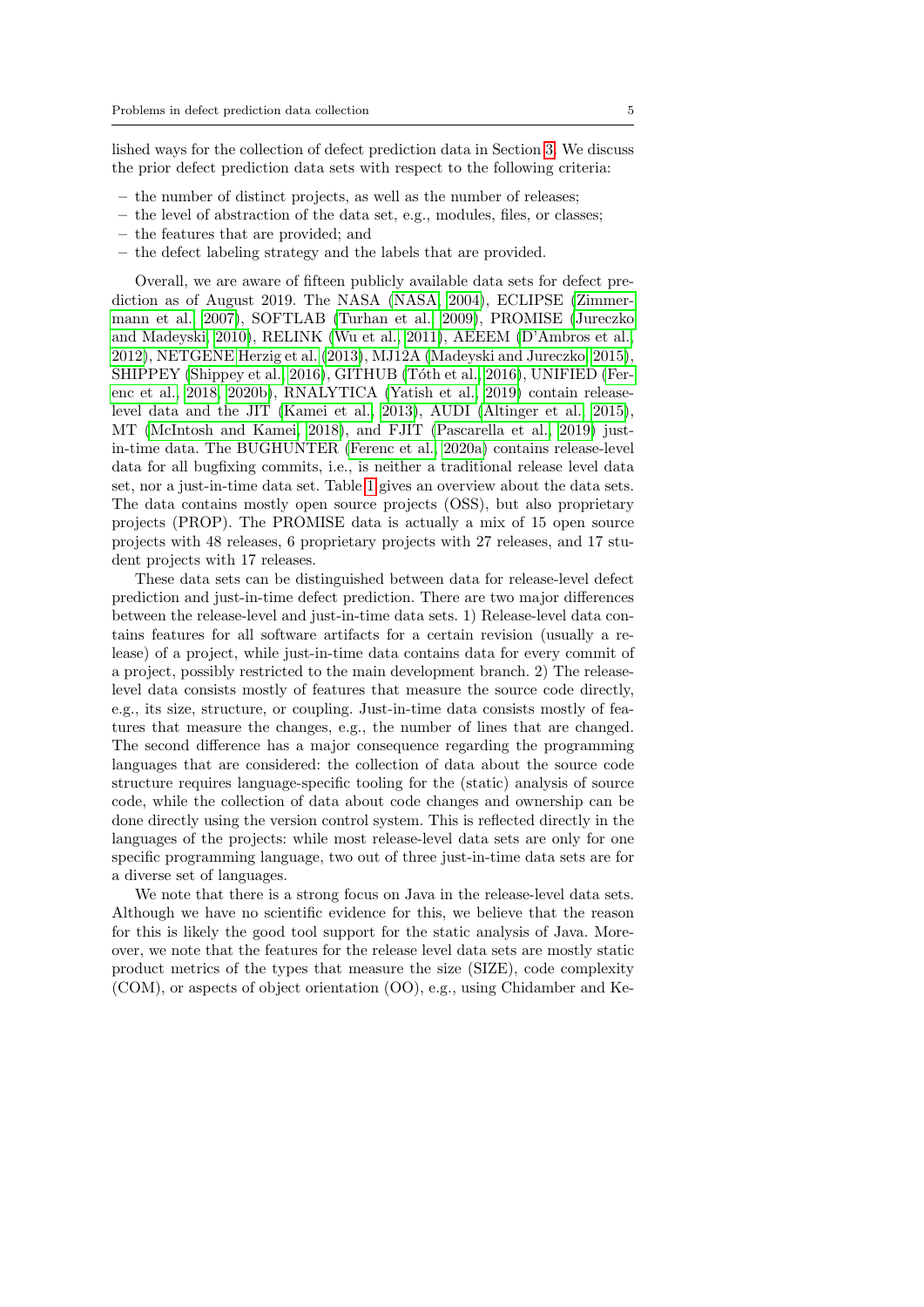lished ways for the collection of defect prediction data in Section 3. We discuss the prior defect prediction data sets with respect to the following criteria:

- the number of distinct projects, as well as the number of releases;
- the level of abstraction of the data set, e.g., modules, files, or classes;
- the features that are provided; and
- the defect labeling strategy and the labels that are provided.

Overall, we are aware of fifteen publicly available data sets for defect prediction as of August 2019. The NASA (NASA, 2004), ECLIPSE (Zimmermann et al., 2007), SOFTLAB (Turhan et al., 2009), PROMISE (Jureczko and Madeyski, 2010), RELINK (Wu et al., 2011), AEEEM (D'Ambros et al., 2012), NETGENE Herzig et al. (2013), MJ12A (Madeyski and Jureczko, 2015), SHIPPEY (Shippey et al., 2016), GITHUB (Tóth et al., 2016), UNIFIED (Ferenc et al., 2018, 2020b), RNALYTICA (Yatish et al., 2019) contain release-level data and the JIT (Kamei et al., 2013), AUDI (Altinger et al., 2015), MT (McIntosh and Kamei, 2018), and FJIT (Pascarella et al., 2019) just-in-time data. The BUGHUNTER (Ferenc et al., 2020a) contains release-level data for all bugfixing commits, i.e., is neither a traditional release level data set, nor a just-in-time data set. Table 1 gives an overview about the data sets. The data contains mostly open source projects (OSS), but also proprietary projects (PROP). The PROMISE data is actually a mix of 15 open source projects with 48 releases, 6 proprietary projects with 27 releases, and 17 student projects with 17 releases.

These data sets can be distinguished between data for release-level defect prediction and just-in-time defect prediction. There are two major differences between the release-level and just-in-time data sets. 1) Release-level data contains features for all software artifacts for a certain revision (usually a release) of a project, while just-in-time data contains data for every commit of a project, possibly restricted to the main development branch. 2) The release-level data consists mostly of features that measure the source code directly, e.g., its size, structure, or coupling. Just-in-time data consists mostly of features that measure the changes, e.g., the number of lines that are changed. The second difference has a major consequence regarding the programming languages that are considered: the collection of data about the source code structure requires language-specific tooling for the (static) analysis of source code, while the collection of data about code changes and ownership can be done directly using the version control system. This is reflected directly in the languages of the projects: while most release-level data sets are only for one specific programming language, two out of three just-in-time data sets are for a diverse set of languages.

We note that there is a strong focus on Java in the release-level data sets. Although we have no scientific evidence for this, we believe that the reason for this is likely the good tool support for the static analysis of Java. Moreover, we note that the features for the release level data sets are mostly static product metrics of the types that measure the size (SIZE), code complexity (COM), or aspects of object orientation (OO), e.g., using Chidamber and Ke-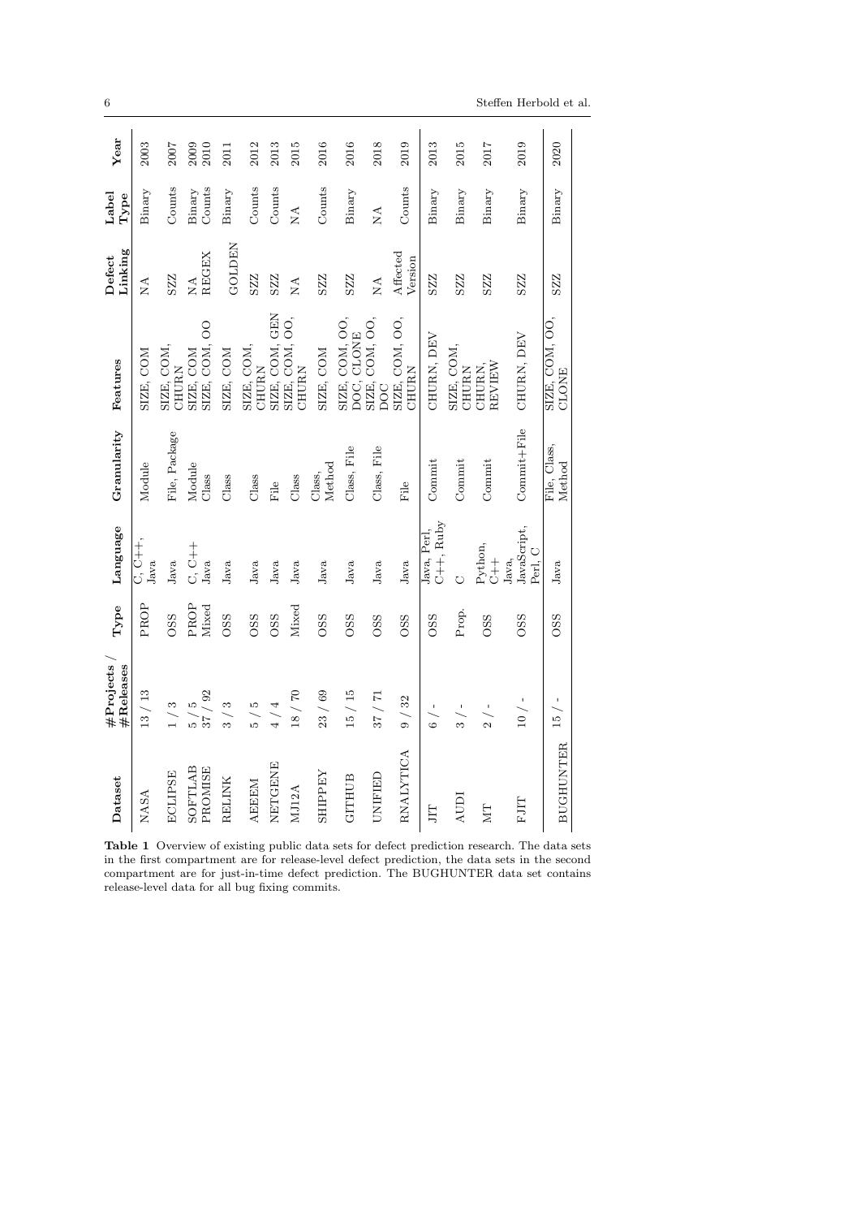| Dataset | #Projects / #Releases | Type | Language | Granularity | Features | Defect Linking | Label Type | Year |
|---|---|---|---|---|---|---|---|---|
| NASA | 13 / 13 | PROP | C, C++, Java | Module | SIZE, COM | NA | Binary | 2003 |
| ECLIPSE | 1 / 3 | OSS | Java | File, Package | SIZE, COM, CHURN | SZZ | Counts | 2007 |
| SOFTLAB | 5 / 5 | PROP | C, C++ | Module | SIZE, COM | NA | Binary | 2009 |
| PROMISE | 37 / 92 | Mixed | Java | Class | SIZE, COM, OO | REGEX | Counts | 2010 |
| RELINK | 3 / 3 | OSS | Java | Class | SIZE, COM | GOLDEN | Binary | 2011 |
| AEEEM | 5 / 5 | OSS | Java | Class | SIZE, COM, CHURN | SZZ | Counts | 2012 |
| NETGENE | 4 / 4 | OSS | Java | File | SIZE, COM, GEN | SZZ | Counts | 2013 |
| MJ12A | 18 / 70 | Mixed | Java | Class | SIZE, COM, OO, CHURN | NA | NA | 2015 |
| SHIPPEY | 23 / 69 | OSS | Java | Class, Method | SIZE, COM | SZZ | Counts | 2016 |
| GITHUB | 15 / 15 | OSS | Java | Class, File | SIZE, COM, OO, DOC, CLONE | SZZ | Binary | 2016 |
| UNIFIED | 37 / 71 | OSS | Java | Class, File | SIZE, COM, OO, DOC | NA | NA | 2018 |
| RNALYTICA | 9 / 32 | OSS | Java | File | SIZE, COM, OO, CHURN | Affected Version | Counts | 2019 |
| JIT | 6 / - | OSS | Java, Perl, C++, Ruby | Commit | CHURN, DEV | SZZ | Binary | 2013 |
| AUDI | 3 / - | Prop. | C | Commit | SIZE, COM, CHURN | SZZ | Binary | 2015 |
| MT | 2 / - | OSS | Python, C++ | Commit | CHURN, REVIEW | SZZ | Binary | 2017 |
| FJIT | 10 / - | OSS | Java, JavaScript, Perl, C | Commit+File | CHURN, DEV | SZZ | Binary | 2019 |
| BUGHUNTER | 15 / - | OSS | Java | File, Class, Method | SIZE, COM, OO, CLONE | SZZ | Binary | 2020 |

**Table 1** Overview of existing public data sets for defect prediction research. The data sets in the first compartment are for release-level defect prediction, the data sets in the second compartment are for just-in-time defect prediction. The BUGHUNTER data set contains release-level data for all bug fixing commits.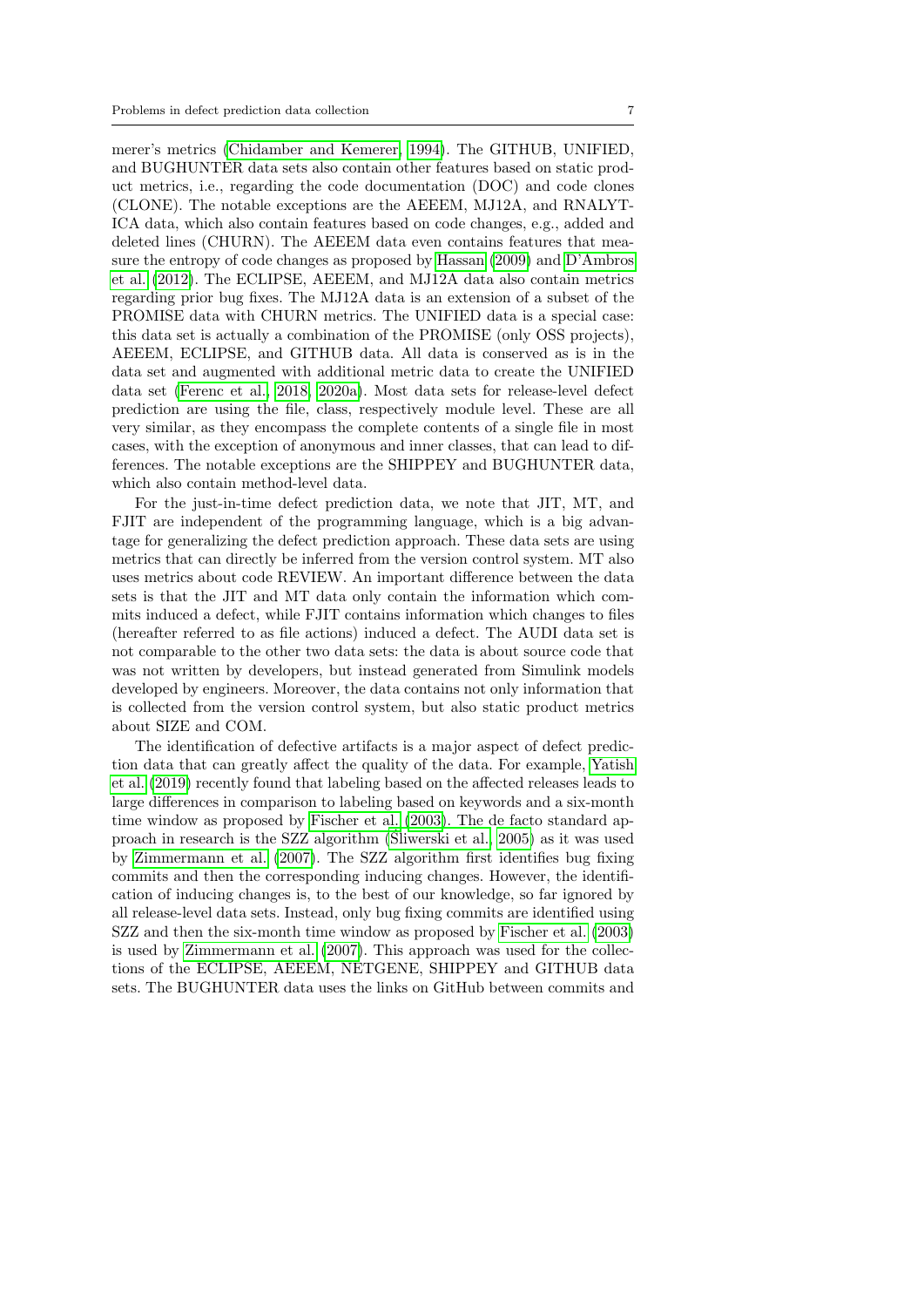merer's metrics (Chidamber and Kemerer, 1994). The GITHUB, UNIFIED, and BUGHUNTER data sets also contain other features based on static product metrics, i.e., regarding the code documentation (DOC) and code clones (CLONE). The notable exceptions are the AEEEM, MJ12A, and RNALYTICA data, which also contain features based on code changes, e.g., added and deleted lines (CHURN). The AEEEM data even contains features that measure the entropy of code changes as proposed by Hassan (2009) and D'Ambros et al. (2012). The ECLIPSE, AEEEM, and MJ12A data also contain metrics regarding prior bug fixes. The MJ12A data is an extension of a subset of the PROMISE data with CHURN metrics. The UNIFIED data is a special case: this data set is actually a combination of the PROMISE (only OSS projects), AEEEM, ECLIPSE, and GITHUB data. All data is conserved as is in the data set and augmented with additional metric data to create the UNIFIED data set (Ferenc et al., 2018, 2020a). Most data sets for release-level defect prediction are using the file, class, respectively module level. These are all very similar, as they encompass the complete contents of a single file in most cases, with the exception of anonymous and inner classes, that can lead to differences. The notable exceptions are the SHIPPEY and BUGHUNTER data, which also contain method-level data.

For the just-in-time defect prediction data, we note that JIT, MT, and FJIT are independent of the programming language, which is a big advantage for generalizing the defect prediction approach. These data sets are using metrics that can directly be inferred from the version control system. MT also uses metrics about code REVIEW. An important difference between the data sets is that the JIT and MT data only contain the information which commits induced a defect, while FJIT contains information which changes to files (hereafter referred to as file actions) induced a defect. The AUDI data set is not comparable to the other two data sets: the data is about source code that was not written by developers, but instead generated from Simulink models developed by engineers. Moreover, the data contains not only information that is collected from the version control system, but also static product metrics about SIZE and COM.

The identification of defective artifacts is a major aspect of defect prediction data that can greatly affect the quality of the data. For example, Yatish et al. (2019) recently found that labeling based on the affected releases leads to large differences in comparison to labeling based on keywords and a six-month time window as proposed by Fischer et al. (2003). The de facto standard approach in research is the SZZ algorithm (Śliwerski et al., 2005) as it was used by Zimmermann et al. (2007). The SZZ algorithm first identifies bug fixing commits and then the corresponding inducing changes. However, the identification of inducing changes is, to the best of our knowledge, so far ignored by all release-level data sets. Instead, only bug fixing commits are identified using SZZ and then the six-month time window as proposed by Fischer et al. (2003) is used by Zimmermann et al. (2007). This approach was used for the collections of the ECLIPSE, AEEEM, NETGENE, SHIPPEY and GITHUB data sets. The BUGHUNTER data uses the links on GitHub between commits and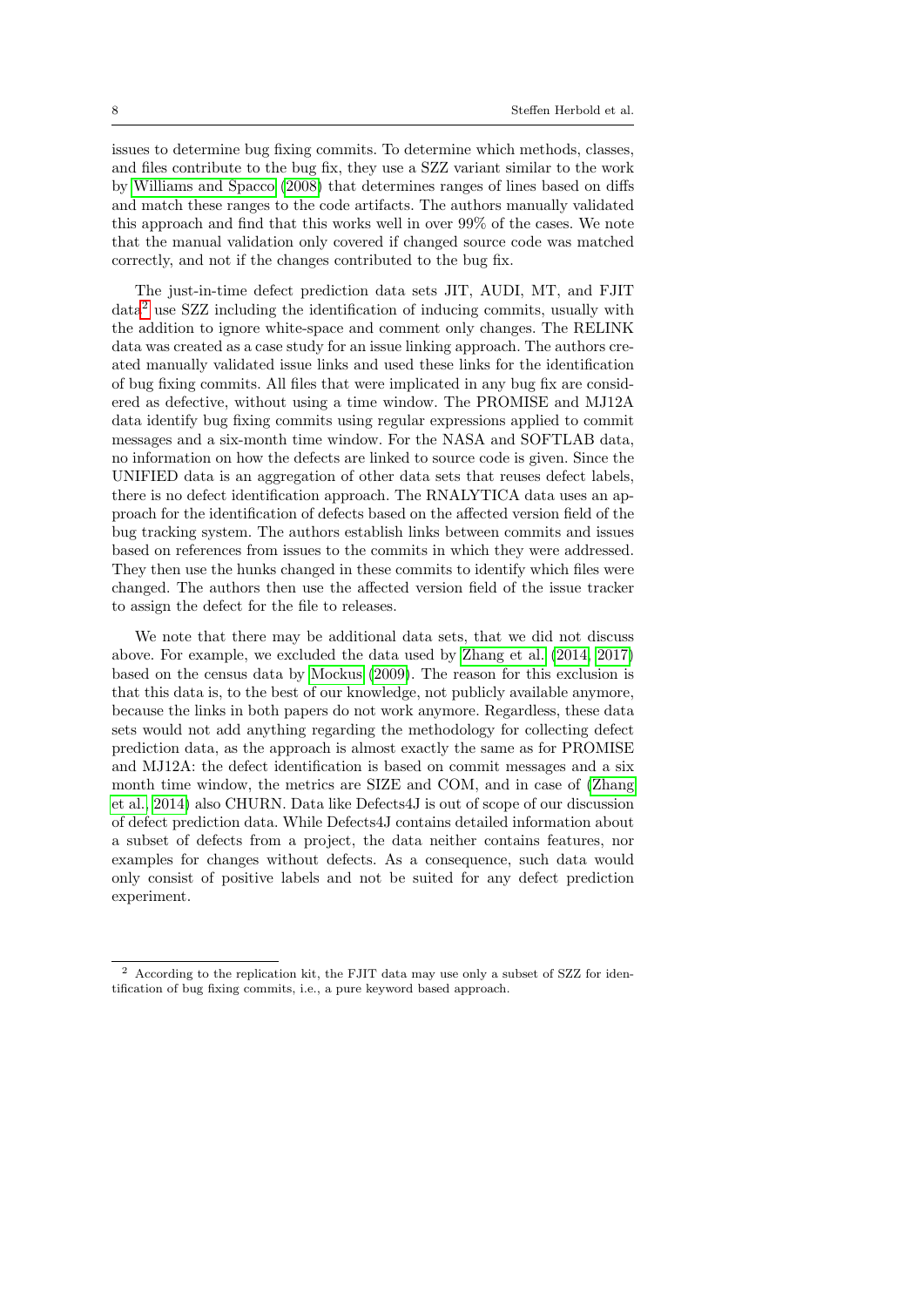issues to determine bug fixing commits. To determine which methods, classes, and files contribute to the bug fix, they use a SZZ variant similar to the work by Williams and Spacco (2008) that determines ranges of lines based on diffs and match these ranges to the code artifacts. The authors manually validated this approach and find that this works well in over 99% of the cases. We note that the manual validation only covered if changed source code was matched correctly, and not if the changes contributed to the bug fix.

The just-in-time defect prediction data sets JIT, AUDI, MT, and FJIT data[2] use SZZ including the identification of inducing commits, usually with the addition to ignore white-space and comment only changes. The RELINK data was created as a case study for an issue linking approach. The authors created manually validated issue links and used these links for the identification of bug fixing commits. All files that were implicated in any bug fix are considered as defective, without using a time window. The PROMISE and MJ12A data identify bug fixing commits using regular expressions applied to commit messages and a six-month time window. For the NASA and SOFTLAB data, no information on how the defects are linked to source code is given. Since the UNIFIED data is an aggregation of other data sets that reuses defect labels, there is no defect identification approach. The RNALYTICA data uses an approach for the identification of defects based on the affected version field of the bug tracking system. The authors establish links between commits and issues based on references from issues to the commits in which they were addressed. They then use the hunks changed in these commits to identify which files were changed. The authors then use the affected version field of the issue tracker to assign the defect for the file to releases.

We note that there may be additional data sets, that we did not discuss above. For example, we excluded the data used by Zhang et al. (2014, 2017) based on the census data by Mockus (2009). The reason for this exclusion is that this data is, to the best of our knowledge, not publicly available anymore, because the links in both papers do not work anymore. Regardless, these data sets would not add anything regarding the methodology for collecting defect prediction data, as the approach is almost exactly the same as for PROMISE and MJ12A: the defect identification is based on commit messages and a six month time window, the metrics are SIZE and COM, and in case of (Zhang et al., 2014) also CHURN. Data like Defects4J is out of scope of our discussion of defect prediction data. While Defects4J contains detailed information about a subset of defects from a project, the data neither contains features, nor examples for changes without defects. As a consequence, such data would only consist of positive labels and not be suited for any defect prediction experiment.

---

[2] According to the replication kit, the FJIT data may use only a subset of SZZ for identification of bug fixing commits, i.e., a pure keyword based approach.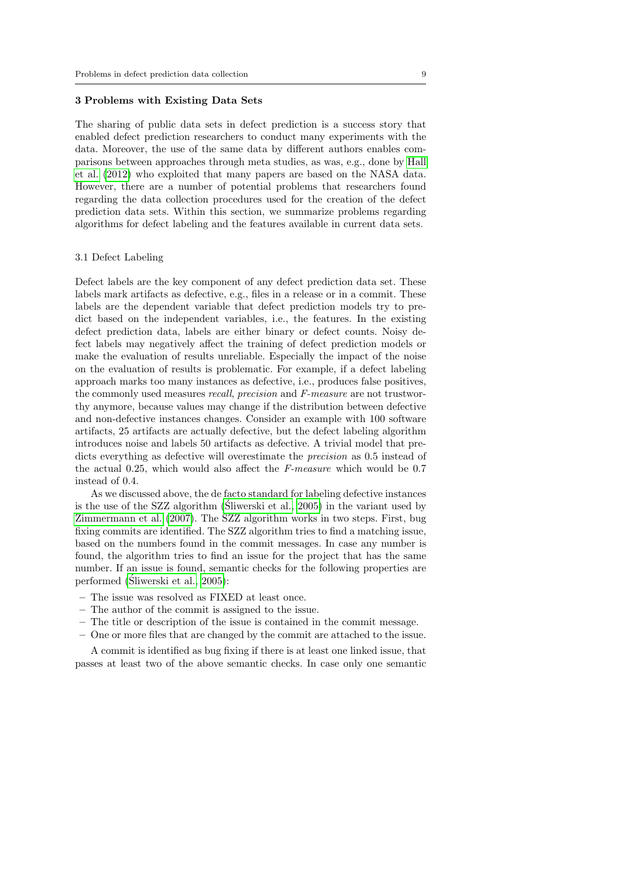## 3 Problems with Existing Data Sets

The sharing of public data sets in defect prediction is a success story that enabled defect prediction researchers to conduct many experiments with the data. Moreover, the use of the same data by different authors enables comparisons between approaches through meta studies, as was, e.g., done by Hall et al. (2012) who exploited that many papers are based on the NASA data. However, there are a number of potential problems that researchers found regarding the data collection procedures used for the creation of the defect prediction data sets. Within this section, we summarize problems regarding algorithms for defect labeling and the features available in current data sets.

### 3.1 Defect Labeling

Defect labels are the key component of any defect prediction data set. These labels mark artifacts as defective, e.g., files in a release or in a commit. These labels are the dependent variable that defect prediction models try to predict based on the independent variables, i.e., the features. In the existing defect prediction data, labels are either binary or defect counts. Noisy defect labels may negatively affect the training of defect prediction models or make the evaluation of results unreliable. Especially the impact of the noise on the evaluation of results is problematic. For example, if a defect labeling approach marks too many instances as defective, i.e., produces false positives, the commonly used measures *recall*, *precision* and *F-measure* are not trustworthy anymore, because values may change if the distribution between defective and non-defective instances changes. Consider an example with 100 software artifacts, 25 artifacts are actually defective, but the defect labeling algorithm introduces noise and labels 50 artifacts as defective. A trivial model that predicts everything as defective will overestimate the *precision* as 0.5 instead of the actual 0.25, which would also affect the *F-measure* which would be 0.7 instead of 0.4.

As we discussed above, the de facto standard for labeling defective instances is the use of the SZZ algorithm (Śliwerski et al., 2005) in the variant used by Zimmermann et al. (2007). The SZZ algorithm works in two steps. First, bug fixing commits are identified. The SZZ algorithm tries to find a matching issue, based on the numbers found in the commit messages. In case any number is found, the algorithm tries to find an issue for the project that has the same number. If an issue is found, semantic checks for the following properties are performed (Śliwerski et al., 2005):

- The issue was resolved as FIXED at least once.
- The author of the commit is assigned to the issue.
- The title or description of the issue is contained in the commit message.
- One or more files that are changed by the commit are attached to the issue.

A commit is identified as bug fixing if there is at least one linked issue, that passes at least two of the above semantic checks. In case only one semantic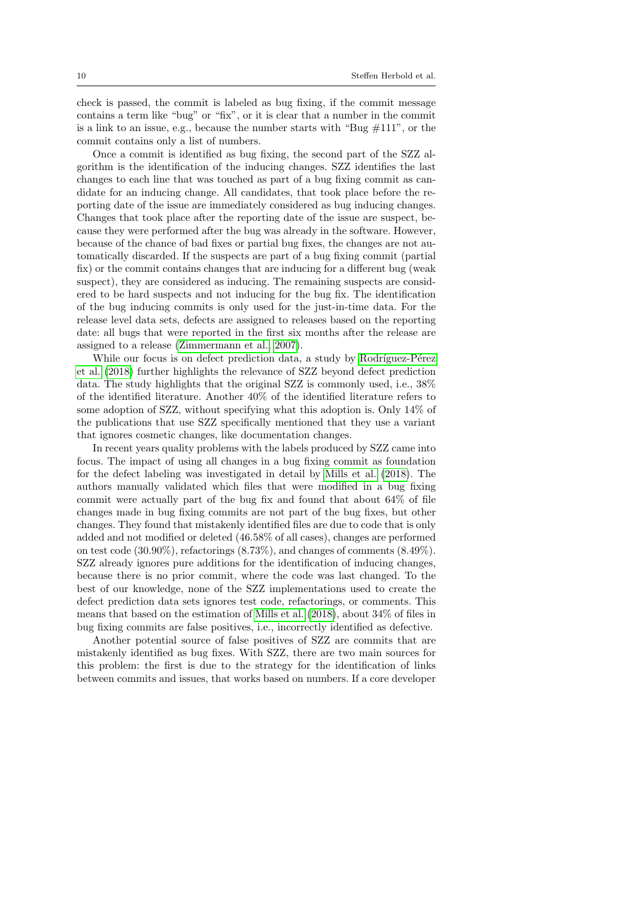check is passed, the commit is labeled as bug fixing, if the commit message contains a term like "bug" or "fix", or it is clear that a number in the commit is a link to an issue, e.g., because the number starts with "Bug #111", or the commit contains only a list of numbers.

Once a commit is identified as bug fixing, the second part of the SZZ algorithm is the identification of the inducing changes. SZZ identifies the last changes to each line that was touched as part of a bug fixing commit as candidate for an inducing change. All candidates, that took place before the reporting date of the issue are immediately considered as bug inducing changes. Changes that took place after the reporting date of the issue are suspect, because they were performed after the bug was already in the software. However, because of the chance of bad fixes or partial bug fixes, the changes are not automatically discarded. If the suspects are part of a bug fixing commit (partial fix) or the commit contains changes that are inducing for a different bug (weak suspect), they are considered as inducing. The remaining suspects are considered to be hard suspects and not inducing for the bug fix. The identification of the bug inducing commits is only used for the just-in-time data. For the release level data sets, defects are assigned to releases based on the reporting date: all bugs that were reported in the first six months after the release are assigned to a release (Zimmermann et al., 2007).

While our focus is on defect prediction data, a study by Rodríguez-Pérez et al. (2018) further highlights the relevance of SZZ beyond defect prediction data. The study highlights that the original SZZ is commonly used, i.e., 38% of the identified literature. Another 40% of the identified literature refers to some adoption of SZZ, without specifying what this adoption is. Only 14% of the publications that use SZZ specifically mentioned that they use a variant that ignores cosmetic changes, like documentation changes.

In recent years quality problems with the labels produced by SZZ came into focus. The impact of using all changes in a bug fixing commit as foundation for the defect labeling was investigated in detail by Mills et al. (2018). The authors manually validated which files that were modified in a bug fixing commit were actually part of the bug fix and found that about 64% of file changes made in bug fixing commits are not part of the bug fixes, but other changes. They found that mistakenly identified files are due to code that is only added and not modified or deleted (46.58% of all cases), changes are performed on test code (30.90%), refactorings (8.73%), and changes of comments (8.49%). SZZ already ignores pure additions for the identification of inducing changes, because there is no prior commit, where the code was last changed. To the best of our knowledge, none of the SZZ implementations used to create the defect prediction data sets ignores test code, refactorings, or comments. This means that based on the estimation of Mills et al. (2018), about 34% of files in bug fixing commits are false positives, i.e., incorrectly identified as defective.

Another potential source of false positives of SZZ are commits that are mistakenly identified as bug fixes. With SZZ, there are two main sources for this problem: the first is due to the strategy for the identification of links between commits and issues, that works based on numbers. If a core developer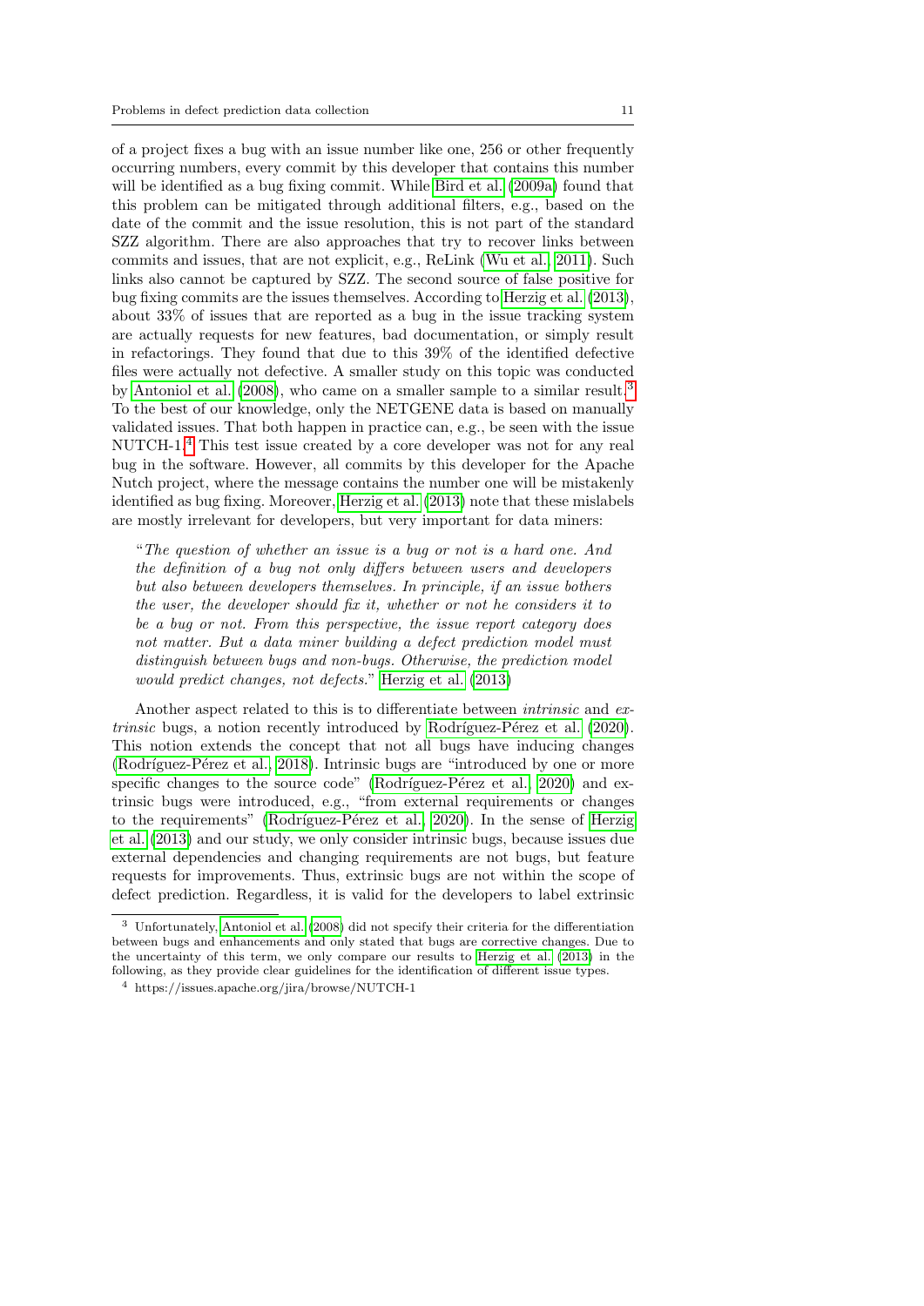of a project fixes a bug with an issue number like one, 256 or other frequently occurring numbers, every commit by this developer that contains this number will be identified as a bug fixing commit. While Bird et al. (2009a) found that this problem can be mitigated through additional filters, e.g., based on the date of the commit and the issue resolution, this is not part of the standard SZZ algorithm. There are also approaches that try to recover links between commits and issues, that are not explicit, e.g., ReLink (Wu et al., 2011). Such links also cannot be captured by SZZ. The second source of false positive for bug fixing commits are the issues themselves. According to Herzig et al. (2013), about 33% of issues that are reported as a bug in the issue tracking system are actually requests for new features, bad documentation, or simply result in refactorings. They found that due to this 39% of the identified defective files were actually not defective. A smaller study on this topic was conducted by Antoniol et al. (2008), who came on a smaller sample to a similar result.[3] To the best of our knowledge, only the NETGENE data is based on manually validated issues. That both happen in practice can, e.g., be seen with the issue NUTCH-1.[4] This test issue created by a core developer was not for any real bug in the software. However, all commits by this developer for the Apache Nutch project, where the message contains the number one will be mistakenly identified as bug fixing. Moreover, Herzig et al. (2013) note that these mislabels are mostly irrelevant for developers, but very important for data miners:

> "*The question of whether an issue is a bug or not is a hard one. And the definition of a bug not only differs between users and developers but also between developers themselves. In principle, if an issue bothers the user, the developer should fix it, whether or not he considers it to be a bug or not. From this perspective, the issue report category does not matter. But a data miner building a defect prediction model must distinguish between bugs and non-bugs. Otherwise, the prediction model would predict changes, not defects.*" Herzig et al. (2013)

Another aspect related to this is to differentiate between *intrinsic* and *extrinsic* bugs, a notion recently introduced by Rodríguez-Pérez et al. (2020). This notion extends the concept that not all bugs have inducing changes (Rodríguez-Pérez et al., 2018). Intrinsic bugs are "introduced by one or more specific changes to the source code" (Rodríguez-Pérez et al., 2020) and extrinsic bugs were introduced, e.g., "from external requirements or changes to the requirements" (Rodríguez-Pérez et al., 2020). In the sense of Herzig et al. (2013) and our study, we only consider intrinsic bugs, because issues due external dependencies and changing requirements are not bugs, but feature requests for improvements. Thus, extrinsic bugs are not within the scope of defect prediction. Regardless, it is valid for the developers to label extrinsic

---

[3] Unfortunately, Antoniol et al. (2008) did not specify their criteria for the differentiation between bugs and enhancements and only stated that bugs are corrective changes. Due to the uncertainty of this term, we only compare our results to Herzig et al. (2013) in the following, as they provide clear guidelines for the identification of different issue types.

[4] https://issues.apache.org/jira/browse/NUTCH-1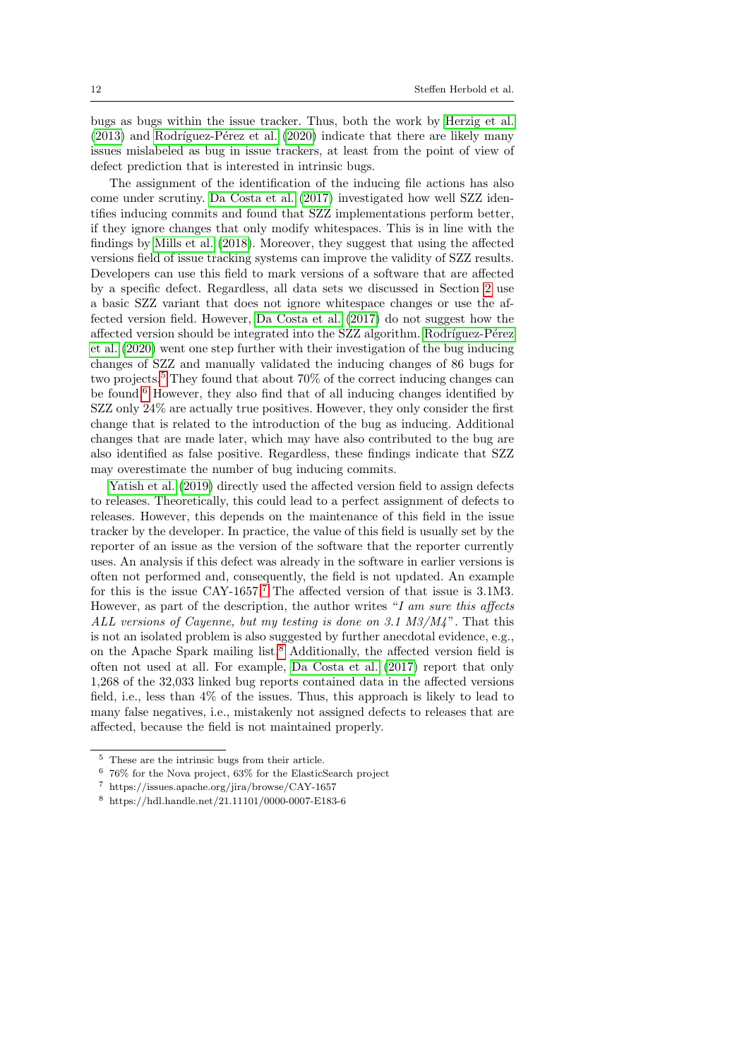bugs as bugs within the issue tracker. Thus, both the work by Herzig et al. (2013) and Rodríguez-Pérez et al. (2020) indicate that there are likely many issues mislabeled as bug in issue trackers, at least from the point of view of defect prediction that is interested in intrinsic bugs.

The assignment of the identification of the inducing file actions has also come under scrutiny. Da Costa et al. (2017) investigated how well SZZ identifies inducing commits and found that SZZ implementations perform better, if they ignore changes that only modify whitespaces. This is in line with the findings by Mills et al. (2018). Moreover, they suggest that using the affected versions field of issue tracking systems can improve the validity of SZZ results. Developers can use this field to mark versions of a software that are affected by a specific defect. Regardless, all data sets we discussed in Section 2 use a basic SZZ variant that does not ignore whitespace changes or use the affected version field. However, Da Costa et al. (2017) do not suggest how the affected version should be integrated into the SZZ algorithm. Rodríguez-Pérez et al. (2020) went one step further with their investigation of the bug inducing changes of SZZ and manually validated the inducing changes of 86 bugs for two projects.[5] They found that about 70% of the correct inducing changes can be found.[6] However, they also find that of all inducing changes identified by SZZ only 24% are actually true positives. However, they only consider the first change that is related to the introduction of the bug as inducing. Additional changes that are made later, which may have also contributed to the bug are also identified as false positive. Regardless, these findings indicate that SZZ may overestimate the number of bug inducing commits.

Yatish et al. (2019) directly used the affected version field to assign defects to releases. Theoretically, this could lead to a perfect assignment of defects to releases. However, this depends on the maintenance of this field in the issue tracker by the developer. In practice, the value of this field is usually set by the reporter of an issue as the version of the software that the reporter currently uses. An analysis if this defect was already in the software in earlier versions is often not performed and, consequently, the field is not updated. An example for this is the issue CAY-1657.[7] The affected version of that issue is 3.1M3. However, as part of the description, the author writes "*I am sure this affects ALL versions of Cayenne, but my testing is done on 3.1 M3/M4*". That this is not an isolated problem is also suggested by further anecdotal evidence, e.g., on the Apache Spark mailing list.[8] Additionally, the affected version field is often not used at all. For example, Da Costa et al. (2017) report that only 1,268 of the 32,033 linked bug reports contained data in the affected versions field, i.e., less than 4% of the issues. Thus, this approach is likely to lead to many false negatives, i.e., mistakenly not assigned defects to releases that are affected, because the field is not maintained properly.

[5] These are the intrinsic bugs from their article.

[6] 76% for the Nova project, 63% for the ElasticSearch project

[7] https://issues.apache.org/jira/browse/CAY-1657

[8] https://hdl.handle.net/21.11101/0000-0007-E183-6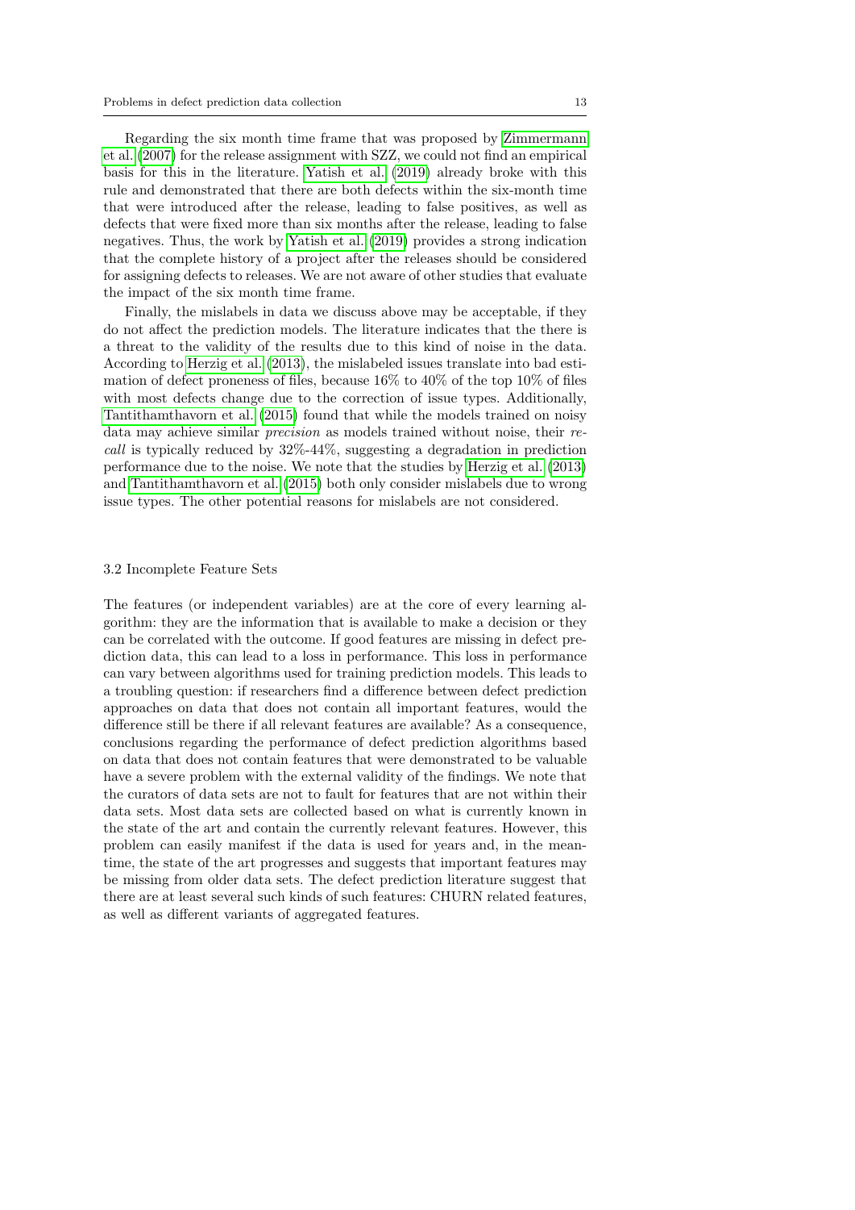Regarding the six month time frame that was proposed by Zimmermann et al. (2007) for the release assignment with SZZ, we could not find an empirical basis for this in the literature. Yatish et al. (2019) already broke with this rule and demonstrated that there are both defects within the six-month time that were introduced after the release, leading to false positives, as well as defects that were fixed more than six months after the release, leading to false negatives. Thus, the work by Yatish et al. (2019) provides a strong indication that the complete history of a project after the releases should be considered for assigning defects to releases. We are not aware of other studies that evaluate the impact of the six month time frame.

Finally, the mislabels in data we discuss above may be acceptable, if they do not affect the prediction models. The literature indicates that the there is a threat to the validity of the results due to this kind of noise in the data. According to Herzig et al. (2013), the mislabeled issues translate into bad estimation of defect proneness of files, because 16% to 40% of the top 10% of files with most defects change due to the correction of issue types. Additionally, Tantithamthavorn et al. (2015) found that while the models trained on noisy data may achieve similar *precision* as models trained without noise, their *recall* is typically reduced by 32%-44%, suggesting a degradation in prediction performance due to the noise. We note that the studies by Herzig et al. (2013) and Tantithamthavorn et al. (2015) both only consider mislabels due to wrong issue types. The other potential reasons for mislabels are not considered.

### 3.2 Incomplete Feature Sets

The features (or independent variables) are at the core of every learning algorithm: they are the information that is available to make a decision or they can be correlated with the outcome. If good features are missing in defect prediction data, this can lead to a loss in performance. This loss in performance can vary between algorithms used for training prediction models. This leads to a troubling question: if researchers find a difference between defect prediction approaches on data that does not contain all important features, would the difference still be there if all relevant features are available? As a consequence, conclusions regarding the performance of defect prediction algorithms based on data that does not contain features that were demonstrated to be valuable have a severe problem with the external validity of the findings. We note that the curators of data sets are not to fault for features that are not within their data sets. Most data sets are collected based on what is currently known in the state of the art and contain the currently relevant features. However, this problem can easily manifest if the data is used for years and, in the meantime, the state of the art progresses and suggests that important features may be missing from older data sets. The defect prediction literature suggest that there are at least several such kinds of such features: CHURN related features, as well as different variants of aggregated features.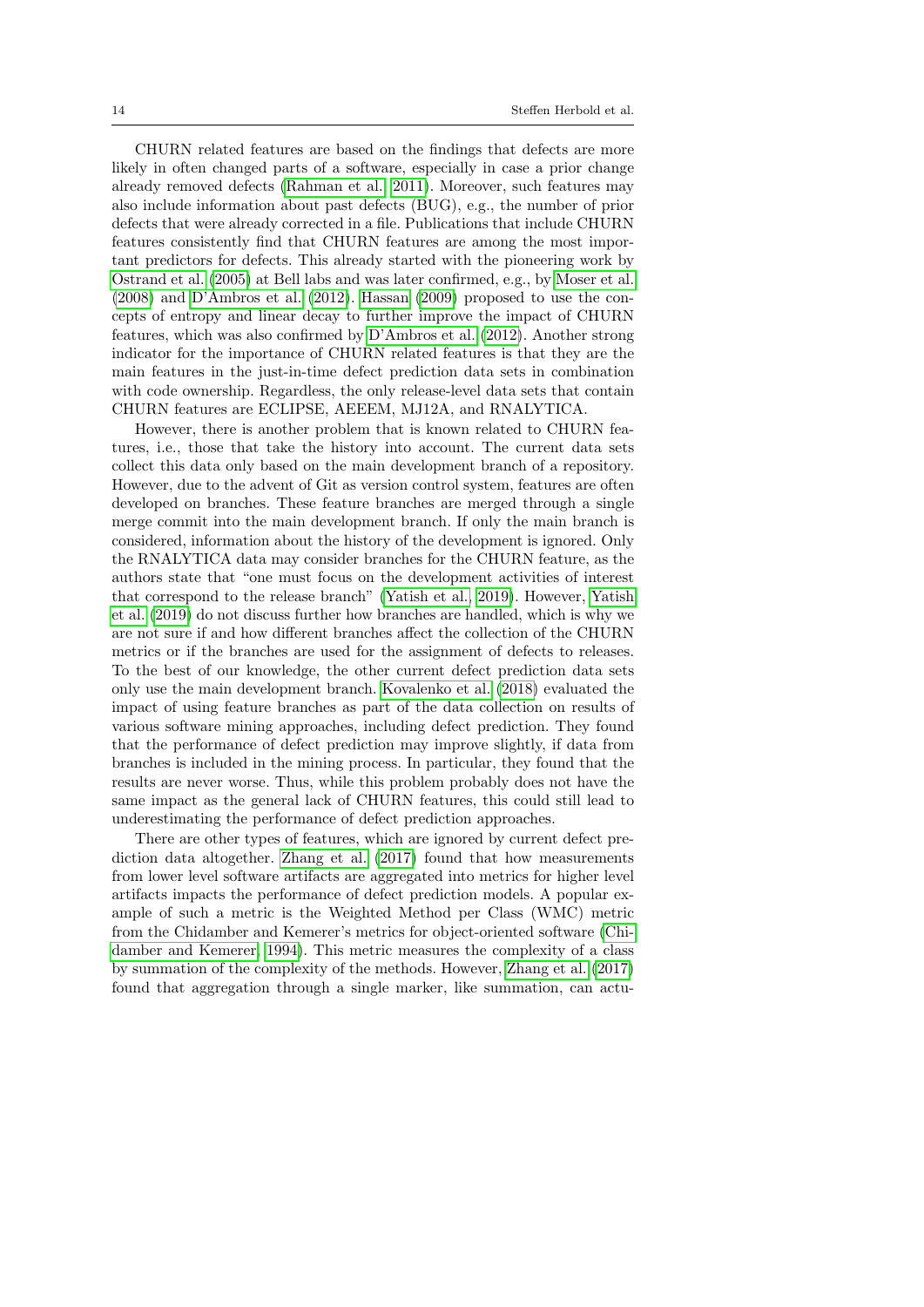CHURN related features are based on the findings that defects are more likely in often changed parts of a software, especially in case a prior change already removed defects (Rahman et al., 2011). Moreover, such features may also include information about past defects (BUG), e.g., the number of prior defects that were already corrected in a file. Publications that include CHURN features consistently find that CHURN features are among the most important predictors for defects. This already started with the pioneering work by Ostrand et al. (2005) at Bell labs and was later confirmed, e.g., by Moser et al. (2008) and D'Ambros et al. (2012). Hassan (2009) proposed to use the concepts of entropy and linear decay to further improve the impact of CHURN features, which was also confirmed by D'Ambros et al. (2012). Another strong indicator for the importance of CHURN related features is that they are the main features in the just-in-time defect prediction data sets in combination with code ownership. Regardless, the only release-level data sets that contain CHURN features are ECLIPSE, AEEEM, MJ12A, and RNALYTICA.

However, there is another problem that is known related to CHURN features, i.e., those that take the history into account. The current data sets collect this data only based on the main development branch of a repository. However, due to the advent of Git as version control system, features are often developed on branches. These feature branches are merged through a single merge commit into the main development branch. If only the main branch is considered, information about the history of the development is ignored. Only the RNALYTICA data may consider branches for the CHURN feature, as the authors state that "one must focus on the development activities of interest that correspond to the release branch" (Yatish et al., 2019). However, Yatish et al. (2019) do not discuss further how branches are handled, which is why we are not sure if and how different branches affect the collection of the CHURN metrics or if the branches are used for the assignment of defects to releases. To the best of our knowledge, the other current defect prediction data sets only use the main development branch. Kovalenko et al. (2018) evaluated the impact of using feature branches as part of the data collection on results of various software mining approaches, including defect prediction. They found that the performance of defect prediction may improve slightly, if data from branches is included in the mining process. In particular, they found that the results are never worse. Thus, while this problem probably does not have the same impact as the general lack of CHURN features, this could still lead to underestimating the performance of defect prediction approaches.

There are other types of features, which are ignored by current defect prediction data altogether. Zhang et al. (2017) found that how measurements from lower level software artifacts are aggregated into metrics for higher level artifacts impacts the performance of defect prediction models. A popular example of such a metric is the Weighted Method per Class (WMC) metric from the Chidamber and Kemerer's metrics for object-oriented software (Chidamber and Kemerer, 1994). This metric measures the complexity of a class by summation of the complexity of the methods. However, Zhang et al. (2017) found that aggregation through a single marker, like summation, can actu-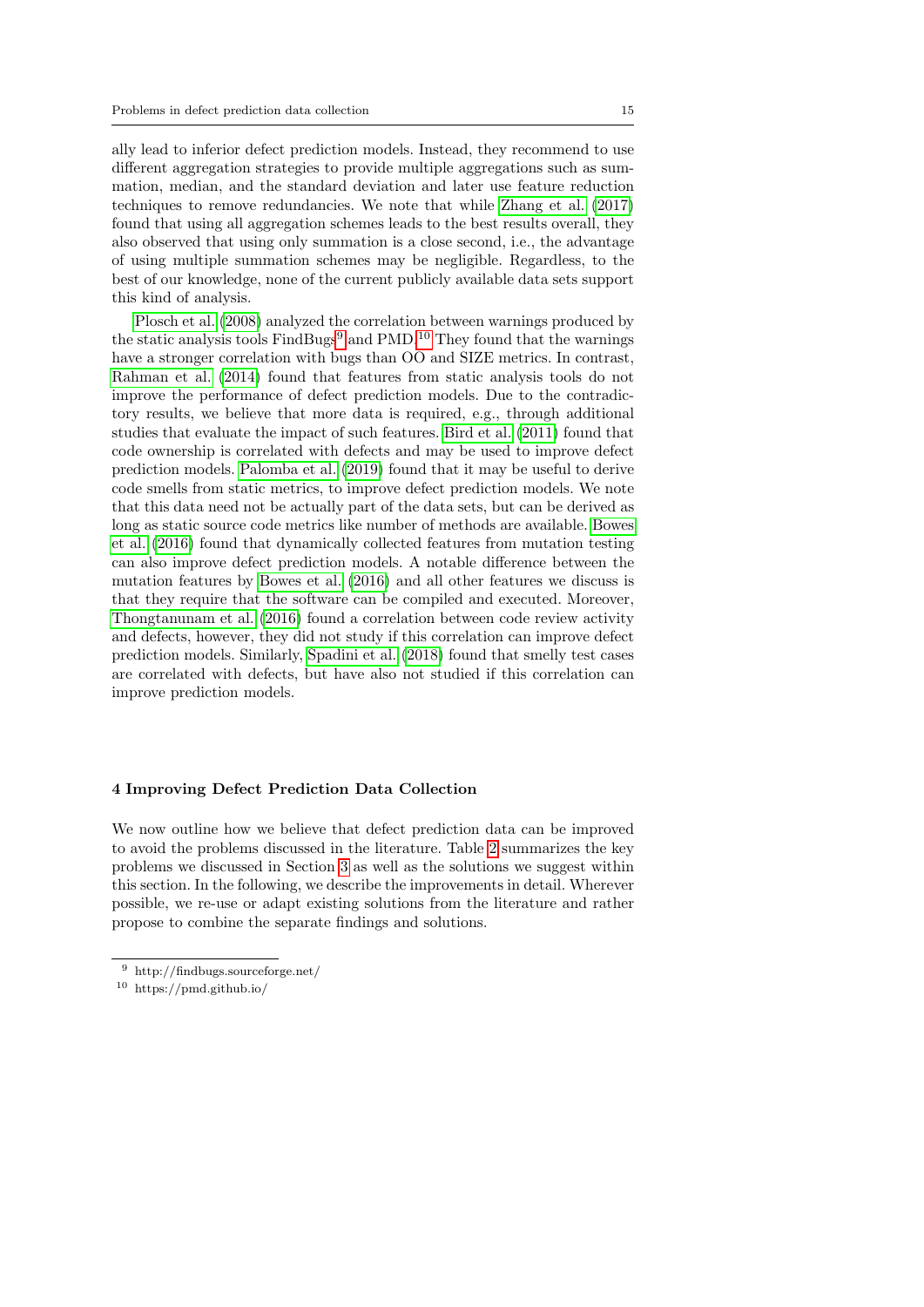ally lead to inferior defect prediction models. Instead, they recommend to use different aggregation strategies to provide multiple aggregations such as summation, median, and the standard deviation and later use feature reduction techniques to remove redundancies. We note that while Zhang et al. (2017) found that using all aggregation schemes leads to the best results overall, they also observed that using only summation is a close second, i.e., the advantage of using multiple summation schemes may be negligible. Regardless, to the best of our knowledge, none of the current publicly available data sets support this kind of analysis.

Plosch et al. (2008) analyzed the correlation between warnings produced by the static analysis tools FindBugs[9] and PMD.[10] They found that the warnings have a stronger correlation with bugs than OO and SIZE metrics. In contrast, Rahman et al. (2014) found that features from static analysis tools do not improve the performance of defect prediction models. Due to the contradictory results, we believe that more data is required, e.g., through additional studies that evaluate the impact of such features. Bird et al. (2011) found that code ownership is correlated with defects and may be used to improve defect prediction models. Palomba et al. (2019) found that it may be useful to derive code smells from static metrics, to improve defect prediction models. We note that this data need not be actually part of the data sets, but can be derived as long as static source code metrics like number of methods are available. Bowes et al. (2016) found that dynamically collected features from mutation testing can also improve defect prediction models. A notable difference between the mutation features by Bowes et al. (2016) and all other features we discuss is that they require that the software can be compiled and executed. Moreover, Thongtanunam et al. (2016) found a correlation between code review activity and defects, however, they did not study if this correlation can improve defect prediction models. Similarly, Spadini et al. (2018) found that smelly test cases are correlated with defects, but have also not studied if this correlation can improve prediction models.

## 4 Improving Defect Prediction Data Collection

We now outline how we believe that defect prediction data can be improved to avoid the problems discussed in the literature. Table 2 summarizes the key problems we discussed in Section 3 as well as the solutions we suggest within this section. In the following, we describe the improvements in detail. Wherever possible, we re-use or adapt existing solutions from the literature and rather propose to combine the separate findings and solutions.

[9] http://findbugs.sourceforge.net/

[10] https://pmd.github.io/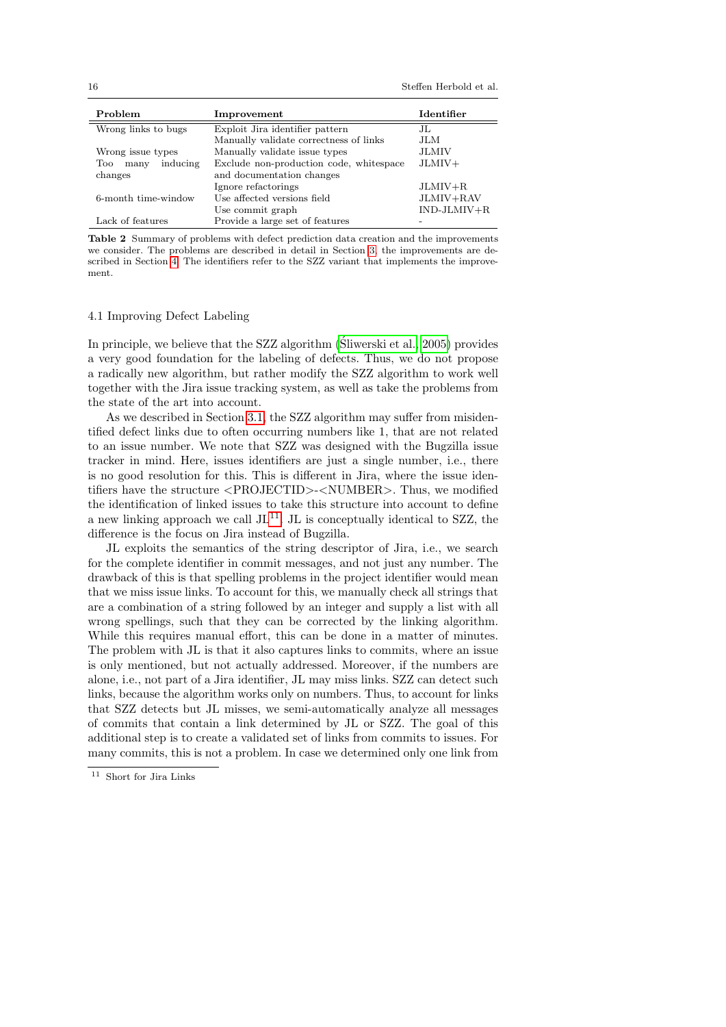| Problem | Improvement | Identifier |
|---|---|---|
| Wrong links to bugs | Exploit Jira identifier pattern | JL |
| | Manually validate correctness of links | JLM |
| Wrong issue types | Manually validate issue types | JLMIV |
| Too many inducing changes | Exclude non-production code, whitespace and documentation changes | JLMIV+ |
| | Ignore refactorings | JLMIV+R |
| 6-month time-window | Use affected versions field | JLMIV+RAV |
| | Use commit graph | IND-JLMIV+R |
| Lack of features | Provide a large set of features | - |

**Table 2** Summary of problems with defect prediction data creation and the improvements we consider. The problems are described in detail in Section 3, the improvements are described in Section 4. The identifiers refer to the SZZ variant that implements the improvement.

### 4.1 Improving Defect Labeling

In principle, we believe that the SZZ algorithm (Śliwerski et al., 2005) provides a very good foundation for the labeling of defects. Thus, we do not propose a radically new algorithm, but rather modify the SZZ algorithm to work well together with the Jira issue tracking system, as well as take the problems from the state of the art into account.

As we described in Section 3.1, the SZZ algorithm may suffer from misidentified defect links due to often occurring numbers like 1, that are not related to an issue number. We note that SZZ was designed with the Bugzilla issue tracker in mind. Here, issues identifiers are just a single number, i.e., there is no good resolution for this. This is different in Jira, where the issue identifiers have the structure <PROJECTID>-<NUMBER>. Thus, we modified the identification of linked issues to take this structure into account to define a new linking approach we call JL[11]. JL is conceptually identical to SZZ, the difference is the focus on Jira instead of Bugzilla.

JL exploits the semantics of the string descriptor of Jira, i.e., we search for the complete identifier in commit messages, and not just any number. The drawback of this is that spelling problems in the project identifier would mean that we miss issue links. To account for this, we manually check all strings that are a combination of a string followed by an integer and supply a list with all wrong spellings, such that they can be corrected by the linking algorithm. While this requires manual effort, this can be done in a matter of minutes. The problem with JL is that it also captures links to commits, where an issue is only mentioned, but not actually addressed. Moreover, if the numbers are alone, i.e., not part of a Jira identifier, JL may miss links. SZZ can detect such links, because the algorithm works only on numbers. Thus, to account for links that SZZ detects but JL misses, we semi-automatically analyze all messages of commits that contain a link determined by JL or SZZ. The goal of this additional step is to create a validated set of links from commits to issues. For many commits, this is not a problem. In case we determined only one link from

[11] Short for Jira Links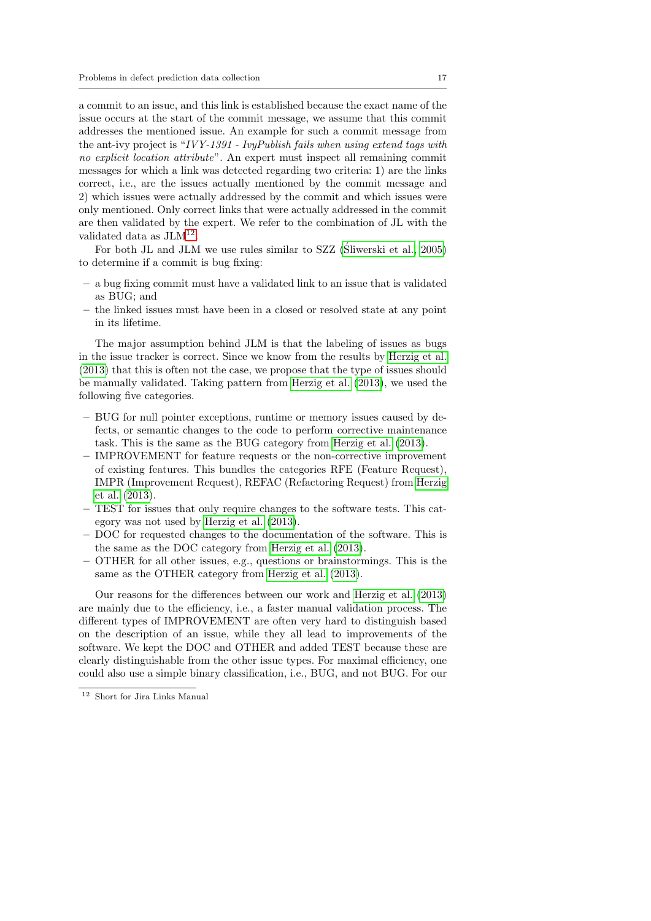a commit to an issue, and this link is established because the exact name of the issue occurs at the start of the commit message, we assume that this commit addresses the mentioned issue. An example for such a commit message from the ant-ivy project is "*IVY-1391 - IvyPublish fails when using extend tags with no explicit location attribute*". An expert must inspect all remaining commit messages for which a link was detected regarding two criteria: 1) are the links correct, i.e., are the issues actually mentioned by the commit message and 2) which issues were actually addressed by the commit and which issues were only mentioned. Only correct links that were actually addressed in the commit are then validated by the expert. We refer to the combination of JL with the validated data as JLM[12].

For both JL and JLM we use rules similar to SZZ (Śliwerski et al., 2005) to determine if a commit is bug fixing:

- a bug fixing commit must have a validated link to an issue that is validated as BUG; and
- the linked issues must have been in a closed or resolved state at any point in its lifetime.

The major assumption behind JLM is that the labeling of issues as bugs in the issue tracker is correct. Since we know from the results by Herzig et al. (2013) that this is often not the case, we propose that the type of issues should be manually validated. Taking pattern from Herzig et al. (2013), we used the following five categories.

- BUG for null pointer exceptions, runtime or memory issues caused by defects, or semantic changes to the code to perform corrective maintenance task. This is the same as the BUG category from Herzig et al. (2013).
- IMPROVEMENT for feature requests or the non-corrective improvement of existing features. This bundles the categories RFE (Feature Request), IMPR (Improvement Request), REFAC (Refactoring Request) from Herzig et al. (2013).
- TEST for issues that only require changes to the software tests. This category was not used by Herzig et al. (2013).
- DOC for requested changes to the documentation of the software. This is the same as the DOC category from Herzig et al. (2013).
- OTHER for all other issues, e.g., questions or brainstormings. This is the same as the OTHER category from Herzig et al. (2013).

Our reasons for the differences between our work and Herzig et al. (2013) are mainly due to the efficiency, i.e., a faster manual validation process. The different types of IMPROVEMENT are often very hard to distinguish based on the description of an issue, while they all lead to improvements of the software. We kept the DOC and OTHER and added TEST because these are clearly distinguishable from the other issue types. For maximal efficiency, one could also use a simple binary classification, i.e., BUG, and not BUG. For our

[12] Short for Jira Links Manual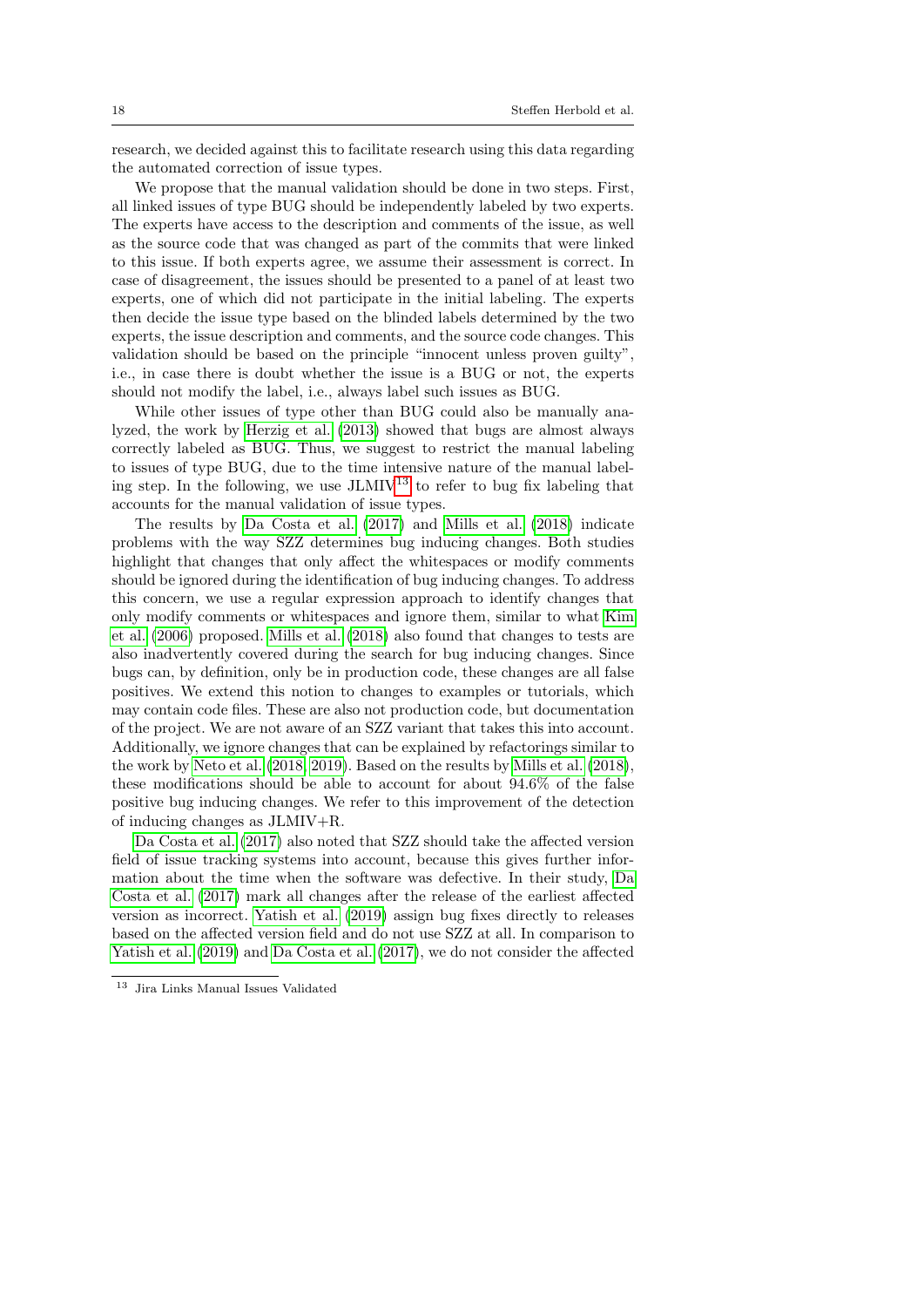research, we decided against this to facilitate research using this data regarding the automated correction of issue types.

We propose that the manual validation should be done in two steps. First, all linked issues of type BUG should be independently labeled by two experts. The experts have access to the description and comments of the issue, as well as the source code that was changed as part of the commits that were linked to this issue. If both experts agree, we assume their assessment is correct. In case of disagreement, the issues should be presented to a panel of at least two experts, one of which did not participate in the initial labeling. The experts then decide the issue type based on the blinded labels determined by the two experts, the issue description and comments, and the source code changes. This validation should be based on the principle "innocent unless proven guilty", i.e., in case there is doubt whether the issue is a BUG or not, the experts should not modify the label, i.e., always label such issues as BUG.

While other issues of type other than BUG could also be manually analyzed, the work by Herzig et al. (2013) showed that bugs are almost always correctly labeled as BUG. Thus, we suggest to restrict the manual labeling to issues of type BUG, due to the time intensive nature of the manual labeling step. In the following, we use JLMIV[13] to refer to bug fix labeling that accounts for the manual validation of issue types.

The results by Da Costa et al. (2017) and Mills et al. (2018) indicate problems with the way SZZ determines bug inducing changes. Both studies highlight that changes that only affect the whitespaces or modify comments should be ignored during the identification of bug inducing changes. To address this concern, we use a regular expression approach to identify changes that only modify comments or whitespaces and ignore them, similar to what Kim et al. (2006) proposed. Mills et al. (2018) also found that changes to tests are also inadvertently covered during the search for bug inducing changes. Since bugs can, by definition, only be in production code, these changes are all false positives. We extend this notion to changes to examples or tutorials, which may contain code files. These are also not production code, but documentation of the project. We are not aware of an SZZ variant that takes this into account. Additionally, we ignore changes that can be explained by refactorings similar to the work by Neto et al. (2018, 2019). Based on the results by Mills et al. (2018), these modifications should be able to account for about 94.6% of the false positive bug inducing changes. We refer to this improvement of the detection of inducing changes as JLMIV+R.

Da Costa et al. (2017) also noted that SZZ should take the affected version field of issue tracking systems into account, because this gives further information about the time when the software was defective. In their study, Da Costa et al. (2017) mark all changes after the release of the earliest affected version as incorrect. Yatish et al. (2019) assign bug fixes directly to releases based on the affected version field and do not use SZZ at all. In comparison to Yatish et al. (2019) and Da Costa et al. (2017), we do not consider the affected

[13] Jira Links Manual Issues Validated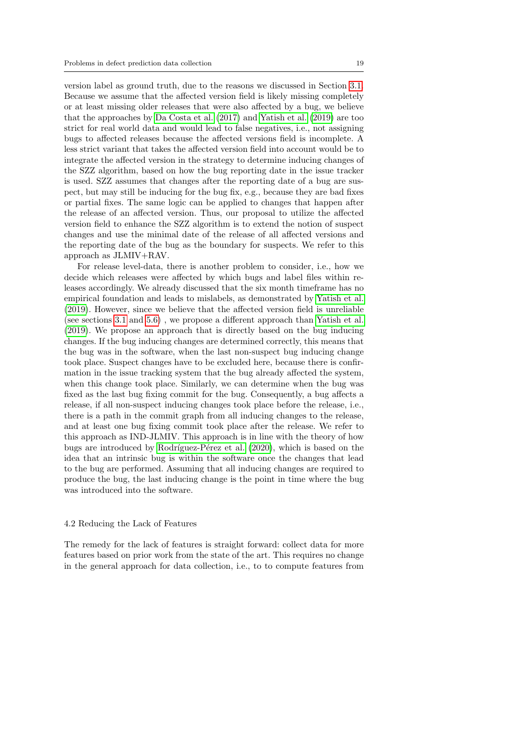version label as ground truth, due to the reasons we discussed in Section 3.1. Because we assume that the affected version field is likely missing completely or at least missing older releases that were also affected by a bug, we believe that the approaches by Da Costa et al. (2017) and Yatish et al. (2019) are too strict for real world data and would lead to false negatives, i.e., not assigning bugs to affected releases because the affected versions field is incomplete. A less strict variant that takes the affected version field into account would be to integrate the affected version in the strategy to determine inducing changes of the SZZ algorithm, based on how the bug reporting date in the issue tracker is used. SZZ assumes that changes after the reporting date of a bug are suspect, but may still be inducing for the bug fix, e.g., because they are bad fixes or partial fixes. The same logic can be applied to changes that happen after the release of an affected version. Thus, our proposal to utilize the affected version field to enhance the SZZ algorithm is to extend the notion of suspect changes and use the minimal date of the release of all affected versions and the reporting date of the bug as the boundary for suspects. We refer to this approach as JLMIV+RAV.

For release level-data, there is another problem to consider, i.e., how we decide which releases were affected by which bugs and label files within releases accordingly. We already discussed that the six month timeframe has no empirical foundation and leads to mislabels, as demonstrated by Yatish et al. (2019). However, since we believe that the affected version field is unreliable (see sections 3.1 and 5.6) , we propose a different approach than Yatish et al. (2019). We propose an approach that is directly based on the bug inducing changes. If the bug inducing changes are determined correctly, this means that the bug was in the software, when the last non-suspect bug inducing change took place. Suspect changes have to be excluded here, because there is confirmation in the issue tracking system that the bug already affected the system, when this change took place. Similarly, we can determine when the bug was fixed as the last bug fixing commit for the bug. Consequently, a bug affects a release, if all non-suspect inducing changes took place before the release, i.e., there is a path in the commit graph from all inducing changes to the release, and at least one bug fixing commit took place after the release. We refer to this approach as IND-JLMIV. This approach is in line with the theory of how bugs are introduced by Rodríguez-Pérez et al. (2020), which is based on the idea that an intrinsic bug is within the software once the changes that lead to the bug are performed. Assuming that all inducing changes are required to produce the bug, the last inducing change is the point in time where the bug was introduced into the software.

### 4.2 Reducing the Lack of Features

The remedy for the lack of features is straight forward: collect data for more features based on prior work from the state of the art. This requires no change in the general approach for data collection, i.e., to to compute features from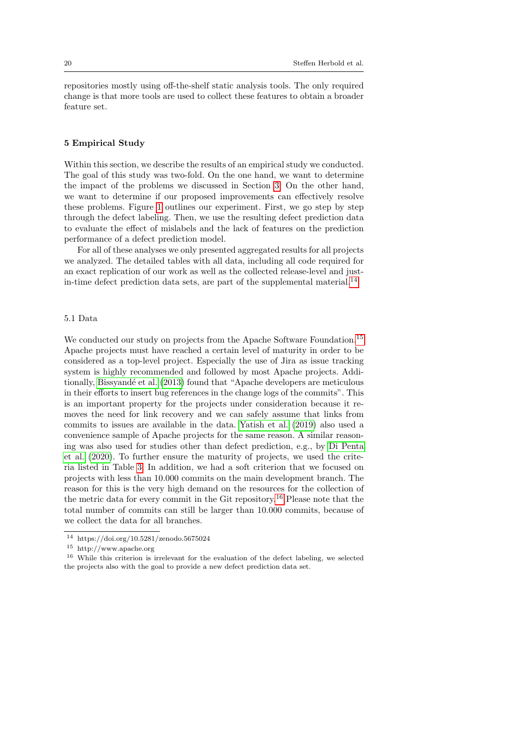repositories mostly using off-the-shelf static analysis tools. The only required change is that more tools are used to collect these features to obtain a broader feature set.

## 5 Empirical Study

Within this section, we describe the results of an empirical study we conducted. The goal of this study was two-fold. On the one hand, we want to determine the impact of the problems we discussed in Section 3. On the other hand, we want to determine if our proposed improvements can effectively resolve these problems. Figure 1 outlines our experiment. First, we go step by step through the defect labeling. Then, we use the resulting defect prediction data to evaluate the effect of mislabels and the lack of features on the prediction performance of a defect prediction model.

For all of these analyses we only presented aggregated results for all projects we analyzed. The detailed tables with all data, including all code required for an exact replication of our work as well as the collected release-level and just-in-time defect prediction data sets, are part of the supplemental material.[14]

### 5.1 Data

We conducted our study on projects from the Apache Software Foundation.[15] Apache projects must have reached a certain level of maturity in order to be considered as a top-level project. Especially the use of Jira as issue tracking system is highly recommended and followed by most Apache projects. Additionally, Bissyandé et al. (2013) found that "Apache developers are meticulous in their efforts to insert bug references in the change logs of the commits". This is an important property for the projects under consideration because it removes the need for link recovery and we can safely assume that links from commits to issues are available in the data. Yatish et al. (2019) also used a convenience sample of Apache projects for the same reason. A similar reasoning was also used for studies other than defect prediction, e.g., by Di Penta et al. (2020). To further ensure the maturity of projects, we used the criteria listed in Table 3. In addition, we had a soft criterion that we focused on projects with less than 10.000 commits on the main development branch. The reason for this is the very high demand on the resources for the collection of the metric data for every commit in the Git repository.[16] Please note that the total number of commits can still be larger than 10.000 commits, because of we collect the data for all branches.

---

[14] https://doi.org/10.5281/zenodo.5675024

[15] http://www.apache.org

[16] While this criterion is irrelevant for the evaluation of the defect labeling, we selected the projects also with the goal to provide a new defect prediction data set.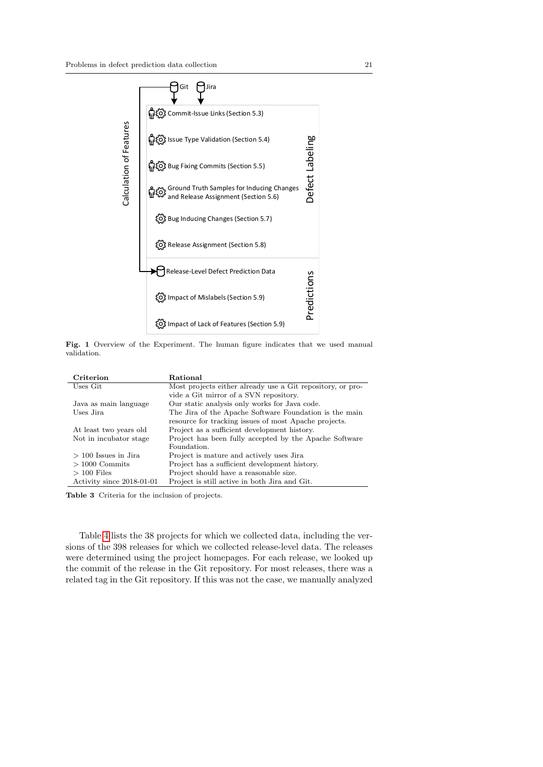Fig. 1 Overview of the Experiment. The human figure indicates that we used manual validation.

| Criterion | Rational |
| --- | --- |
| Uses Git | Most projects either already use a Git repository, or provide a Git mirror of a SVN repository. |
| Java as main language | Our static analysis only works for Java code. |
| Uses Jira | The Jira of the Apache Software Foundation is the main resource for tracking issues of most Apache projects. |
| At least two years old | Project as a sufficient development history. |
| Not in incubator stage | Project has been fully accepted by the Apache Software Foundation. |
| > 100 Issues in Jira | Project is mature and actively uses Jira |
| > 1000 Commits | Project has a sufficient development history. |
| > 100 Files | Project should have a reasonable size. |
| Activity since 2018-01-01 | Project is still active in both Jira and Git. |

**Table 3** Criteria for the inclusion of projects.

Table 4 lists the 38 projects for which we collected data, including the versions of the 398 releases for which we collected release-level data. The releases were determined using the project homepages. For each release, we looked up the commit of the release in the Git repository. For most releases, there was a related tag in the Git repository. If this was not the case, we manually analyzed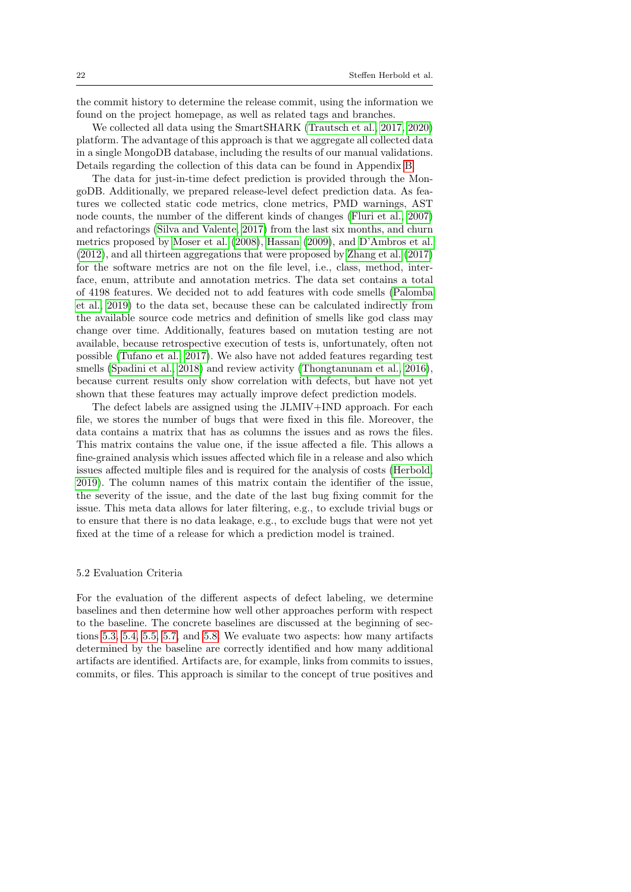the commit history to determine the release commit, using the information we found on the project homepage, as well as related tags and branches.

We collected all data using the SmartSHARK (Trautsch et al., 2017, 2020) platform. The advantage of this approach is that we aggregate all collected data in a single MongoDB database, including the results of our manual validations. Details regarding the collection of this data can be found in Appendix B.

The data for just-in-time defect prediction is provided through the MongoDB. Additionally, we prepared release-level defect prediction data. As features we collected static code metrics, clone metrics, PMD warnings, AST node counts, the number of the different kinds of changes (Fluri et al., 2007) and refactorings (Silva and Valente, 2017) from the last six months, and churn metrics proposed by Moser et al. (2008), Hassan (2009), and D'Ambros et al. (2012), and all thirteen aggregations that were proposed by Zhang et al. (2017) for the software metrics are not on the file level, i.e., class, method, interface, enum, attribute and annotation metrics. The data set contains a total of 4198 features. We decided not to add features with code smells (Palomba et al., 2019) to the data set, because these can be calculated indirectly from the available source code metrics and definition of smells like god class may change over time. Additionally, features based on mutation testing are not available, because retrospective execution of tests is, unfortunately, often not possible (Tufano et al., 2017). We also have not added features regarding test smells (Spadini et al., 2018) and review activity (Thongtanunam et al., 2016), because current results only show correlation with defects, but have not yet shown that these features may actually improve defect prediction models.

The defect labels are assigned using the JLMIV+IND approach. For each file, we stores the number of bugs that were fixed in this file. Moreover, the data contains a matrix that has as columns the issues and as rows the files. This matrix contains the value one, if the issue affected a file. This allows a fine-grained analysis which issues affected which file in a release and also which issues affected multiple files and is required for the analysis of costs (Herbold, 2019). The column names of this matrix contain the identifier of the issue, the severity of the issue, and the date of the last bug fixing commit for the issue. This meta data allows for later filtering, e.g., to exclude trivial bugs or to ensure that there is no data leakage, e.g., to exclude bugs that were not yet fixed at the time of a release for which a prediction model is trained.

### 5.2 Evaluation Criteria

For the evaluation of the different aspects of defect labeling, we determine baselines and then determine how well other approaches perform with respect to the baseline. The concrete baselines are discussed at the beginning of sections 5.3, 5.4, 5.5, 5.7, and 5.8. We evaluate two aspects: how many artifacts determined by the baseline are correctly identified and how many additional artifacts are identified. Artifacts are, for example, links from commits to issues, commits, or files. This approach is similar to the concept of true positives and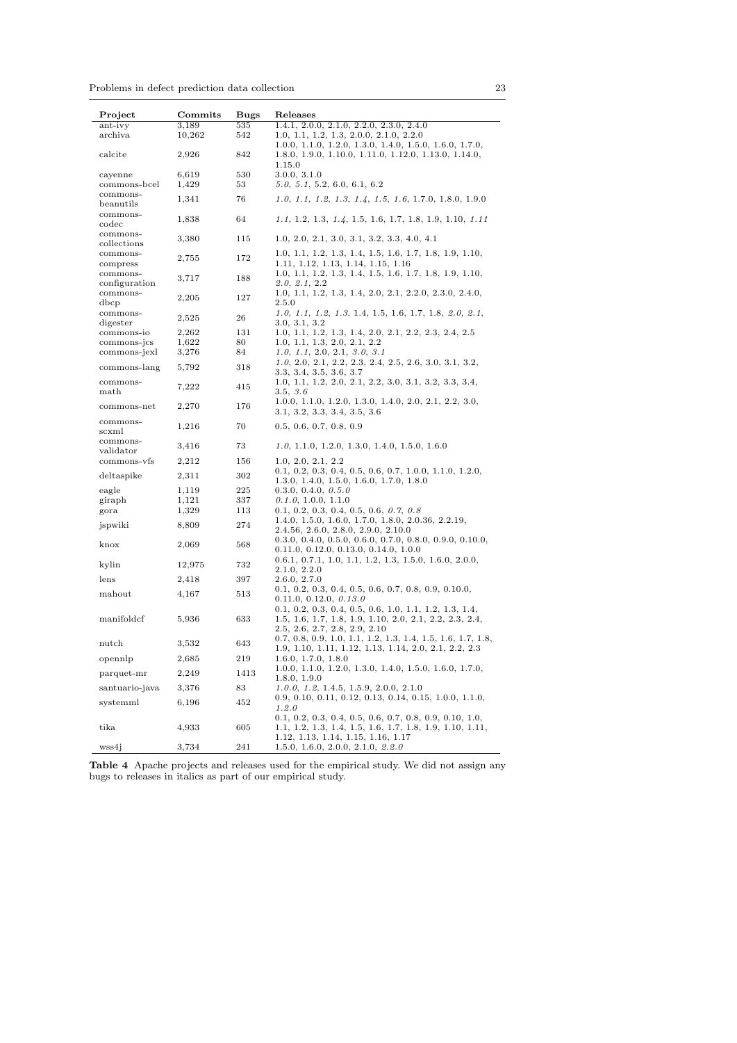| Project | Commits | Bugs | Releases |
|---|---|---|---|
| ant-ivy | 3,189 | 535 | 1.4.1, 2.0.0, 2.1.0, 2.2.0, 2.3.0, 2.4.0 |
| archiva | 10,262 | 542 | 1.0, 1.1, 1.2, 1.3, 2.0.0, 2.1.0, 2.2.0 |
| calcite | 2,926 | 842 | 1.0.0, 1.1.0, 1.2.0, 1.3.0, 1.4.0, 1.5.0, 1.6.0, 1.7.0, 1.8.0, 1.9.0, 1.10.0, 1.11.0, 1.12.0, 1.13.0, 1.14.0, 1.15.0 |
| cayenne | 6,619 | 530 | 3.0.0, 3.1.0 |
| commons-bcel | 1,429 | 53 | *5.0*, *5.1*, 5.2, 6.0, 6.1, 6.2 |
| commons-beanutils | 1,341 | 76 | *1.0*, *1.1*, *1.2*, *1.3*, *1.4*, *1.5*, *1.6*, 1.7.0, 1.8.0, 1.9.0 |
| commons-codec | 1,838 | 64 | *1.1*, 1.2, 1.3, *1.4*, 1.5, 1.6, 1.7, 1.8, 1.9, 1.10, *1.11* |
| commons-collections | 3,380 | 115 | 1.0, 2.0, 2.1, 3.0, 3.1, 3.2, 3.3, 4.0, 4.1 |
| commons-compress | 2,755 | 172 | 1.0, 1.1, 1.2, 1.3, 1.4, 1.5, 1.6, 1.7, 1.8, 1.9, 1.10, 1.11, 1.12, 1.13, 1.14, 1.15, 1.16 |
| commons-configuration | 3,717 | 188 | 1.0, 1.1, 1.2, 1.3, 1.4, 1.5, 1.6, 1.7, 1.8, 1.9, 1.10, *2.0*, *2.1*, 2.2 |
| commons-dbcp | 2,205 | 127 | 1.0, 1.1, 1.2, 1.3, 1.4, 2.0, 2.1, 2.2.0, 2.3.0, 2.4.0, 2.5.0 |
| commons-digester | 2,525 | 26 | *1.0*, *1.1*, *1.2*, *1.3*, 1.4, 1.5, 1.6, 1.7, 1.8, *2.0*, *2.1*, 3.0, 3.1, 3.2 |
| commons-io | 2,262 | 131 | 1.0, 1.1, 1.2, 1.3, 1.4, 2.0, 2.1, 2.2, 2.3, 2.4, 2.5 |
| commons-jcs | 1,622 | 80 | 1.0, 1.1, 1.3, 2.0, 2.1, 2.2 |
| commons-jexl | 3,276 | 84 | *1.0*, *1.1*, 2.0, 2.1, *3.0*, *3.1* |
| commons-lang | 5,792 | 318 | *1.0*, 2.0, 2.1, 2.2, 2.3, 2.4, 2.5, 2.6, 3.0, 3.1, 3.2, 3.3, 3.4, 3.5, 3.6, 3.7 |
| commons-math | 7,222 | 415 | 1.0, 1.1, 1.2, 2.0, 2.1, 2.2, 3.0, 3.1, 3.2, 3.3, 3.4, 3.5, *3.6* |
| commons-net | 2,270 | 176 | 1.0.0, 1.1.0, 1.2.0, 1.3.0, 1.4.0, 2.0, 2.1, 2.2, 3.0, 3.1, 3.2, 3.3, 3.4, 3.5, 3.6 |
| commons-scxml | 1,216 | 70 | 0.5, 0.6, 0.7, 0.8, 0.9 |
| commons-validator | 3,416 | 73 | *1.0*, 1.1.0, 1.2.0, 1.3.0, 1.4.0, 1.5.0, 1.6.0 |
| commons-vfs | 2,212 | 156 | 1.0, 2.0, 2.1, 2.2 |
| deltaspike | 2,311 | 302 | 0.1, 0.2, 0.3, 0.4, 0.5, 0.6, 0.7, 1.0.0, 1.1.0, 1.2.0, 1.3.0, 1.4.0, 1.5.0, 1.6.0, 1.7.0, 1.8.0 |
| eagle | 1,119 | 225 | 0.3.0, 0.4.0, *0.5.0* |
| giraph | 1,121 | 337 | *0.1.0*, 1.0.0, 1.1.0 |
| gora | 1,329 | 113 | 0.1, 0.2, 0.3, 0.4, 0.5, 0.6, *0.7*, *0.8* |
| jspwiki | 8,809 | 274 | 1.4.0, 1.5.0, 1.6.0, 1.7.0, 1.8.0, 2.0.36, 2.2.19, 2.4.56, 2.6.0, 2.8.0, 2.9.0, 2.10.0 |
| knox | 2,069 | 568 | 0.3.0, 0.4.0, 0.5.0, 0.6.0, 0.7.0, 0.8.0, 0.9.0, 0.10.0, 0.11.0, 0.12.0, 0.13.0, 0.14.0, 1.0.0 |
| kylin | 12,975 | 732 | 0.6.1, 0.7.1, 1.0, 1.1, 1.2, 1.3, 1.5.0, 1.6.0, 2.0.0, 2.1.0, 2.2.0 |
| lens | 2,418 | 397 | 2.6.0, 2.7.0 |
| mahout | 4,167 | 513 | 0.1, 0.2, 0.3, 0.4, 0.5, 0.6, 0.7, 0.8, 0.9, 0.10.0, 0.11.0, 0.12.0, *0.13.0* |
| manifoldcf | 5,936 | 633 | 0.1, 0.2, 0.3, 0.4, 0.5, 0.6, 1.0, 1.1, 1.2, 1.3, 1.4, 1.5, 1.6, 1.7, 1.8, 1.9, 1.10, 2.0, 2.1, 2.2, 2.3, 2.4, 2.5, 2.6, 2.7, 2.8, 2.9, 2.10 |
| nutch | 3,532 | 643 | 0.7, 0.8, 0.9, 1.0, 1.1, 1.2, 1.3, 1.4, 1.5, 1.6, 1.7, 1.8, 1.9, 1.10, 1.11, 1.12, 1.13, 1.14, 2.0, 2.1, 2.2, 2.3 |
| opennlp | 2,685 | 219 | 1.6.0, 1.7.0, 1.8.0 |
| parquet-mr | 2,249 | 1413 | 1.0.0, 1.1.0, 1.2.0, 1.3.0, 1.4.0, 1.5.0, 1.6.0, 1.7.0, 1.8.0, 1.9.0 |
| santuario-java | 3,376 | 83 | *1.0.0*, *1.2*, 1.4.5, 1.5.9, 2.0.0, 2.1.0 |
| systemml | 6,196 | 452 | 0.9, 0.10, 0.11, 0.12, 0.13, 0.14, 0.15, 1.0.0, 1.1.0, *1.2.0* |
| tika | 4,933 | 605 | 0.1, 0.2, 0.3, 0.4, 0.5, 0.6, 0.7, 0.8, 0.9, 0.10, 1.0, 1.1, 1.2, 1.3, 1.4, 1.5, 1.6, 1.7, 1.8, 1.9, 1.10, 1.11, 1.12, 1.13, 1.14, 1.15, 1.16, 1.17 |
| wss4j | 3,734 | 241 | 1.5.0, 1.6.0, 2.0.0, 2.1.0, *2.2.0* |

**Table 4** Apache projects and releases used for the empirical study. We did not assign any bugs to releases in italics as part of our empirical study.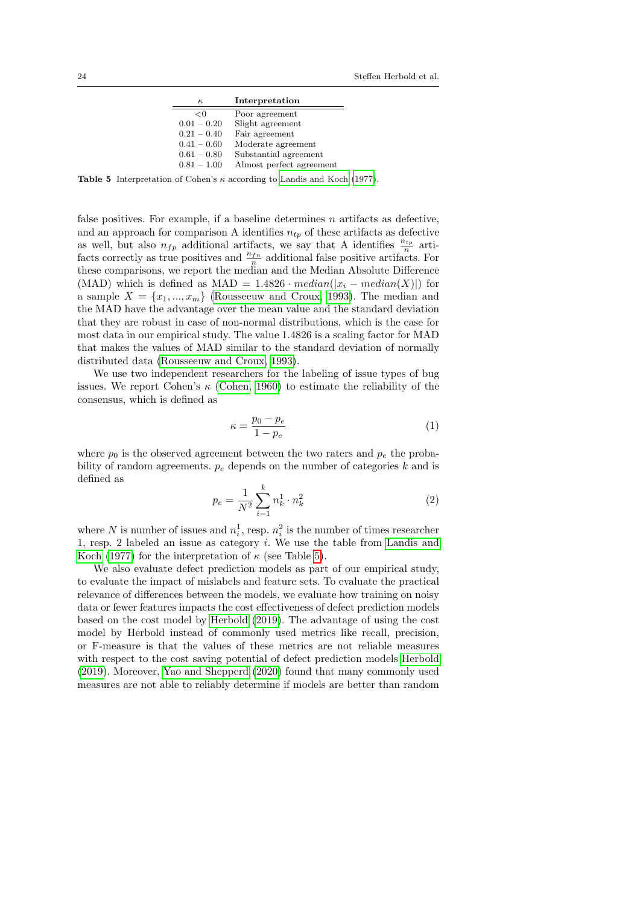| $\kappa$ | Interpretation |
|---|---|
| <0 | Poor agreement |
| $0.01-0.20$ | Slight agreement |
| $0.21-0.40$ | Fair agreement |
| $0.41-0.60$ | Moderate agreement |
| $0.61-0.80$ | Substantial agreement |
| $0.81-1.00$ | Almost perfect agreement |

**Table 5** Interpretation of Cohen's $\kappa$ according to Landis and Koch (1977).

false positives. For example, if a baseline determines $n$ artifacts as defective, and an approach for comparison A identifies $n_{tp}$ of these artifacts as defective as well, but also $n_{fp}$ additional artifacts, we say that A identifies $\frac{n_{tp}}{n}$ artifacts correctly as true positives and $\frac{n_{fn}}{n}$ additional false positive artifacts. For these comparisons, we report the median and the Median Absolute Difference (MAD) which is defined as $\text{MAD} = 1.4826 \cdot median(|x_i - median(X)|)$ for a sample $X = \{x_1, ..., x_m\}$ (Rousseeuw and Croux, 1993). The median and the MAD have the advantage over the mean value and the standard deviation that they are robust in case of non-normal distributions, which is the case for most data in our empirical study. The value 1.4826 is a scaling factor for MAD that makes the values of MAD similar to the standard deviation of normally distributed data (Rousseeuw and Croux, 1993).

We use two independent researchers for the labeling of issue types of bug issues. We report Cohen's $\kappa$ (Cohen, 1960) to estimate the reliability of the consensus, which is defined as

$$\kappa = \frac{p_0 - p_e}{1 - p_e} \tag{1}$$

where $p_0$ is the observed agreement between the two raters and $p_e$ the probability of random agreements. $p_e$ depends on the number of categories $k$ and is defined as

$$p_e = \frac{1}{N^2} \sum_{i=1}^{k} n_k^1 \cdot n_k^2 \tag{2}$$

where $N$ is number of issues and $n_i^1$, resp. $n_i^2$ is the number of times researcher 1, resp. 2 labeled an issue as category $i$. We use the table from Landis and Koch (1977) for the interpretation of $\kappa$ (see Table 5).

We also evaluate defect prediction models as part of our empirical study, to evaluate the impact of mislabels and feature sets. To evaluate the practical relevance of differences between the models, we evaluate how training on noisy data or fewer features impacts the cost effectiveness of defect prediction models based on the cost model by Herbold (2019). The advantage of using the cost model by Herbold instead of commonly used metrics like recall, precision, or F-measure is that the values of these metrics are not reliable measures with respect to the cost saving potential of defect prediction models Herbold (2019). Moreover, Yao and Shepperd (2020) found that many commonly used measures are not able to reliably determine if models are better than random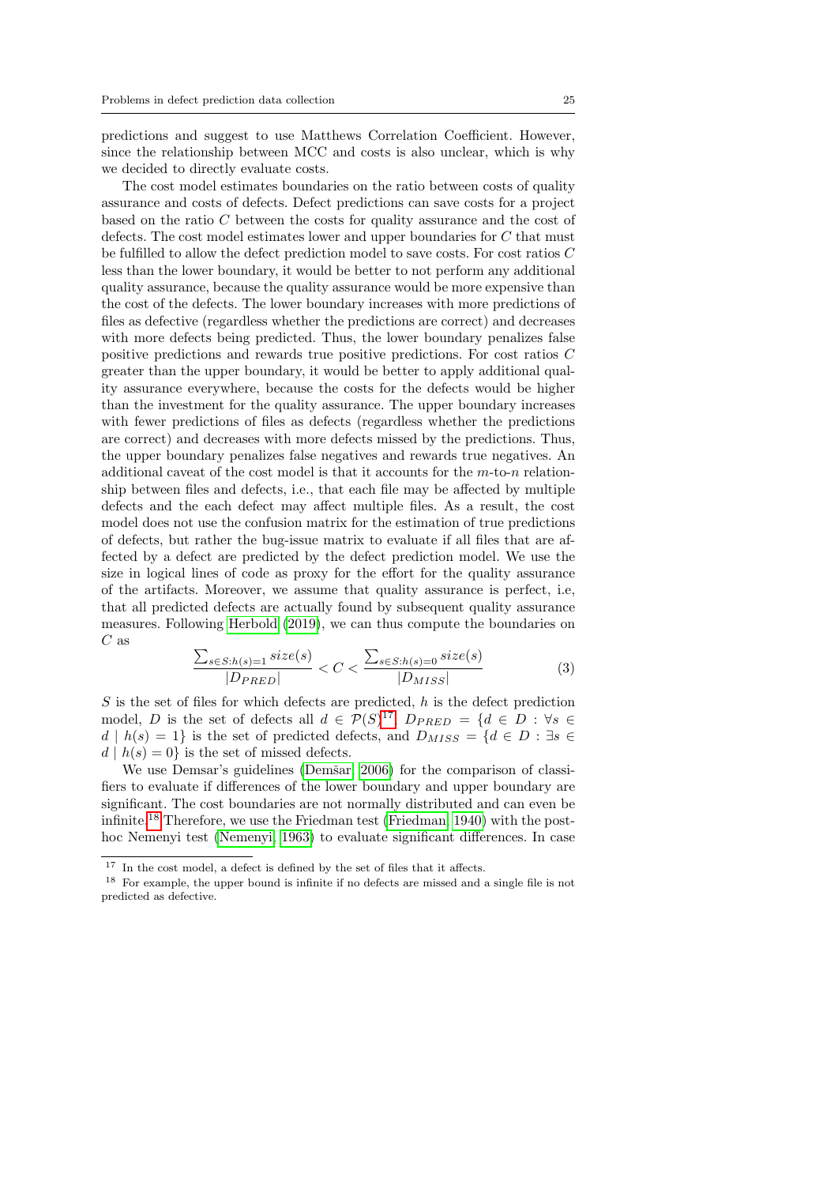predictions and suggest to use Matthews Correlation Coefficient. However, since the relationship between MCC and costs is also unclear, which is why we decided to directly evaluate costs.

The cost model estimates boundaries on the ratio between costs of quality assurance and costs of defects. Defect predictions can save costs for a project based on the ratio $C$ between the costs for quality assurance and the cost of defects. The cost model estimates lower and upper boundaries for $C$ that must be fulfilled to allow the defect prediction model to save costs. For cost ratios $C$ less than the lower boundary, it would be better to not perform any additional quality assurance, because the quality assurance would be more expensive than the cost of the defects. The lower boundary increases with more predictions of files as defective (regardless whether the predictions are correct) and decreases with more defects being predicted. Thus, the lower boundary penalizes false positive predictions and rewards true positive predictions. For cost ratios $C$ greater than the upper boundary, it would be better to apply additional quality assurance everywhere, because the costs for the defects would be higher than the investment for the quality assurance. The upper boundary increases with fewer predictions of files as defects (regardless whether the predictions are correct) and decreases with more defects missed by the predictions. Thus, the upper boundary penalizes false negatives and rewards true negatives. An additional caveat of the cost model is that it accounts for the $m$-to-$n$ relationship between files and defects, i.e., that each file may be affected by multiple defects and the each defect may affect multiple files. As a result, the cost model does not use the confusion matrix for the estimation of true predictions of defects, but rather the bug-issue matrix to evaluate if all files that are affected by a defect are predicted by the defect prediction model. We use the size in logical lines of code as proxy for the effort for the quality assurance of the artifacts. Moreover, we assume that quality assurance is perfect, i.e, that all predicted defects are actually found by subsequent quality assurance measures. Following Herbold (2019), we can thus compute the boundaries on $C$ as

$$\frac{\sum_{s \in S: h(s)=1} size(s)}{|D_{PRED}|} < C < \frac{\sum_{s \in S: h(s)=0} size(s)}{|D_{MISS}|} \tag{3}$$

$S$ is the set of files for which defects are predicted, $h$ is the defect prediction model, $D$ is the set of defects all $d \in \mathcal{P}(S)$[17], $D_{PRED} = \{d \in D : \forall s \in d \mid h(s) = 1\}$ is the set of predicted defects, and $D_{MISS} = \{d \in D : \exists s \in d \mid h(s) = 0\}$ is the set of missed defects.

We use Demsar's guidelines (Demšar, 2006) for the comparison of classifiers to evaluate if differences of the lower boundary and upper boundary are significant. The cost boundaries are not normally distributed and can even be infinite.[18] Therefore, we use the Friedman test (Friedman, 1940) with the post-hoc Nemenyi test (Nemenyi, 1963) to evaluate significant differences. In case

[17] In the cost model, a defect is defined by the set of files that it affects.

[18] For example, the upper bound is infinite if no defects are missed and a single file is not predicted as defective.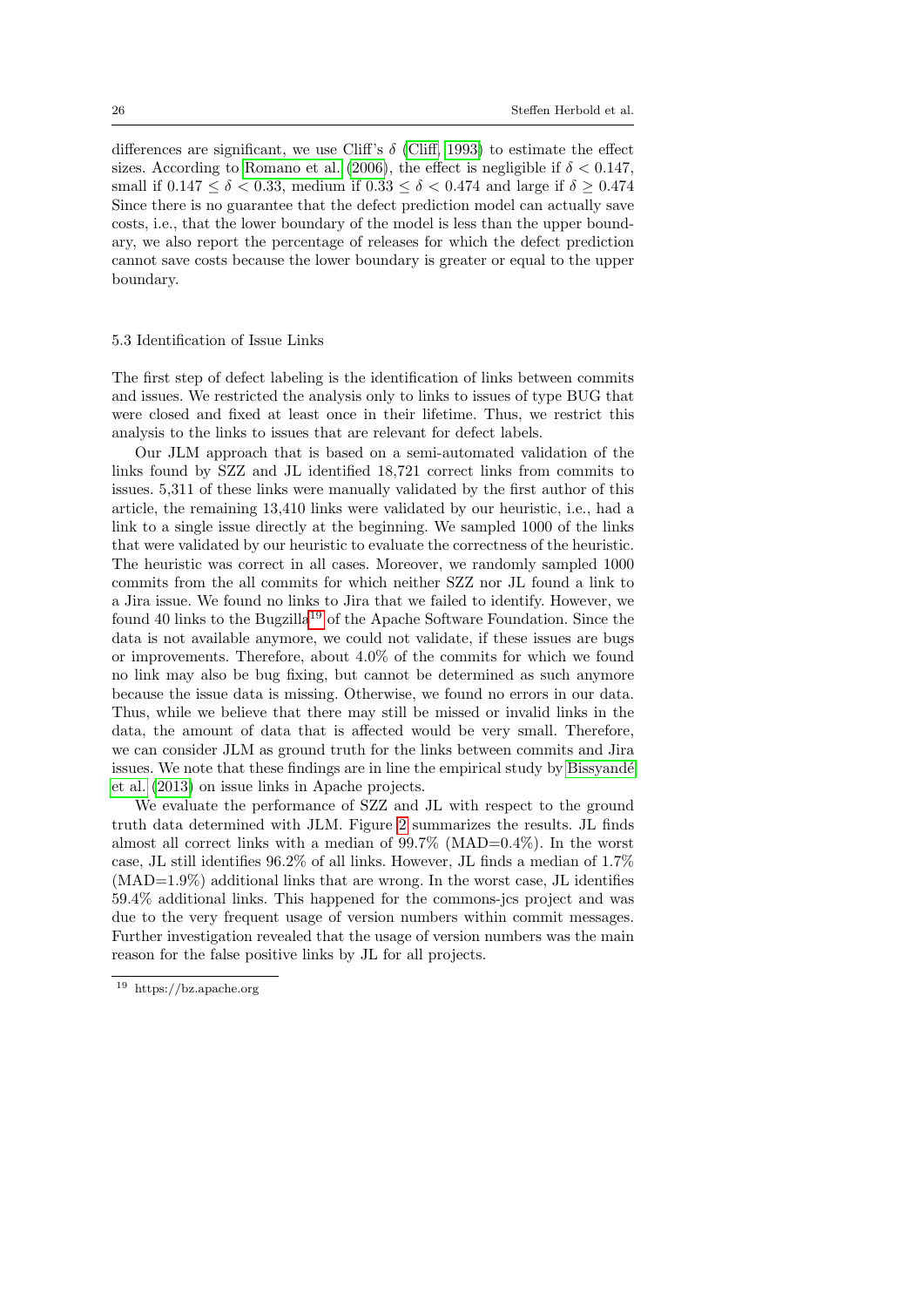differences are significant, we use Cliff's $\delta$ (Cliff, 1993) to estimate the effect sizes. According to Romano et al. (2006), the effect is negligible if $\delta < 0.147$, small if $0.147 \leq \delta < 0.33$, medium if $0.33 \leq \delta < 0.474$ and large if $\delta \geq 0.474$ Since there is no guarantee that the defect prediction model can actually save costs, i.e., that the lower boundary of the model is less than the upper boundary, we also report the percentage of releases for which the defect prediction cannot save costs because the lower boundary is greater or equal to the upper boundary.

### 5.3 Identification of Issue Links

The first step of defect labeling is the identification of links between commits and issues. We restricted the analysis only to links to issues of type BUG that were closed and fixed at least once in their lifetime. Thus, we restrict this analysis to the links to issues that are relevant for defect labels.

Our JLM approach that is based on a semi-automated validation of the links found by SZZ and JL identified 18,721 correct links from commits to issues. 5,311 of these links were manually validated by the first author of this article, the remaining 13,410 links were validated by our heuristic, i.e., had a link to a single issue directly at the beginning. We sampled 1000 of the links that were validated by our heuristic to evaluate the correctness of the heuristic. The heuristic was correct in all cases. Moreover, we randomly sampled 1000 commits from the all commits for which neither SZZ nor JL found a link to a Jira issue. We found no links to Jira that we failed to identify. However, we found 40 links to the Bugzilla[19] of the Apache Software Foundation. Since the data is not available anymore, we could not validate, if these issues are bugs or improvements. Therefore, about 4.0% of the commits for which we found no link may also be bug fixing, but cannot be determined as such anymore because the issue data is missing. Otherwise, we found no errors in our data. Thus, while we believe that there may still be missed or invalid links in the data, the amount of data that is affected would be very small. Therefore, we can consider JLM as ground truth for the links between commits and Jira issues. We note that these findings are in line the empirical study by Bissyandé et al. (2013) on issue links in Apache projects.

We evaluate the performance of SZZ and JL with respect to the ground truth data determined with JLM. Figure 2 summarizes the results. JL finds almost all correct links with a median of 99.7% (MAD=0.4%). In the worst case, JL still identifies 96.2% of all links. However, JL finds a median of 1.7% (MAD=1.9%) additional links that are wrong. In the worst case, JL identifies 59.4% additional links. This happened for the commons-jcs project and was due to the very frequent usage of version numbers within commit messages. Further investigation revealed that the usage of version numbers was the main reason for the false positive links by JL for all projects.

[19] https://bz.apache.org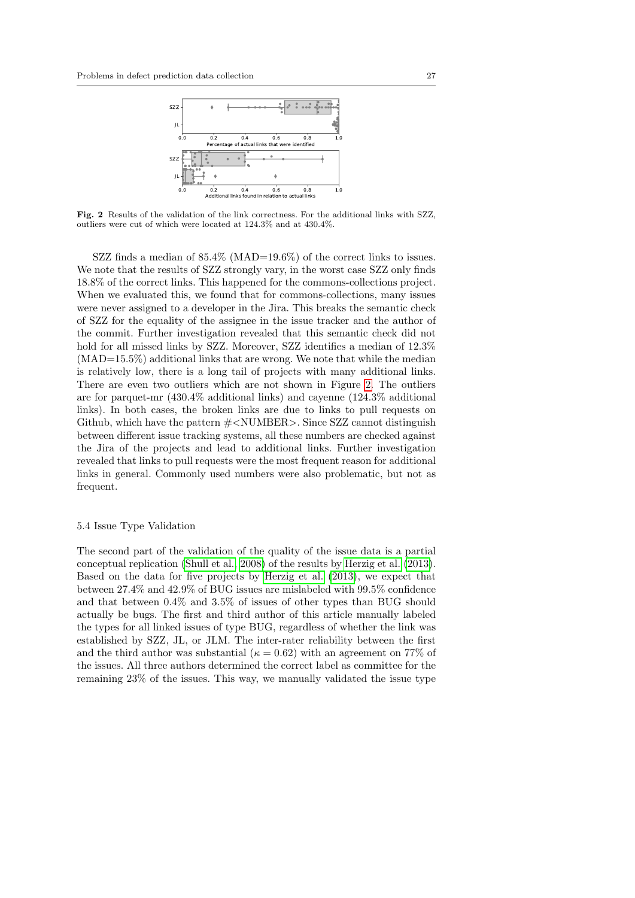**Fig. 2** Results of the validation of the link correctness. For the additional links with SZZ, outliers were cut of which were located at 124.3% and at 430.4%.

SZZ finds a median of 85.4% (MAD=19.6%) of the correct links to issues. We note that the results of SZZ strongly vary, in the worst case SZZ only finds 18.8% of the correct links. This happened for the commons-collections project. When we evaluated this, we found that for commons-collections, many issues were never assigned to a developer in the Jira. This breaks the semantic check of SZZ for the equality of the assignee in the issue tracker and the author of the commit. Further investigation revealed that this semantic check did not hold for all missed links by SZZ. Moreover, SZZ identifies a median of 12.3% (MAD=15.5%) additional links that are wrong. We note that while the median is relatively low, there is a long tail of projects with many additional links. There are even two outliers which are not shown in Figure 2. The outliers are for parquet-mr (430.4% additional links) and cayenne (124.3% additional links). In both cases, the broken links are due to links to pull requests on Github, which have the pattern #<NUMBER>. Since SZZ cannot distinguish between different issue tracking systems, all these numbers are checked against the Jira of the projects and lead to additional links. Further investigation revealed that links to pull requests were the most frequent reason for additional links in general. Commonly used numbers were also problematic, but not as frequent.

### 5.4 Issue Type Validation

The second part of the validation of the quality of the issue data is a partial conceptual replication (Shull et al., 2008) of the results by Herzig et al. (2013). Based on the data for five projects by Herzig et al. (2013), we expect that between 27.4% and 42.9% of BUG issues are mislabeled with 99.5% confidence and that between 0.4% and 3.5% of issues of other types than BUG should actually be bugs. The first and third author of this article manually labeled the types for all linked issues of type BUG, regardless of whether the link was established by SZZ, JL, or JLM. The inter-rater reliability between the first and the third author was substantial ($\kappa = 0.62$) with an agreement on 77% of the issues. All three authors determined the correct label as committee for the remaining 23% of the issues. This way, we manually validated the issue type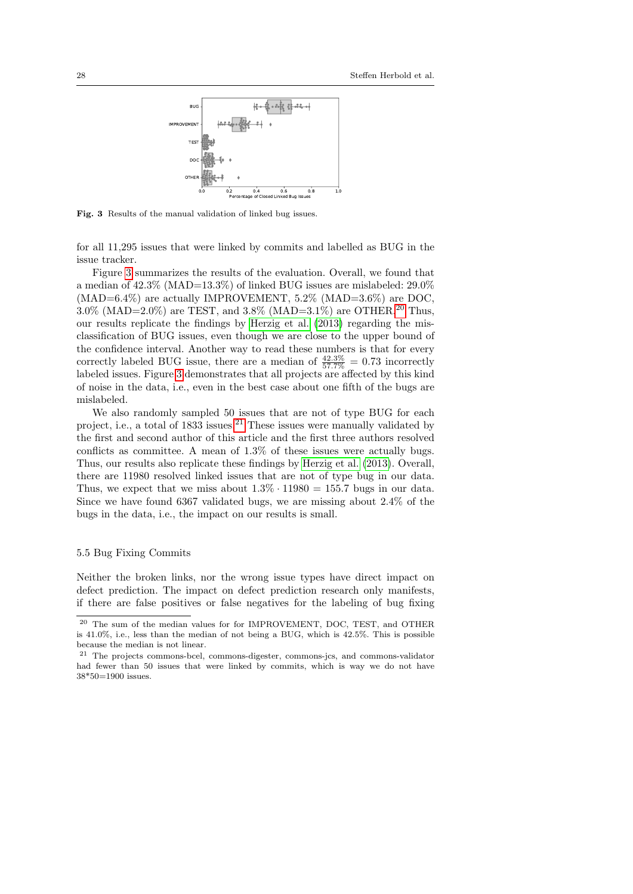Fig. 3 Results of the manual validation of linked bug issues.

for all 11,295 issues that were linked by commits and labelled as BUG in the issue tracker.

Figure 3 summarizes the results of the evaluation. Overall, we found that a median of 42.3% (MAD=13.3%) of linked BUG issues are mislabeled: 29.0% (MAD=6.4%) are actually IMPROVEMENT, 5.2% (MAD=3.6%) are DOC, 3.0% (MAD=2.0%) are TEST, and 3.8% (MAD=3.1%) are OTHER.[20] Thus, our results replicate the findings by Herzig et al. (2013) regarding the misclassification of BUG issues, even though we are close to the upper bound of the confidence interval. Another way to read these numbers is that for every correctly labeled BUG issue, there are a median of $\frac{42.3\%}{57.7\%} = 0.73$ incorrectly labeled issues. Figure 3 demonstrates that all projects are affected by this kind of noise in the data, i.e., even in the best case about one fifth of the bugs are mislabeled.

We also randomly sampled 50 issues that are not of type BUG for each project, i.e., a total of 1833 issues.[21] These issues were manually validated by the first and second author of this article and the first three authors resolved conflicts as committee. A mean of 1.3% of these issues were actually bugs. Thus, our results also replicate these findings by Herzig et al. (2013). Overall, there are 11980 resolved linked issues that are not of type bug in our data. Thus, we expect that we miss about $1.3\% \cdot 11980 = 155.7$ bugs in our data. Since we have found 6367 validated bugs, we are missing about 2.4% of the bugs in the data, i.e., the impact on our results is small.

### 5.5 Bug Fixing Commits

Neither the broken links, nor the wrong issue types have direct impact on defect prediction. The impact on defect prediction research only manifests, if there are false positives or false negatives for the labeling of bug fixing

[20] The sum of the median values for for IMPROVEMENT, DOC, TEST, and OTHER is 41.0%, i.e., less than the median of not being a BUG, which is 42.5%. This is possible because the median is not linear.

[21] The projects commons-bcel, commons-digester, commons-jcs, and commons-validator had fewer than 50 issues that were linked by commits, which is way we do not have 38*50=1900 issues.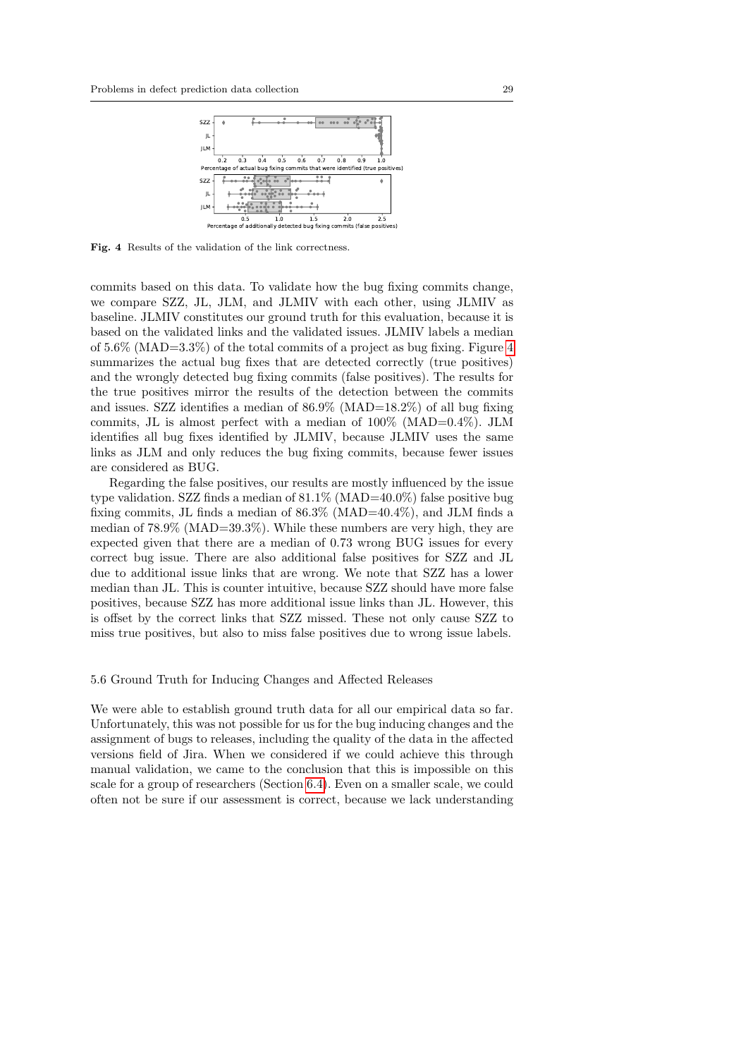Fig. 4 Results of the validation of the link correctness.

commits based on this data. To validate how the bug fixing commits change, we compare SZZ, JL, JLM, and JLMIV with each other, using JLMIV as baseline. JLMIV constitutes our ground truth for this evaluation, because it is based on the validated links and the validated issues. JLMIV labels a median of 5.6% (MAD=3.3%) of the total commits of a project as bug fixing. Figure 4 summarizes the actual bug fixes that are detected correctly (true positives) and the wrongly detected bug fixing commits (false positives). The results for the true positives mirror the results of the detection between the commits and issues. SZZ identifies a median of 86.9% (MAD=18.2%) of all bug fixing commits, JL is almost perfect with a median of 100% (MAD=0.4%). JLM identifies all bug fixes identified by JLMIV, because JLMIV uses the same links as JLM and only reduces the bug fixing commits, because fewer issues are considered as BUG.

Regarding the false positives, our results are mostly influenced by the issue type validation. SZZ finds a median of 81.1% (MAD=40.0%) false positive bug fixing commits, JL finds a median of 86.3% (MAD=40.4%), and JLM finds a median of 78.9% (MAD=39.3%). While these numbers are very high, they are expected given that there are a median of 0.73 wrong BUG issues for every correct bug issue. There are also additional false positives for SZZ and JL due to additional issue links that are wrong. We note that SZZ has a lower median than JL. This is counter intuitive, because SZZ should have more false positives, because SZZ has more additional issue links than JL. However, this is offset by the correct links that SZZ missed. These not only cause SZZ to miss true positives, but also to miss false positives due to wrong issue labels.

### 5.6 Ground Truth for Inducing Changes and Affected Releases

We were able to establish ground truth data for all our empirical data so far. Unfortunately, this was not possible for us for the bug inducing changes and the assignment of bugs to releases, including the quality of the data in the affected versions field of Jira. When we considered if we could achieve this through manual validation, we came to the conclusion that this is impossible on this scale for a group of researchers (Section 6.4). Even on a smaller scale, we could often not be sure if our assessment is correct, because we lack understanding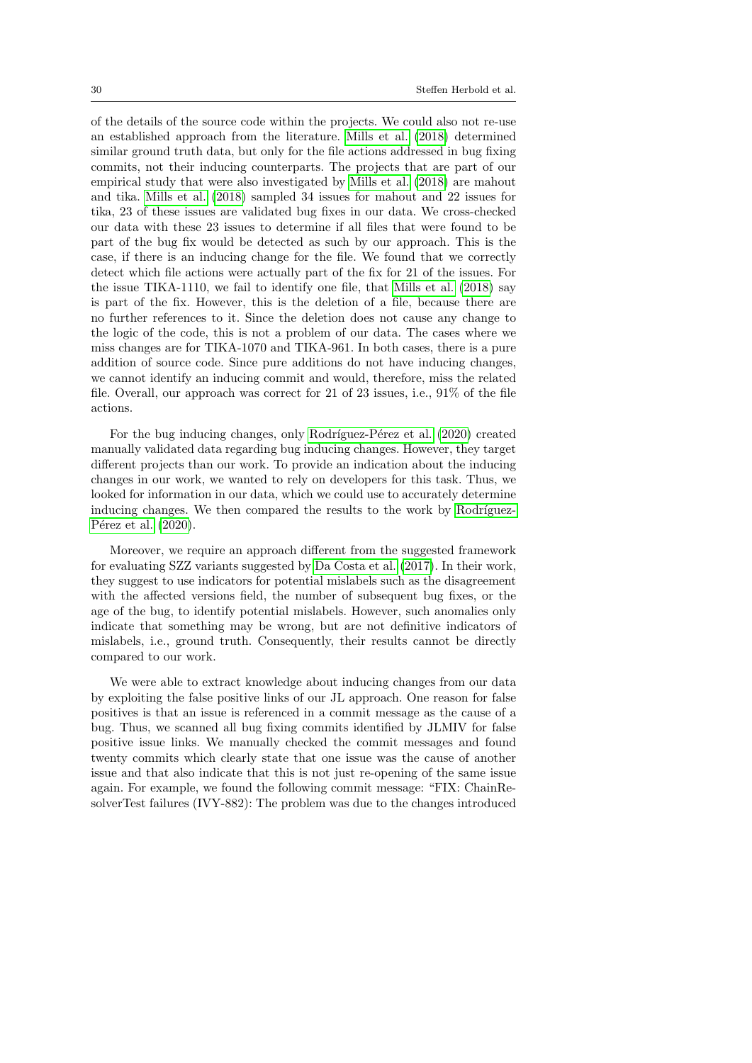of the details of the source code within the projects. We could also not re-use an established approach from the literature. Mills et al. (2018) determined similar ground truth data, but only for the file actions addressed in bug fixing commits, not their inducing counterparts. The projects that are part of our empirical study that were also investigated by Mills et al. (2018) are mahout and tika. Mills et al. (2018) sampled 34 issues for mahout and 22 issues for tika, 23 of these issues are validated bug fixes in our data. We cross-checked our data with these 23 issues to determine if all files that were found to be part of the bug fix would be detected as such by our approach. This is the case, if there is an inducing change for the file. We found that we correctly detect which file actions were actually part of the fix for 21 of the issues. For the issue TIKA-1110, we fail to identify one file, that Mills et al. (2018) say is part of the fix. However, this is the deletion of a file, because there are no further references to it. Since the deletion does not cause any change to the logic of the code, this is not a problem of our data. The cases where we miss changes are for TIKA-1070 and TIKA-961. In both cases, there is a pure addition of source code. Since pure additions do not have inducing changes, we cannot identify an inducing commit and would, therefore, miss the related file. Overall, our approach was correct for 21 of 23 issues, i.e., 91% of the file actions.

For the bug inducing changes, only Rodríguez-Pérez et al. (2020) created manually validated data regarding bug inducing changes. However, they target different projects than our work. To provide an indication about the inducing changes in our work, we wanted to rely on developers for this task. Thus, we looked for information in our data, which we could use to accurately determine inducing changes. We then compared the results to the work by Rodríguez-Pérez et al. (2020).

Moreover, we require an approach different from the suggested framework for evaluating SZZ variants suggested by Da Costa et al. (2017). In their work, they suggest to use indicators for potential mislabels such as the disagreement with the affected versions field, the number of subsequent bug fixes, or the age of the bug, to identify potential mislabels. However, such anomalies only indicate that something may be wrong, but are not definitive indicators of mislabels, i.e., ground truth. Consequently, their results cannot be directly compared to our work.

We were able to extract knowledge about inducing changes from our data by exploiting the false positive links of our JL approach. One reason for false positives is that an issue is referenced in a commit message as the cause of a bug. Thus, we scanned all bug fixing commits identified by JLMIV for false positive issue links. We manually checked the commit messages and found twenty commits which clearly state that one issue was the cause of another issue and that also indicate that this is not just re-opening of the same issue again. For example, we found the following commit message: "FIX: ChainResolverTest failures (IVY-882): The problem was due to the changes introduced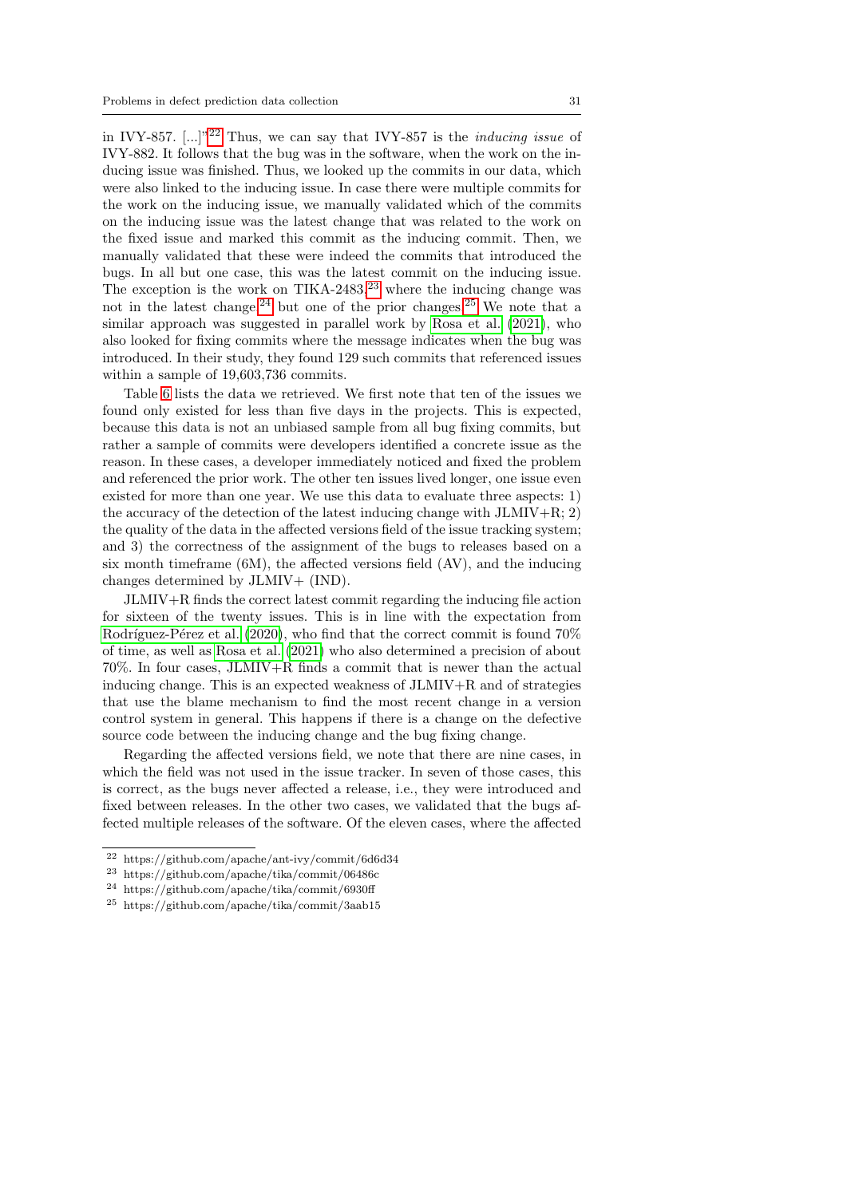in IVY-857. [...]"[22] Thus, we can say that IVY-857 is the *inducing issue* of IVY-882. It follows that the bug was in the software, when the work on the inducing issue was finished. Thus, we looked up the commits in our data, which were also linked to the inducing issue. In case there were multiple commits for the work on the inducing issue, we manually validated which of the commits on the inducing issue was the latest change that was related to the work on the fixed issue and marked this commit as the inducing commit. Then, we manually validated that these were indeed the commits that introduced the bugs. In all but one case, this was the latest commit on the inducing issue. The exception is the work on TIKA-2483,[23] where the inducing change was not in the latest change[24] but one of the prior changes.[25] We note that a similar approach was suggested in parallel work by Rosa et al. (2021), who also looked for fixing commits where the message indicates when the bug was introduced. In their study, they found 129 such commits that referenced issues within a sample of 19,603,736 commits.

Table 6 lists the data we retrieved. We first note that ten of the issues we found only existed for less than five days in the projects. This is expected, because this data is not an unbiased sample from all bug fixing commits, but rather a sample of commits were developers identified a concrete issue as the reason. In these cases, a developer immediately noticed and fixed the problem and referenced the prior work. The other ten issues lived longer, one issue even existed for more than one year. We use this data to evaluate three aspects: 1) the accuracy of the detection of the latest inducing change with JLMIV+R; 2) the quality of the data in the affected versions field of the issue tracking system; and 3) the correctness of the assignment of the bugs to releases based on a six month timeframe (6M), the affected versions field (AV), and the inducing changes determined by JLMIV+ (IND).

JLMIV+R finds the correct latest commit regarding the inducing file action for sixteen of the twenty issues. This is in line with the expectation from Rodríguez-Pérez et al. (2020), who find that the correct commit is found 70% of time, as well as Rosa et al. (2021) who also determined a precision of about 70%. In four cases, JLMIV+R finds a commit that is newer than the actual inducing change. This is an expected weakness of JLMIV+R and of strategies that use the blame mechanism to find the most recent change in a version control system in general. This happens if there is a change on the defective source code between the inducing change and the bug fixing change.

Regarding the affected versions field, we note that there are nine cases, in which the field was not used in the issue tracker. In seven of those cases, this is correct, as the bugs never affected a release, i.e., they were introduced and fixed between releases. In the other two cases, we validated that the bugs affected multiple releases of the software. Of the eleven cases, where the affected

[22] https://github.com/apache/ant-ivy/commit/6d6d34

[23] https://github.com/apache/tika/commit/06486c

[24] https://github.com/apache/tika/commit/6930ff

[25] https://github.com/apache/tika/commit/3aab15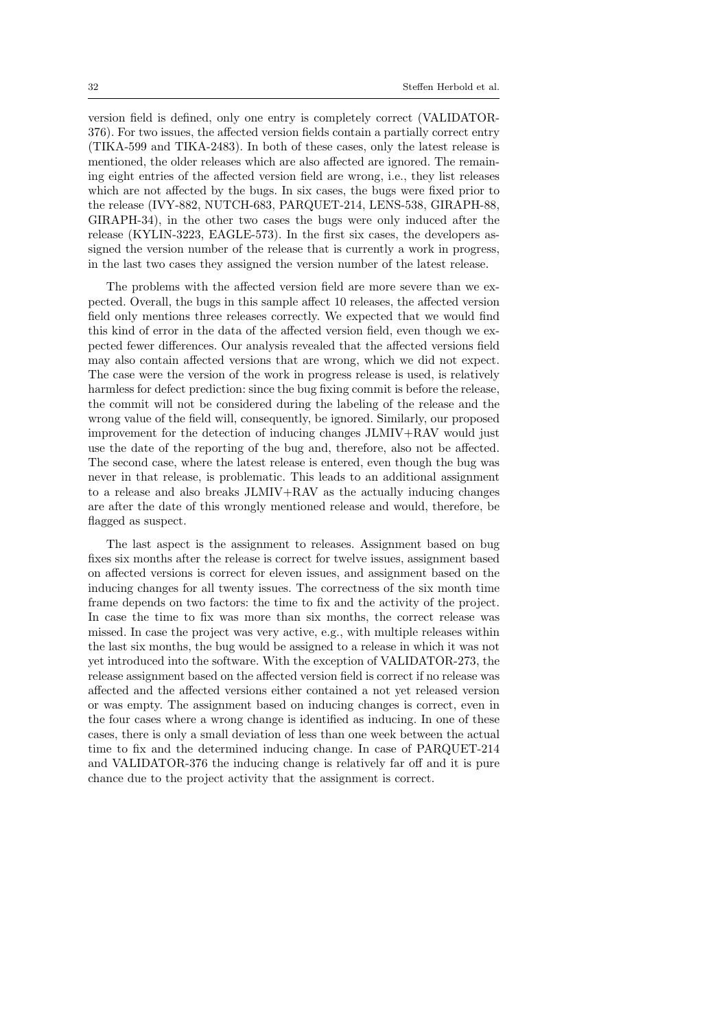version field is defined, only one entry is completely correct (VALIDATOR-376). For two issues, the affected version fields contain a partially correct entry (TIKA-599 and TIKA-2483). In both of these cases, only the latest release is mentioned, the older releases which are also affected are ignored. The remaining eight entries of the affected version field are wrong, i.e., they list releases which are not affected by the bugs. In six cases, the bugs were fixed prior to the release (IVY-882, NUTCH-683, PARQUET-214, LENS-538, GIRAPH-88, GIRAPH-34), in the other two cases the bugs were only induced after the release (KYLIN-3223, EAGLE-573). In the first six cases, the developers assigned the version number of the release that is currently a work in progress, in the last two cases they assigned the version number of the latest release.

The problems with the affected version field are more severe than we expected. Overall, the bugs in this sample affect 10 releases, the affected version field only mentions three releases correctly. We expected that we would find this kind of error in the data of the affected version field, even though we expected fewer differences. Our analysis revealed that the affected versions field may also contain affected versions that are wrong, which we did not expect. The case were the version of the work in progress release is used, is relatively harmless for defect prediction: since the bug fixing commit is before the release, the commit will not be considered during the labeling of the release and the wrong value of the field will, consequently, be ignored. Similarly, our proposed improvement for the detection of inducing changes JLMIV+RAV would just use the date of the reporting of the bug and, therefore, also not be affected. The second case, where the latest release is entered, even though the bug was never in that release, is problematic. This leads to an additional assignment to a release and also breaks JLMIV+RAV as the actually inducing changes are after the date of this wrongly mentioned release and would, therefore, be flagged as suspect.

The last aspect is the assignment to releases. Assignment based on bug fixes six months after the release is correct for twelve issues, assignment based on affected versions is correct for eleven issues, and assignment based on the inducing changes for all twenty issues. The correctness of the six month time frame depends on two factors: the time to fix and the activity of the project. In case the time to fix was more than six months, the correct release was missed. In case the project was very active, e.g., with multiple releases within the last six months, the bug would be assigned to a release in which it was not yet introduced into the software. With the exception of VALIDATOR-273, the release assignment based on the affected version field is correct if no release was affected and the affected versions either contained a not yet released version or was empty. The assignment based on inducing changes is correct, even in the four cases where a wrong change is identified as inducing. In one of these cases, there is only a small deviation of less than one week between the actual time to fix and the determined inducing change. In case of PARQUET-214 and VALIDATOR-376 the inducing change is relatively far off and it is pure chance due to the project activity that the assignment is correct.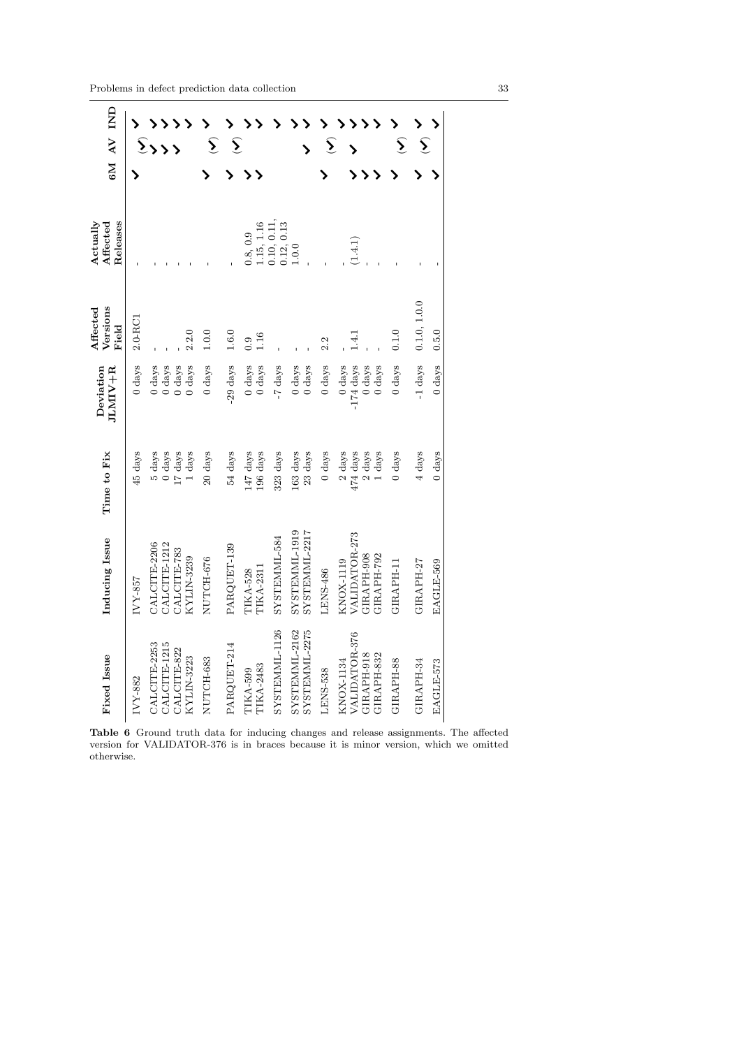| Fixed Issue | Inducing Issue | Time to Fix | Deviation JLMIV+R | Affected Versions Field | Actually Affected Releases | 6M | AV | IND |
|---|---|---|---|---|---|---|---|---|
| IVY-882 | IVY-857 | 45 days | 0 days | 2.0-RC1 | - | ✓ | | ✓ |
| CALCITE-2253 | CALCITE-2206 | 5 days | 0 days | - | - | | (✓) | ✓ |
| CALCITE-1215 | CALCITE-1212 | 0 days | 0 days | - | - | | ✓ | ✓ |
| CALCITE-822 | CALCITE-783 | 17 days | 0 days | - | - | | ✓ | ✓ |
| KYLIN-3223 | KYLIN-3239 | 1 days | 0 days | 2.2.0 | - | | ✓ | ✓ |
| NUTCH-683 | NUTCH-676 | 20 days | 0 days | 1.0.0 | - | ✓ | (✓) | ✓ |
| PARQUET-214 | PARQUET-139 | 54 days | -29 days | 1.6.0 | - | ✓ | (✓) | ✓ |
| TIKA-599 | TIKA-528 | 147 days | 0 days | 0.9 | 0.8, 0.9 | ✓ | | ✓ |
| TIKA-2483 | TIKA-2311 | 196 days | 0 days | 1.16 | 1.15, 1.16 | ✓ | | ✓ |
| SYSTEMML-1126 | SYSTEMML-584 | 323 days | -7 days | - | 0.10, 0.11, 0.12, 0.13 | | | ✓ |
| SYSTEMML-2162 | SYSTEMML-1919 | 163 days | 0 days | - | 1.0.0 | | | ✓ |
| SYSTEMML-2275 | SYSTEMML-2217 | 23 days | 0 days | - | - | | ✓ | ✓ |
| LENS-538 | LENS-486 | 0 days | 0 days | 2.2 | - | ✓ | (✓) | ✓ |
| KNOX-1134 | KNOX-1119 | 2 days | 0 days | - | - | | | ✓ |
| VALIDATOR-376 | VALIDATOR-273 | 474 days | -174 days | 1.4.1 | (1.4.1) | ✓ | ✓ | ✓ |
| GIRAPH-918 | GIRAPH-908 | 2 days | 0 days | - | - | ✓ | | ✓ |
| GIRAPH-832 | GIRAPH-792 | 1 days | 0 days | - | - | ✓ | | ✓ |
| GIRAPH-88 | GIRAPH-11 | 0 days | 0 days | 0.1.0 | - | ✓ | (✓) | ✓ |
| GIRAPH-34 | GIRAPH-27 | 4 days | -1 days | 0.1.0, 1.0.0 | - | ✓ | (✓) | ✓ |
| EAGLE-573 | EAGLE-569 | 0 days | 0 days | 0.5.0 | - | ✓ | | ✓ |

**Table 6** Ground truth data for inducing changes and release assignments. The affected version for VALIDATOR-376 is in braces because it is minor version, which we omitted otherwise.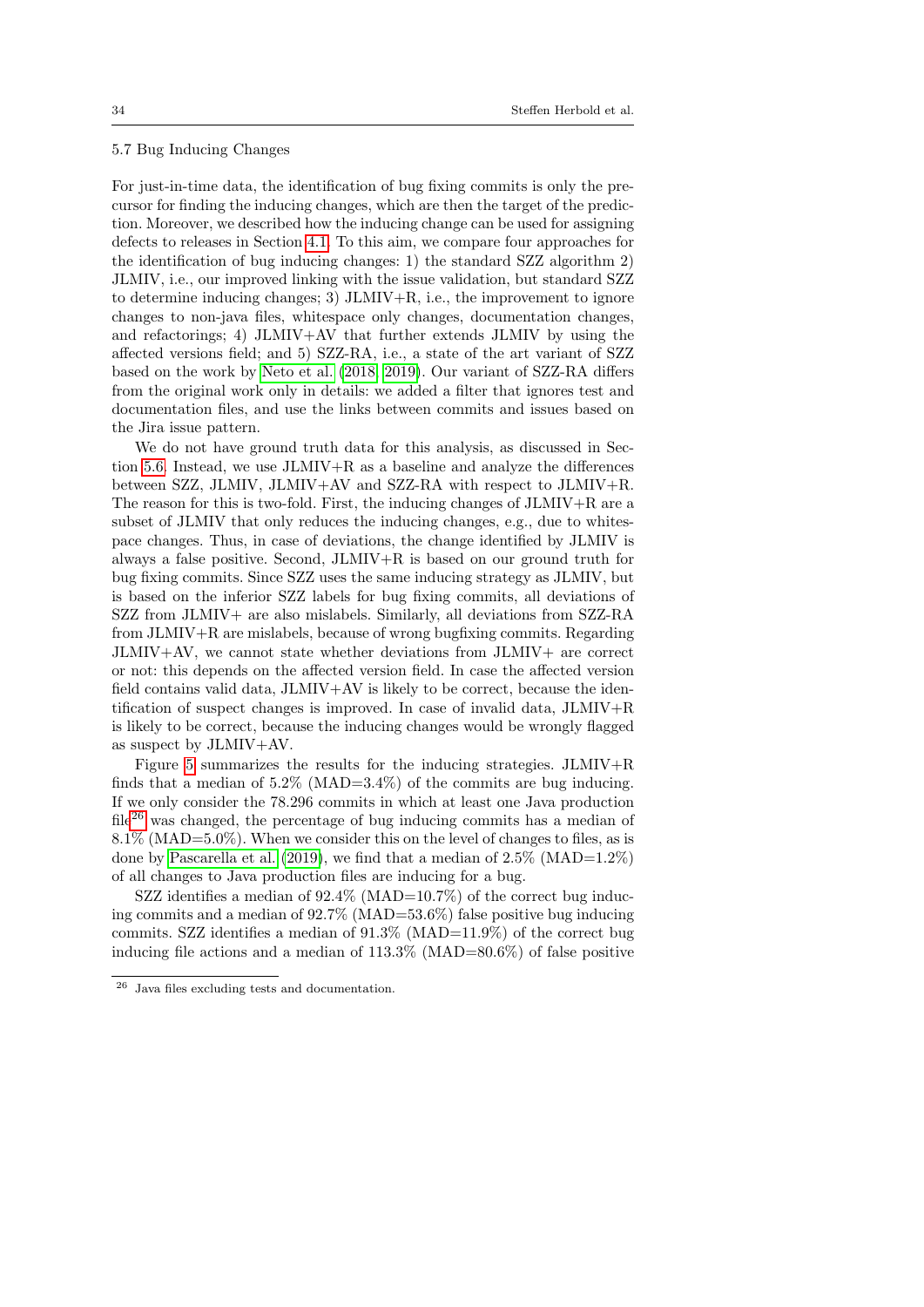### 5.7 Bug Inducing Changes

For just-in-time data, the identification of bug fixing commits is only the precursor for finding the inducing changes, which are then the target of the prediction. Moreover, we described how the inducing change can be used for assigning defects to releases in Section 4.1. To this aim, we compare four approaches for the identification of bug inducing changes: 1) the standard SZZ algorithm 2) JLMIV, i.e., our improved linking with the issue validation, but standard SZZ to determine inducing changes; 3) JLMIV+R, i.e., the improvement to ignore changes to non-java files, whitespace only changes, documentation changes, and refactorings; 4) JLMIV+AV that further extends JLMIV by using the affected versions field; and 5) SZZ-RA, i.e., a state of the art variant of SZZ based on the work by Neto et al. (2018, 2019). Our variant of SZZ-RA differs from the original work only in details: we added a filter that ignores test and documentation files, and use the links between commits and issues based on the Jira issue pattern.

We do not have ground truth data for this analysis, as discussed in Section 5.6. Instead, we use JLMIV+R as a baseline and analyze the differences between SZZ, JLMIV, JLMIV+AV and SZZ-RA with respect to JLMIV+R. The reason for this is two-fold. First, the inducing changes of JLMIV+R are a subset of JLMIV that only reduces the inducing changes, e.g., due to whitespace changes. Thus, in case of deviations, the change identified by JLMIV is always a false positive. Second, JLMIV+R is based on our ground truth for bug fixing commits. Since SZZ uses the same inducing strategy as JLMIV, but is based on the inferior SZZ labels for bug fixing commits, all deviations of SZZ from JLMIV+ are also mislabels. Similarly, all deviations from SZZ-RA from JLMIV+R are mislabels, because of wrong bugfixing commits. Regarding JLMIV+AV, we cannot state whether deviations from JLMIV+ are correct or not: this depends on the affected version field. In case the affected version field contains valid data, JLMIV+AV is likely to be correct, because the identification of suspect changes is improved. In case of invalid data, JLMIV+R is likely to be correct, because the inducing changes would be wrongly flagged as suspect by JLMIV+AV.

Figure 5 summarizes the results for the inducing strategies. JLMIV+R finds that a median of 5.2% (MAD=3.4%) of the commits are bug inducing. If we only consider the 78.296 commits in which at least one Java production file[26] was changed, the percentage of bug inducing commits has a median of 8.1% (MAD=5.0%). When we consider this on the level of changes to files, as is done by Pascarella et al. (2019), we find that a median of 2.5% (MAD=1.2%) of all changes to Java production files are inducing for a bug.

SZZ identifies a median of 92.4% (MAD=10.7%) of the correct bug inducing commits and a median of 92.7% (MAD=53.6%) false positive bug inducing commits. SZZ identifies a median of 91.3% (MAD=11.9%) of the correct bug inducing file actions and a median of 113.3% (MAD=80.6%) of false positive

[26] Java files excluding tests and documentation.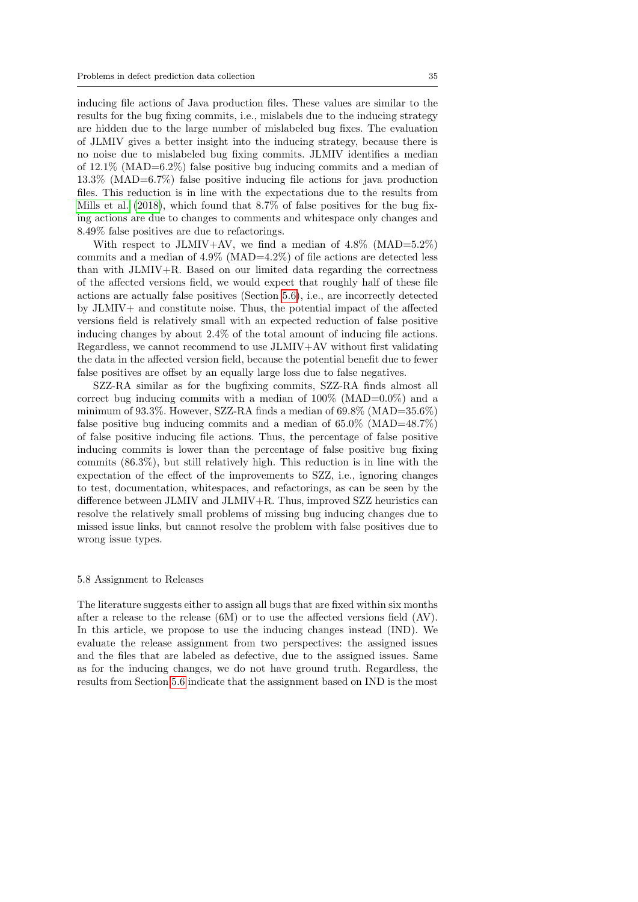inducing file actions of Java production files. These values are similar to the results for the bug fixing commits, i.e., mislabels due to the inducing strategy are hidden due to the large number of mislabeled bug fixes. The evaluation of JLMIV gives a better insight into the inducing strategy, because there is no noise due to mislabeled bug fixing commits. JLMIV identifies a median of 12.1% (MAD=6.2%) false positive bug inducing commits and a median of 13.3% (MAD=6.7%) false positive inducing file actions for java production files. This reduction is in line with the expectations due to the results from Mills et al. (2018), which found that 8.7% of false positives for the bug fixing actions are due to changes to comments and whitespace only changes and 8.49% false positives are due to refactorings.

With respect to JLMIV+AV, we find a median of 4.8% (MAD=5.2%) commits and a median of 4.9% (MAD=4.2%) of file actions are detected less than with JLMIV+R. Based on our limited data regarding the correctness of the affected versions field, we would expect that roughly half of these file actions are actually false positives (Section 5.6), i.e., are incorrectly detected by JLMIV+ and constitute noise. Thus, the potential impact of the affected versions field is relatively small with an expected reduction of false positive inducing changes by about 2.4% of the total amount of inducing file actions. Regardless, we cannot recommend to use JLMIV+AV without first validating the data in the affected version field, because the potential benefit due to fewer false positives are offset by an equally large loss due to false negatives.

SZZ-RA similar as for the bugfixing commits, SZZ-RA finds almost all correct bug inducing commits with a median of 100% (MAD=0.0%) and a minimum of 93.3%. However, SZZ-RA finds a median of 69.8% (MAD=35.6%) false positive bug inducing commits and a median of 65.0% (MAD=48.7%) of false positive inducing file actions. Thus, the percentage of false positive inducing commits is lower than the percentage of false positive bug fixing commits (86.3%), but still relatively high. This reduction is in line with the expectation of the effect of the improvements to SZZ, i.e., ignoring changes to test, documentation, whitespaces, and refactorings, as can be seen by the difference between JLMIV and JLMIV+R. Thus, improved SZZ heuristics can resolve the relatively small problems of missing bug inducing changes due to missed issue links, but cannot resolve the problem with false positives due to wrong issue types.

### 5.8 Assignment to Releases

The literature suggests either to assign all bugs that are fixed within six months after a release to the release (6M) or to use the affected versions field (AV). In this article, we propose to use the inducing changes instead (IND). We evaluate the release assignment from two perspectives: the assigned issues and the files that are labeled as defective, due to the assigned issues. Same as for the inducing changes, we do not have ground truth. Regardless, the results from Section 5.6 indicate that the assignment based on IND is the most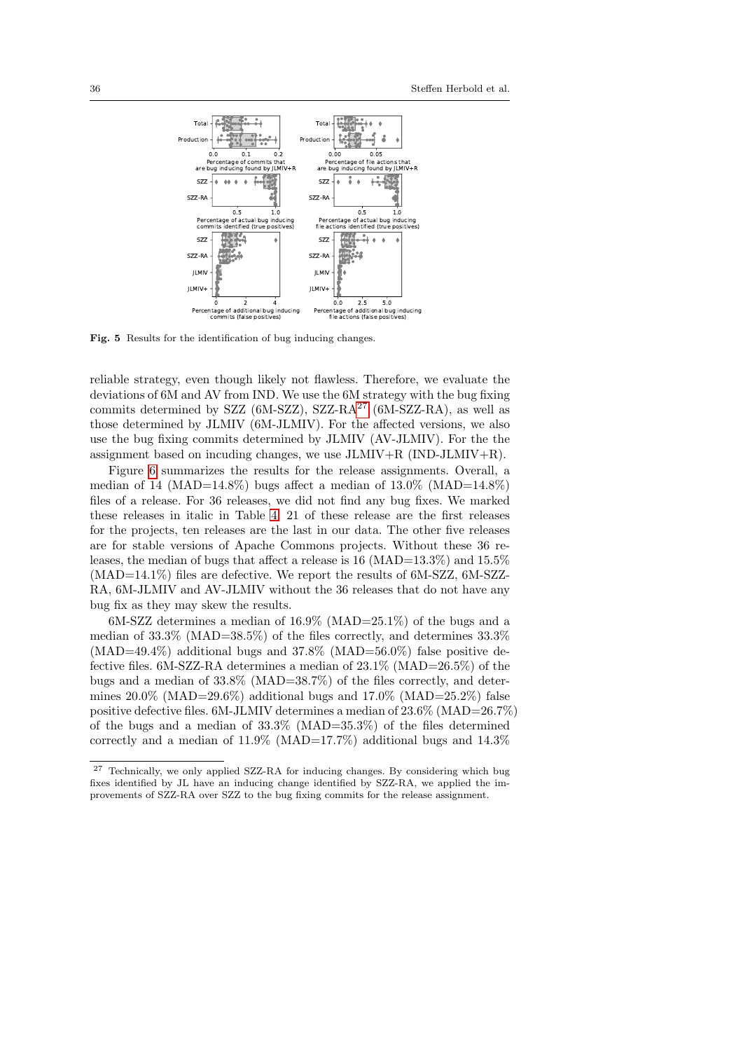**Fig. 5** Results for the identification of bug inducing changes.

reliable strategy, even though likely not flawless. Therefore, we evaluate the deviations of 6M and AV from IND. We use the 6M strategy with the bug fixing commits determined by SZZ (6M-SZZ), SZZ-RA[27] (6M-SZZ-RA), as well as those determined by JLMIV (6M-JLMIV). For the affected versions, we also use the bug fixing commits determined by JLMIV (AV-JLMIV). For the the assignment based on incuding changes, we use JLMIV+R (IND-JLMIV+R).

Figure 6 summarizes the results for the release assignments. Overall, a median of 14 (MAD=14.8%) bugs affect a median of 13.0% (MAD=14.8%) files of a release. For 36 releases, we did not find any bug fixes. We marked these releases in italic in Table 4. 21 of these release are the first releases for the projects, ten releases are the last in our data. The other five releases are for stable versions of Apache Commons projects. Without these 36 releases, the median of bugs that affect a release is 16 (MAD=13.3%) and 15.5% (MAD=14.1%) files are defective. We report the results of 6M-SZZ, 6M-SZZ-RA, 6M-JLMIV and AV-JLMIV without the 36 releases that do not have any bug fix as they may skew the results.

6M-SZZ determines a median of 16.9% (MAD=25.1%) of the bugs and a median of 33.3% (MAD=38.5%) of the files correctly, and determines 33.3% (MAD=49.4%) additional bugs and 37.8% (MAD=56.0%) false positive defective files. 6M-SZZ-RA determines a median of 23.1% (MAD=26.5%) of the bugs and a median of 33.8% (MAD=38.7%) of the files correctly, and determines 20.0% (MAD=29.6%) additional bugs and 17.0% (MAD=25.2%) false positive defective files. 6M-JLMIV determines a median of 23.6% (MAD=26.7%) of the bugs and a median of 33.3% (MAD=35.3%) of the files determined correctly and a median of 11.9% (MAD=17.7%) additional bugs and 14.3%

[27] Technically, we only applied SZZ-RA for inducing changes. By considering which bug fixes identified by JL have an inducing change identified by SZZ-RA, we applied the improvements of SZZ-RA over SZZ to the bug fixing commits for the release assignment.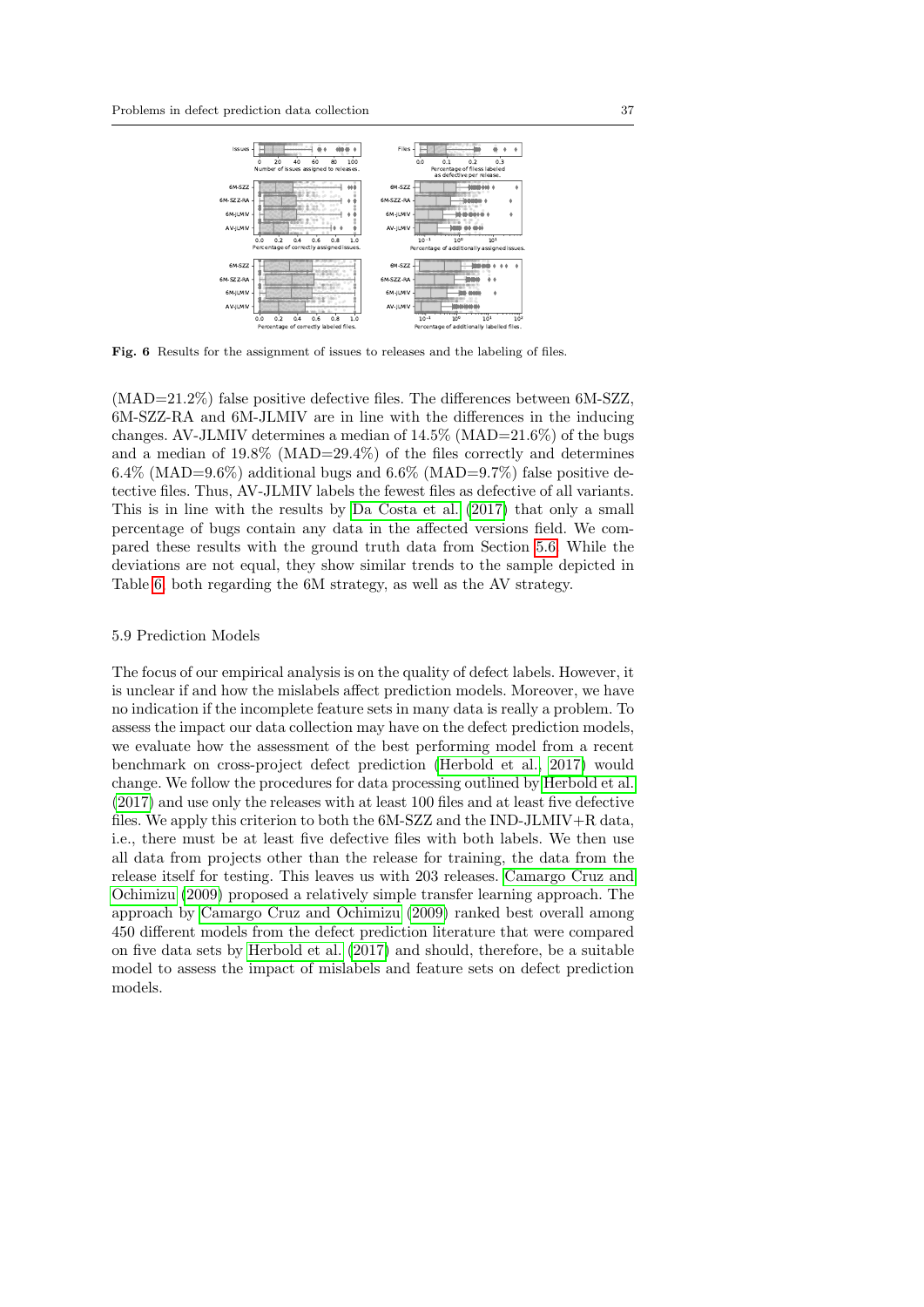**Fig. 6** Results for the assignment of issues to releases and the labeling of files.

(MAD=21.2%) false positive defective files. The differences between 6M-SZZ, 6M-SZZ-RA and 6M-JLMIV are in line with the differences in the inducing changes. AV-JLMIV determines a median of 14.5% (MAD=21.6%) of the bugs and a median of 19.8% (MAD=29.4%) of the files correctly and determines 6.4% (MAD=9.6%) additional bugs and 6.6% (MAD=9.7%) false positive defective files. Thus, AV-JLMIV labels the fewest files as defective of all variants. This is in line with the results by Da Costa et al. (2017) that only a small percentage of bugs contain any data in the affected versions field. We compared these results with the ground truth data from Section 5.6. While the deviations are not equal, they show similar trends to the sample depicted in Table 6, both regarding the 6M strategy, as well as the AV strategy.

### 5.9 Prediction Models

The focus of our empirical analysis is on the quality of defect labels. However, it is unclear if and how the mislabels affect prediction models. Moreover, we have no indication if the incomplete feature sets in many data is really a problem. To assess the impact our data collection may have on the defect prediction models, we evaluate how the assessment of the best performing model from a recent benchmark on cross-project defect prediction (Herbold et al., 2017) would change. We follow the procedures for data processing outlined by Herbold et al. (2017) and use only the releases with at least 100 files and at least five defective files. We apply this criterion to both the 6M-SZZ and the IND-JLMIV+R data, i.e., there must be at least five defective files with both labels. We then use all data from projects other than the release for training, the data from the release itself for testing. This leaves us with 203 releases. Camargo Cruz and Ochimizu (2009) proposed a relatively simple transfer learning approach. The approach by Camargo Cruz and Ochimizu (2009) ranked best overall among 450 different models from the defect prediction literature that were compared on five data sets by Herbold et al. (2017) and should, therefore, be a suitable model to assess the impact of mislabels and feature sets on defect prediction models.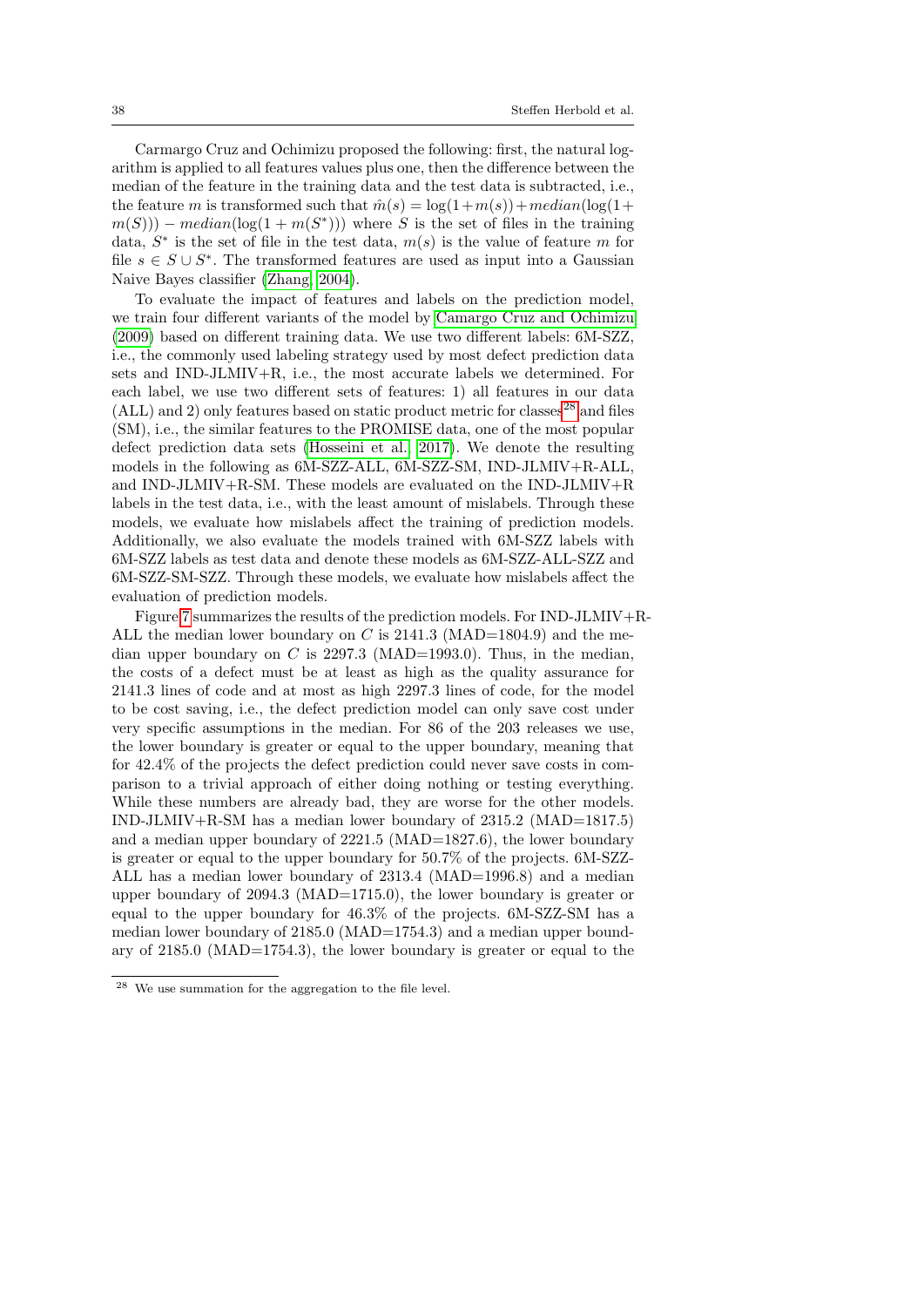Carmargo Cruz and Ochimizu proposed the following: first, the natural logarithm is applied to all features values plus one, then the difference between the median of the feature in the training data and the test data is subtracted, i.e., the feature $m$ is transformed such that $\hat{m}(s) = \log(1+m(s)) + median(\log(1+m(S))) - median(\log(1+m(S^*)))$ where $S$ is the set of files in the training data, $S^*$ is the set of file in the test data, $m(s)$ is the value of feature $m$ for file $s \in S \cup S^*$. The transformed features are used as input into a Gaussian Naive Bayes classifier (Zhang, 2004).

To evaluate the impact of features and labels on the prediction model, we train four different variants of the model by Camargo Cruz and Ochimizu (2009) based on different training data. We use two different labels: 6M-SZZ, i.e., the commonly used labeling strategy used by most defect prediction data sets and IND-JLMIV+R, i.e., the most accurate labels we determined. For each label, we use two different sets of features: 1) all features in our data (ALL) and 2) only features based on static product metric for classes[28] and files (SM), i.e., the similar features to the PROMISE data, one of the most popular defect prediction data sets (Hosseini et al., 2017). We denote the resulting models in the following as 6M-SZZ-ALL, 6M-SZZ-SM, IND-JLMIV+R-ALL, and IND-JLMIV+R-SM. These models are evaluated on the IND-JLMIV+R labels in the test data, i.e., with the least amount of mislabels. Through these models, we evaluate how mislabels affect the training of prediction models. Additionally, we also evaluate the models trained with 6M-SZZ labels with 6M-SZZ labels as test data and denote these models as 6M-SZZ-ALL-SZZ and 6M-SZZ-SM-SZZ. Through these models, we evaluate how mislabels affect the evaluation of prediction models.

Figure 7 summarizes the results of the prediction models. For IND-JLMIV+R-ALL the median lower boundary on $C$ is 2141.3 (MAD=1804.9) and the median upper boundary on $C$ is 2297.3 (MAD=1993.0). Thus, in the median, the costs of a defect must be at least as high as the quality assurance for 2141.3 lines of code and at most as high 2297.3 lines of code, for the model to be cost saving, i.e., the defect prediction model can only save cost under very specific assumptions in the median. For 86 of the 203 releases we use, the lower boundary is greater or equal to the upper boundary, meaning that for 42.4% of the projects the defect prediction could never save costs in comparison to a trivial approach of either doing nothing or testing everything. While these numbers are already bad, they are worse for the other models. IND-JLMIV+R-SM has a median lower boundary of 2315.2 (MAD=1817.5) and a median upper boundary of 2221.5 (MAD=1827.6), the lower boundary is greater or equal to the upper boundary for 50.7% of the projects. 6M-SZZ-ALL has a median lower boundary of 2313.4 (MAD=1996.8) and a median upper boundary of 2094.3 (MAD=1715.0), the lower boundary is greater or equal to the upper boundary for 46.3% of the projects. 6M-SZZ-SM has a median lower boundary of 2185.0 (MAD=1754.3) and a median upper boundary of 2185.0 (MAD=1754.3), the lower boundary is greater or equal to the

[28] We use summation for the aggregation to the file level.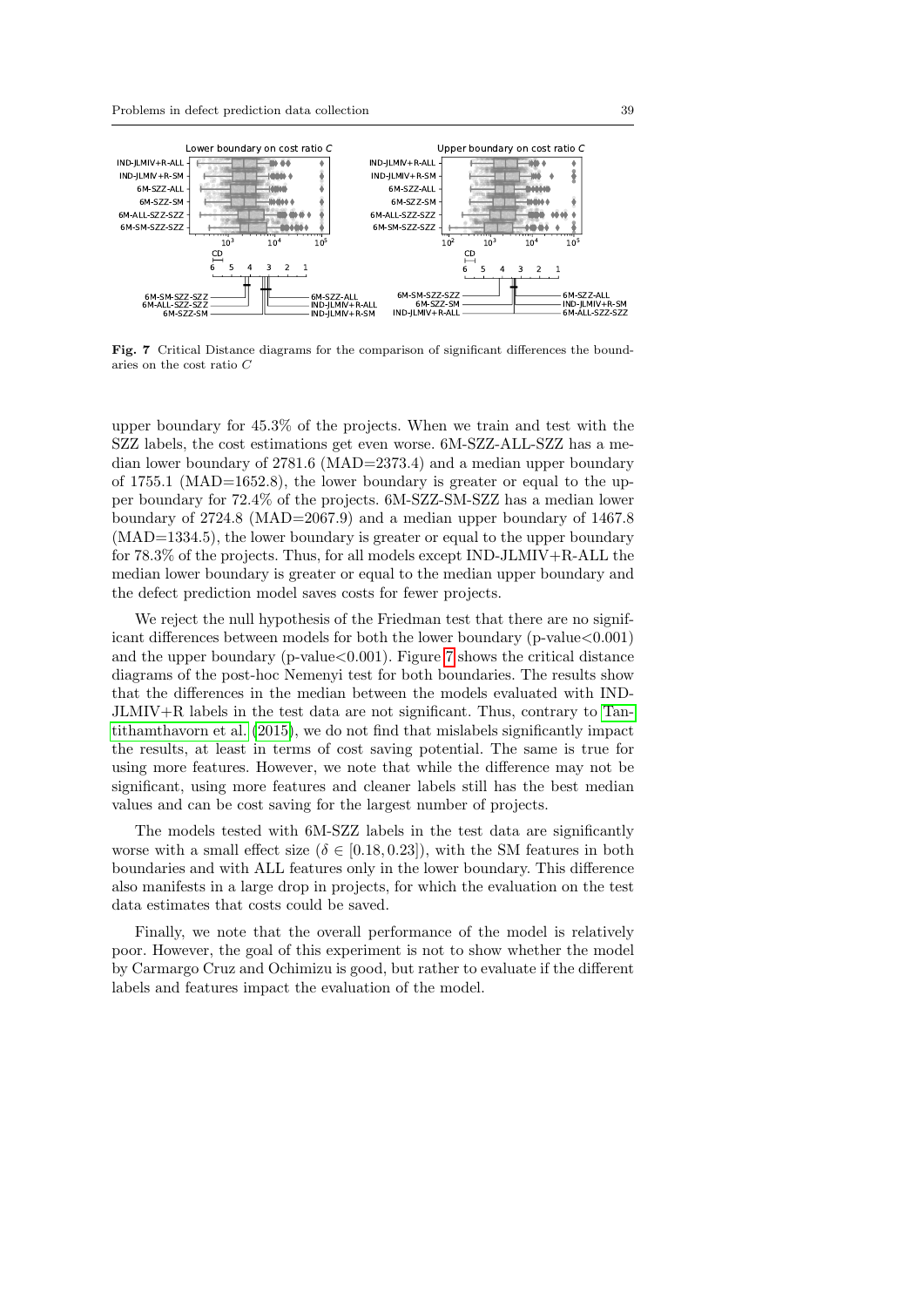**Fig. 7** Critical Distance diagrams for the comparison of significant differences the boundaries on the cost ratio $C$

upper boundary for 45.3% of the projects. When we train and test with the SZZ labels, the cost estimations get even worse. 6M-SZZ-ALL-SZZ has a median lower boundary of 2781.6 (MAD=2373.4) and a median upper boundary of 1755.1 (MAD=1652.8), the lower boundary is greater or equal to the upper boundary for 72.4% of the projects. 6M-SZZ-SM-SZZ has a median lower boundary of 2724.8 (MAD=2067.9) and a median upper boundary of 1467.8 (MAD=1334.5), the lower boundary is greater or equal to the upper boundary for 78.3% of the projects. Thus, for all models except IND-JLMIV+R-ALL the median lower boundary is greater or equal to the median upper boundary and the defect prediction model saves costs for fewer projects.

We reject the null hypothesis of the Friedman test that there are no significant differences between models for both the lower boundary (p-value$<$0.001) and the upper boundary (p-value$<$0.001). Figure 7 shows the critical distance diagrams of the post-hoc Nemenyi test for both boundaries. The results show that the differences in the median between the models evaluated with IND-JLMIV+R labels in the test data are not significant. Thus, contrary to Tantithamthavorn et al. (2015), we do not find that mislabels significantly impact the results, at least in terms of cost saving potential. The same is true for using more features. However, we note that while the difference may not be significant, using more features and cleaner labels still has the best median values and can be cost saving for the largest number of projects.

The models tested with 6M-SZZ labels in the test data are significantly worse with a small effect size ($\delta \in [0.18, 0.23]$), with the SM features in both boundaries and with ALL features only in the lower boundary. This difference also manifests in a large drop in projects, for which the evaluation on the test data estimates that costs could be saved.

Finally, we note that the overall performance of the model is relatively poor. However, the goal of this experiment is not to show whether the model by Carmargo Cruz and Ochimizu is good, but rather to evaluate if the different labels and features impact the evaluation of the model.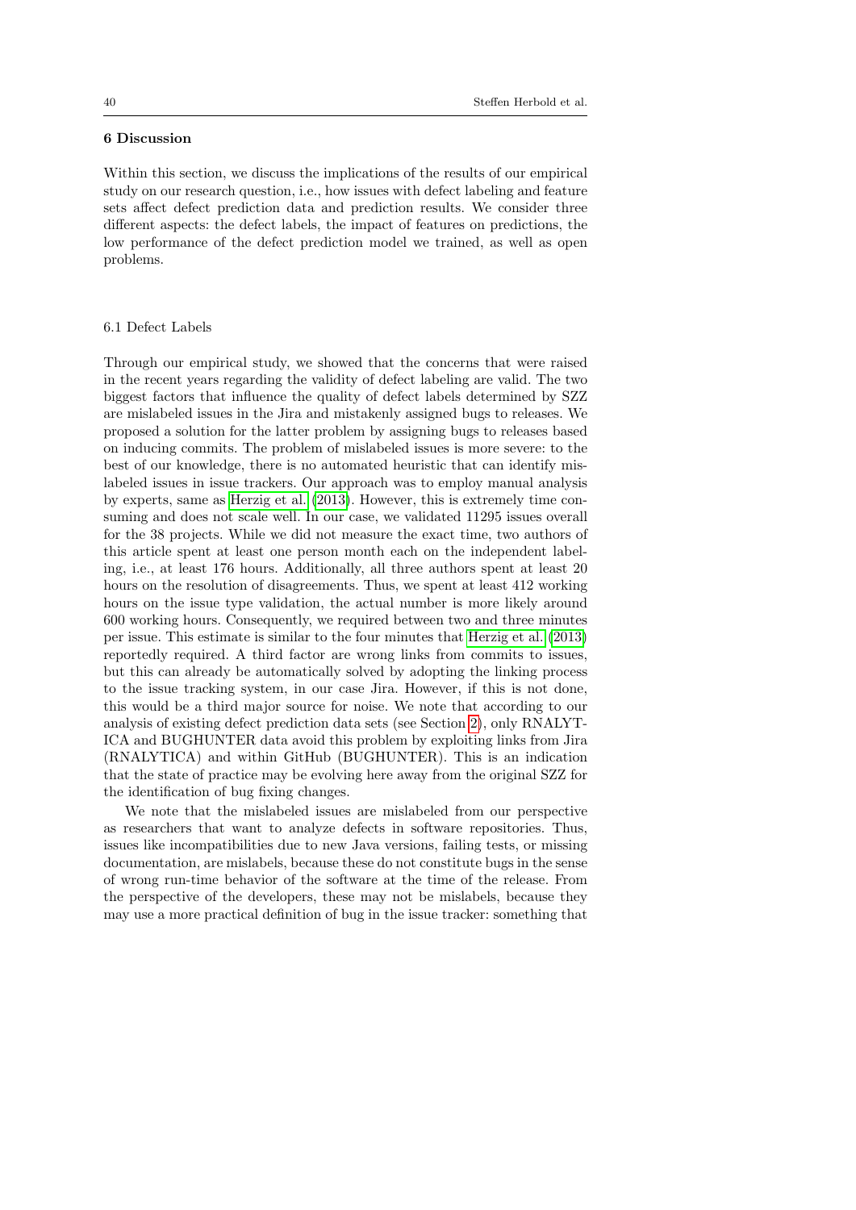## 6 Discussion

Within this section, we discuss the implications of the results of our empirical study on our research question, i.e., how issues with defect labeling and feature sets affect defect prediction data and prediction results. We consider three different aspects: the defect labels, the impact of features on predictions, the low performance of the defect prediction model we trained, as well as open problems.

### 6.1 Defect Labels

Through our empirical study, we showed that the concerns that were raised in the recent years regarding the validity of defect labeling are valid. The two biggest factors that influence the quality of defect labels determined by SZZ are mislabeled issues in the Jira and mistakenly assigned bugs to releases. We proposed a solution for the latter problem by assigning bugs to releases based on inducing commits. The problem of mislabeled issues is more severe: to the best of our knowledge, there is no automated heuristic that can identify mislabeled issues in issue trackers. Our approach was to employ manual analysis by experts, same as Herzig et al. (2013). However, this is extremely time consuming and does not scale well. In our case, we validated 11295 issues overall for the 38 projects. While we did not measure the exact time, two authors of this article spent at least one person month each on the independent labeling, i.e., at least 176 hours. Additionally, all three authors spent at least 20 hours on the resolution of disagreements. Thus, we spent at least 412 working hours on the issue type validation, the actual number is more likely around 600 working hours. Consequently, we required between two and three minutes per issue. This estimate is similar to the four minutes that Herzig et al. (2013) reportedly required. A third factor are wrong links from commits to issues, but this can already be automatically solved by adopting the linking process to the issue tracking system, in our case Jira. However, if this is not done, this would be a third major source for noise. We note that according to our analysis of existing defect prediction data sets (see Section 2), only RNALYTICA and BUGHUNTER data avoid this problem by exploiting links from Jira (RNALYTICA) and within GitHub (BUGHUNTER). This is an indication that the state of practice may be evolving here away from the original SZZ for the identification of bug fixing changes.

We note that the mislabeled issues are mislabeled from our perspective as researchers that want to analyze defects in software repositories. Thus, issues like incompatibilities due to new Java versions, failing tests, or missing documentation, are mislabels, because these do not constitute bugs in the sense of wrong run-time behavior of the software at the time of the release. From the perspective of the developers, these may not be mislabels, because they may use a more practical definition of bug in the issue tracker: something that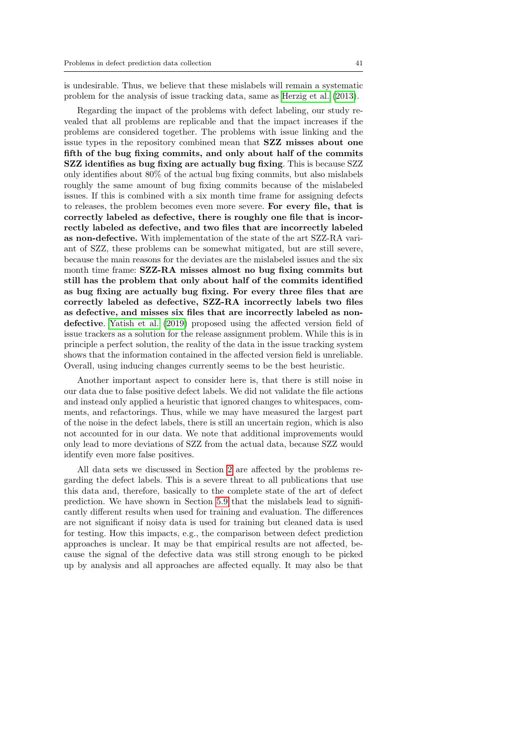is undesirable. Thus, we believe that these mislabels will remain a systematic problem for the analysis of issue tracking data, same as Herzig et al. (2013).

Regarding the impact of the problems with defect labeling, our study revealed that all problems are replicable and that the impact increases if the problems are considered together. The problems with issue linking and the issue types in the repository combined mean that **SZZ misses about one fifth of the bug fixing commits, and only about half of the commits SZZ identifies as bug fixing are actually bug fixing**. This is because SZZ only identifies about 80% of the actual bug fixing commits, but also mislabels roughly the same amount of bug fixing commits because of the mislabeled issues. If this is combined with a six month time frame for assigning defects to releases, the problem becomes even more severe. **For every file, that is correctly labeled as defective, there is roughly one file that is incorrectly labeled as defective, and two files that are incorrectly labeled as non-defective.** With implementation of the state of the art SZZ-RA variant of SZZ, these problems can be somewhat mitigated, but are still severe, because the main reasons for the deviates are the mislabeled issues and the six month time frame: **SZZ-RA misses almost no bug fixing commits but still has the problem that only about half of the commits identified as bug fixing are actually bug fixing. For every three files that are correctly labeled as defective, SZZ-RA incorrectly labels two files as defective, and misses six files that are incorrectly labeled as non-defective**. Yatish et al. (2019) proposed using the affected version field of issue trackers as a solution for the release assignment problem. While this is in principle a perfect solution, the reality of the data in the issue tracking system shows that the information contained in the affected version field is unreliable. Overall, using inducing changes currently seems to be the best heuristic.

Another important aspect to consider here is, that there is still noise in our data due to false positive defect labels. We did not validate the file actions and instead only applied a heuristic that ignored changes to whitespaces, comments, and refactorings. Thus, while we may have measured the largest part of the noise in the defect labels, there is still an uncertain region, which is also not accounted for in our data. We note that additional improvements would only lead to more deviations of SZZ from the actual data, because SZZ would identify even more false positives.

All data sets we discussed in Section 2 are affected by the problems regarding the defect labels. This is a severe threat to all publications that use this data and, therefore, basically to the complete state of the art of defect prediction. We have shown in Section 5.9 that the mislabels lead to significantly different results when used for training and evaluation. The differences are not significant if noisy data is used for training but cleaned data is used for testing. How this impacts, e.g., the comparison between defect prediction approaches is unclear. It may be that empirical results are not affected, because the signal of the defective data was still strong enough to be picked up by analysis and all approaches are affected equally. It may also be that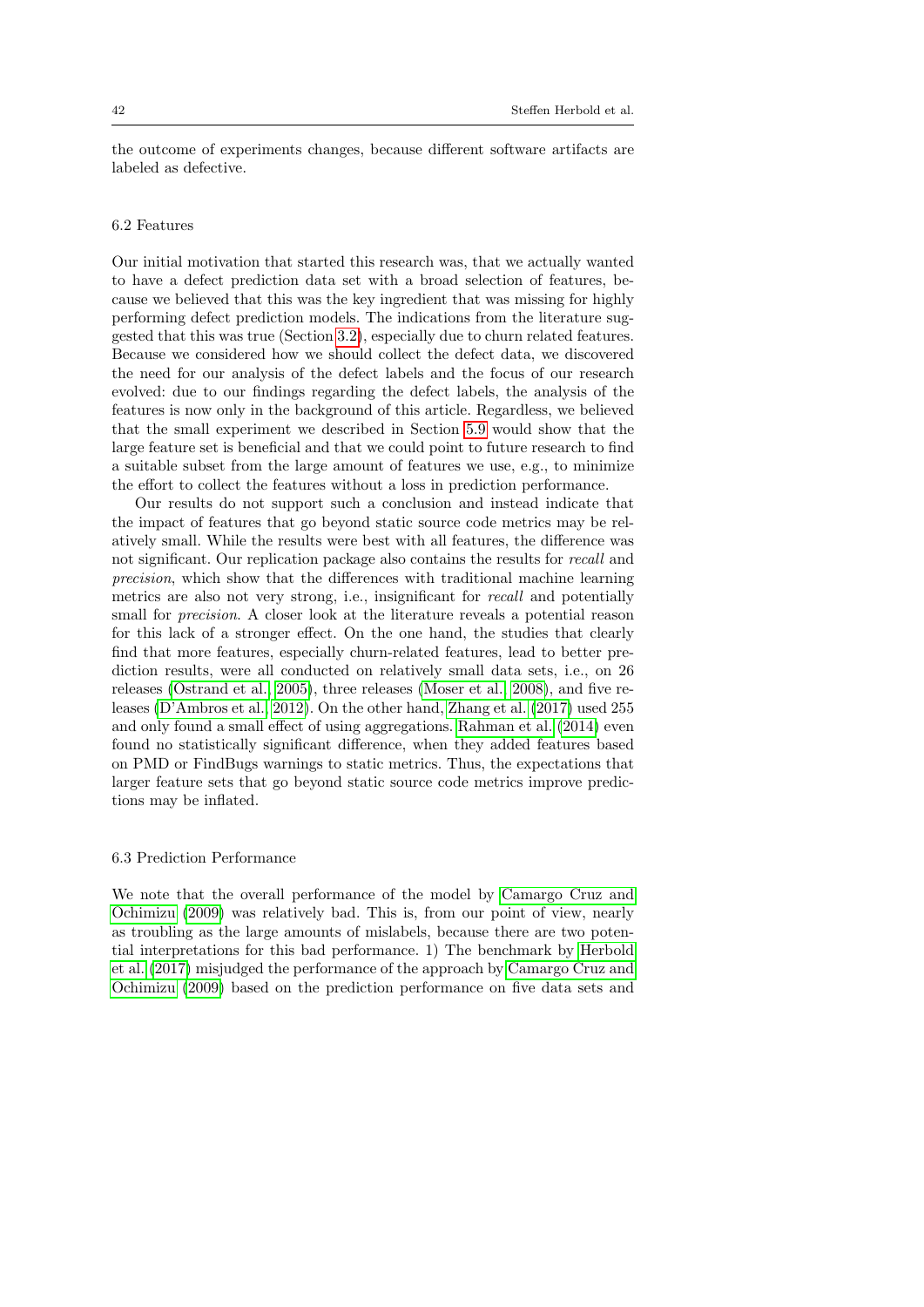the outcome of experiments changes, because different software artifacts are labeled as defective.

### 6.2 Features

Our initial motivation that started this research was, that we actually wanted to have a defect prediction data set with a broad selection of features, because we believed that this was the key ingredient that was missing for highly performing defect prediction models. The indications from the literature suggested that this was true (Section 3.2), especially due to churn related features. Because we considered how we should collect the defect data, we discovered the need for our analysis of the defect labels and the focus of our research evolved: due to our findings regarding the defect labels, the analysis of the features is now only in the background of this article. Regardless, we believed that the small experiment we described in Section 5.9 would show that the large feature set is beneficial and that we could point to future research to find a suitable subset from the large amount of features we use, e.g., to minimize the effort to collect the features without a loss in prediction performance.

Our results do not support such a conclusion and instead indicate that the impact of features that go beyond static source code metrics may be relatively small. While the results were best with all features, the difference was not significant. Our replication package also contains the results for *recall* and *precision*, which show that the differences with traditional machine learning metrics are also not very strong, i.e., insignificant for *recall* and potentially small for *precision*. A closer look at the literature reveals a potential reason for this lack of a stronger effect. On the one hand, the studies that clearly find that more features, especially churn-related features, lead to better prediction results, were all conducted on relatively small data sets, i.e., on 26 releases (Ostrand et al., 2005), three releases (Moser et al., 2008), and five releases (D'Ambros et al., 2012). On the other hand, Zhang et al. (2017) used 255 and only found a small effect of using aggregations. Rahman et al. (2014) even found no statistically significant difference, when they added features based on PMD or FindBugs warnings to static metrics. Thus, the expectations that larger feature sets that go beyond static source code metrics improve predictions may be inflated.

### 6.3 Prediction Performance

We note that the overall performance of the model by Camargo Cruz and Ochimizu (2009) was relatively bad. This is, from our point of view, nearly as troubling as the large amounts of mislabels, because there are two potential interpretations for this bad performance. 1) The benchmark by Herbold et al. (2017) misjudged the performance of the approach by Camargo Cruz and Ochimizu (2009) based on the prediction performance on five data sets and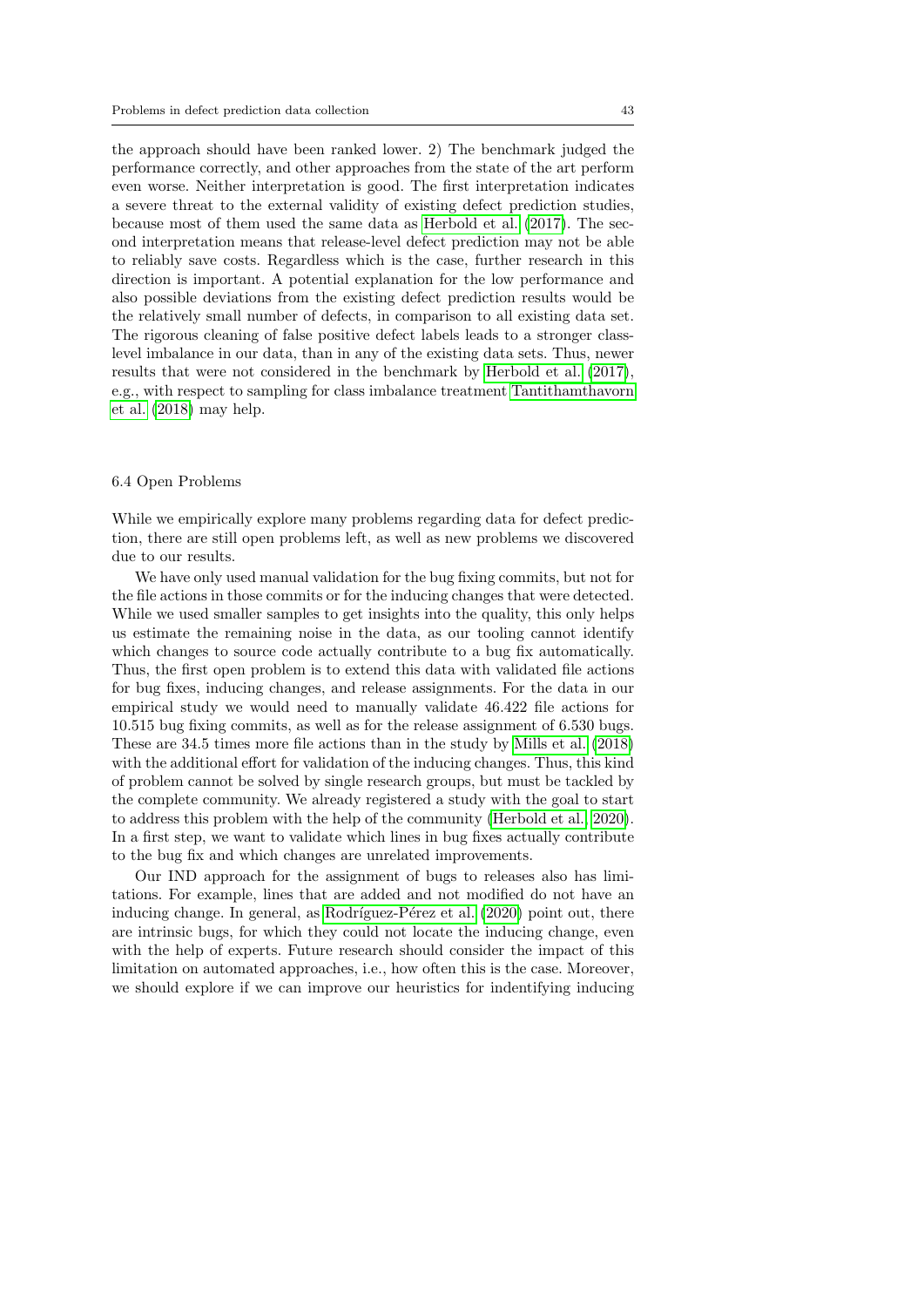the approach should have been ranked lower. 2) The benchmark judged the performance correctly, and other approaches from the state of the art perform even worse. Neither interpretation is good. The first interpretation indicates a severe threat to the external validity of existing defect prediction studies, because most of them used the same data as Herbold et al. (2017). The second interpretation means that release-level defect prediction may not be able to reliably save costs. Regardless which is the case, further research in this direction is important. A potential explanation for the low performance and also possible deviations from the existing defect prediction results would be the relatively small number of defects, in comparison to all existing data set. The rigorous cleaning of false positive defect labels leads to a stronger class-level imbalance in our data, than in any of the existing data sets. Thus, newer results that were not considered in the benchmark by Herbold et al. (2017), e.g., with respect to sampling for class imbalance treatment Tantithamthavorn et al. (2018) may help.

### 6.4 Open Problems

While we empirically explore many problems regarding data for defect prediction, there are still open problems left, as well as new problems we discovered due to our results.

We have only used manual validation for the bug fixing commits, but not for the file actions in those commits or for the inducing changes that were detected. While we used smaller samples to get insights into the quality, this only helps us estimate the remaining noise in the data, as our tooling cannot identify which changes to source code actually contribute to a bug fix automatically. Thus, the first open problem is to extend this data with validated file actions for bug fixes, inducing changes, and release assignments. For the data in our empirical study we would need to manually validate 46.422 file actions for 10.515 bug fixing commits, as well as for the release assignment of 6.530 bugs. These are 34.5 times more file actions than in the study by Mills et al. (2018) with the additional effort for validation of the inducing changes. Thus, this kind of problem cannot be solved by single research groups, but must be tackled by the complete community. We already registered a study with the goal to start to address this problem with the help of the community (Herbold et al. 2020). In a first step, we want to validate which lines in bug fixes actually contribute to the bug fix and which changes are unrelated improvements.

Our IND approach for the assignment of bugs to releases also has limitations. For example, lines that are added and not modified do not have an inducing change. In general, as Rodríguez-Pérez et al. (2020) point out, there are intrinsic bugs, for which they could not locate the inducing change, even with the help of experts. Future research should consider the impact of this limitation on automated approaches, i.e., how often this is the case. Moreover, we should explore if we can improve our heuristics for indentifying inducing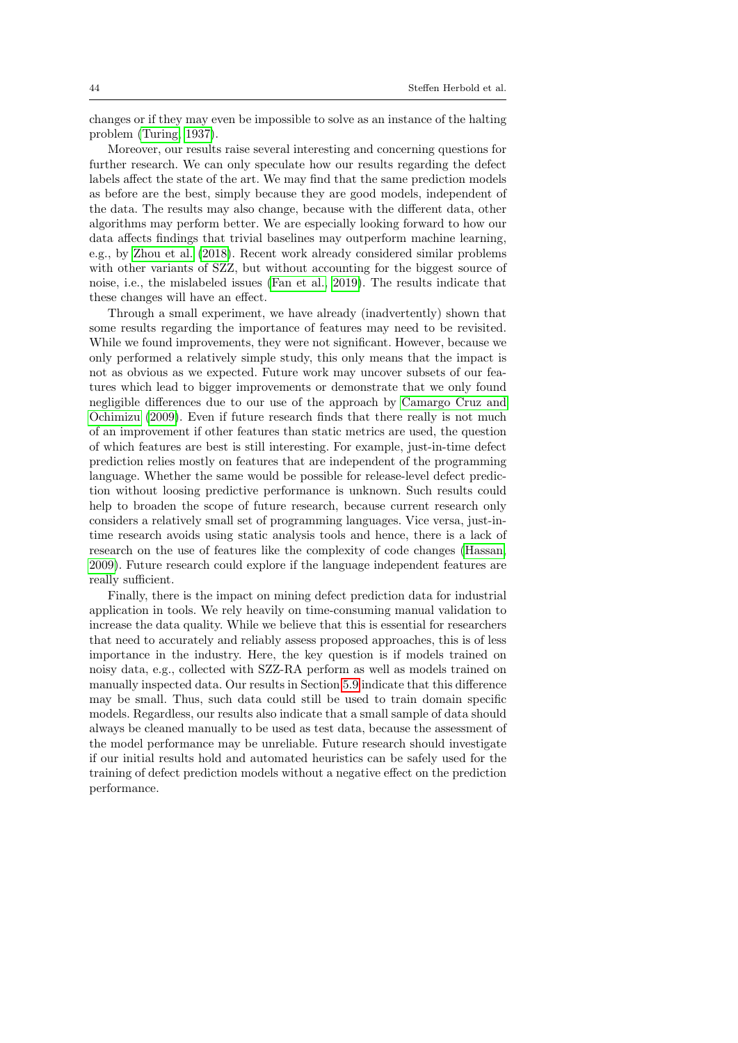changes or if they may even be impossible to solve as an instance of the halting problem (Turing, 1937).

Moreover, our results raise several interesting and concerning questions for further research. We can only speculate how our results regarding the defect labels affect the state of the art. We may find that the same prediction models as before are the best, simply because they are good models, independent of the data. The results may also change, because with the different data, other algorithms may perform better. We are especially looking forward to how our data affects findings that trivial baselines may outperform machine learning, e.g., by Zhou et al. (2018). Recent work already considered similar problems with other variants of SZZ, but without accounting for the biggest source of noise, i.e., the mislabeled issues (Fan et al., 2019). The results indicate that these changes will have an effect.

Through a small experiment, we have already (inadvertently) shown that some results regarding the importance of features may need to be revisited. While we found improvements, they were not significant. However, because we only performed a relatively simple study, this only means that the impact is not as obvious as we expected. Future work may uncover subsets of our features which lead to bigger improvements or demonstrate that we only found negligible differences due to our use of the approach by Camargo Cruz and Ochimizu (2009). Even if future research finds that there really is not much of an improvement if other features than static metrics are used, the question of which features are best is still interesting. For example, just-in-time defect prediction relies mostly on features that are independent of the programming language. Whether the same would be possible for release-level defect prediction without loosing predictive performance is unknown. Such results could help to broaden the scope of future research, because current research only considers a relatively small set of programming languages. Vice versa, just-in-time research avoids using static analysis tools and hence, there is a lack of research on the use of features like the complexity of code changes (Hassan, 2009). Future research could explore if the language independent features are really sufficient.

Finally, there is the impact on mining defect prediction data for industrial application in tools. We rely heavily on time-consuming manual validation to increase the data quality. While we believe that this is essential for researchers that need to accurately and reliably assess proposed approaches, this is of less importance in the industry. Here, the key question is if models trained on noisy data, e.g., collected with SZZ-RA perform as well as models trained on manually inspected data. Our results in Section 5.9 indicate that this difference may be small. Thus, such data could still be used to train domain specific models. Regardless, our results also indicate that a small sample of data should always be cleaned manually to be used as test data, because the assessment of the model performance may be unreliable. Future research should investigate if our initial results hold and automated heuristics can be safely used for the training of defect prediction models without a negative effect on the prediction performance.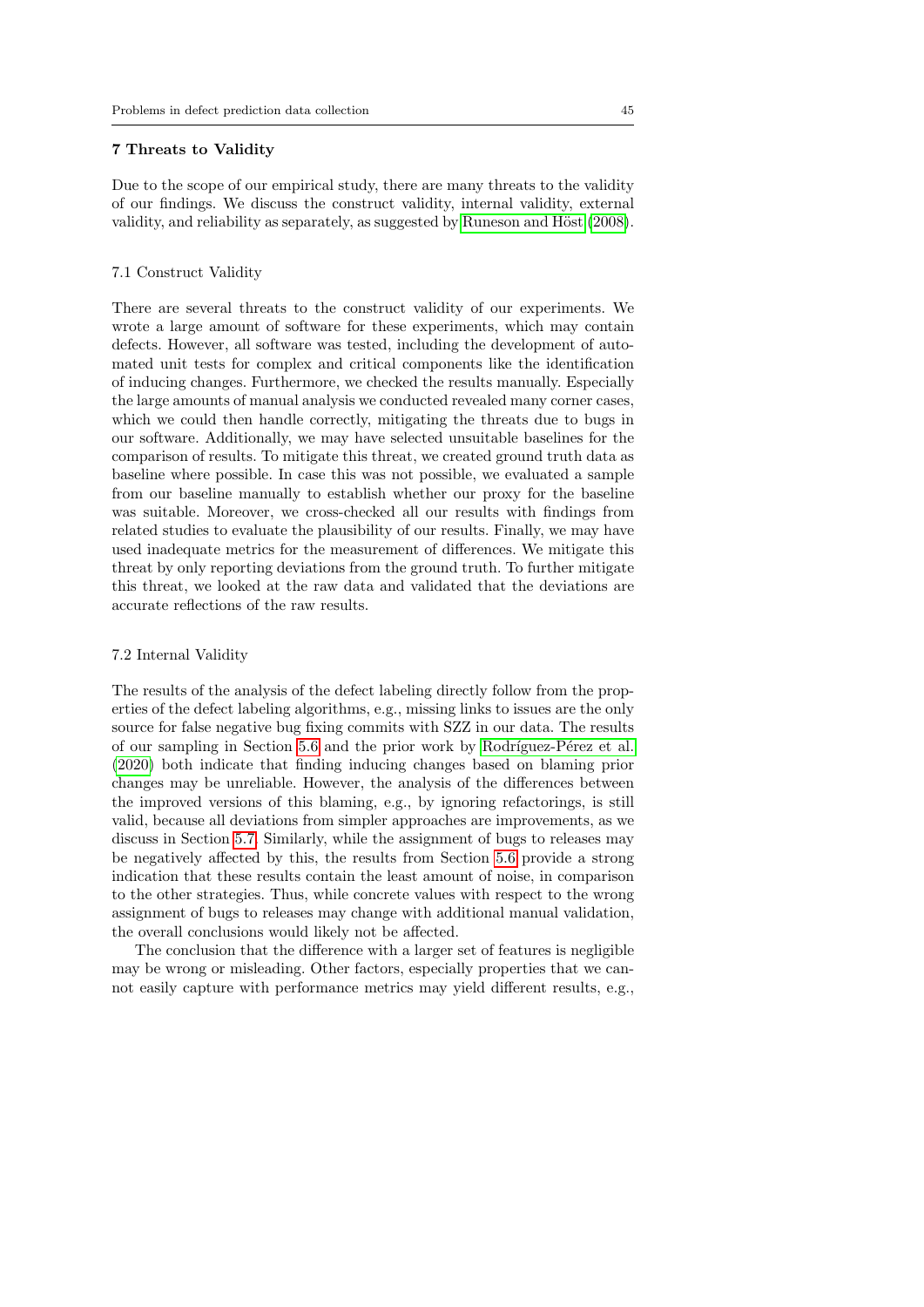## 7 Threats to Validity

Due to the scope of our empirical study, there are many threats to the validity of our findings. We discuss the construct validity, internal validity, external validity, and reliability as separately, as suggested by Runeson and Höst (2008).

### 7.1 Construct Validity

There are several threats to the construct validity of our experiments. We wrote a large amount of software for these experiments, which may contain defects. However, all software was tested, including the development of automated unit tests for complex and critical components like the identification of inducing changes. Furthermore, we checked the results manually. Especially the large amounts of manual analysis we conducted revealed many corner cases, which we could then handle correctly, mitigating the threats due to bugs in our software. Additionally, we may have selected unsuitable baselines for the comparison of results. To mitigate this threat, we created ground truth data as baseline where possible. In case this was not possible, we evaluated a sample from our baseline manually to establish whether our proxy for the baseline was suitable. Moreover, we cross-checked all our results with findings from related studies to evaluate the plausibility of our results. Finally, we may have used inadequate metrics for the measurement of differences. We mitigate this threat by only reporting deviations from the ground truth. To further mitigate this threat, we looked at the raw data and validated that the deviations are accurate reflections of the raw results.

### 7.2 Internal Validity

The results of the analysis of the defect labeling directly follow from the properties of the defect labeling algorithms, e.g., missing links to issues are the only source for false negative bug fixing commits with SZZ in our data. The results of our sampling in Section 5.6 and the prior work by Rodríguez-Pérez et al. (2020) both indicate that finding inducing changes based on blaming prior changes may be unreliable. However, the analysis of the differences between the improved versions of this blaming, e.g., by ignoring refactorings, is still valid, because all deviations from simpler approaches are improvements, as we discuss in Section 5.7. Similarly, while the assignment of bugs to releases may be negatively affected by this, the results from Section 5.6 provide a strong indication that these results contain the least amount of noise, in comparison to the other strategies. Thus, while concrete values with respect to the wrong assignment of bugs to releases may change with additional manual validation, the overall conclusions would likely not be affected.

The conclusion that the difference with a larger set of features is negligible may be wrong or misleading. Other factors, especially properties that we cannot easily capture with performance metrics may yield different results, e.g.,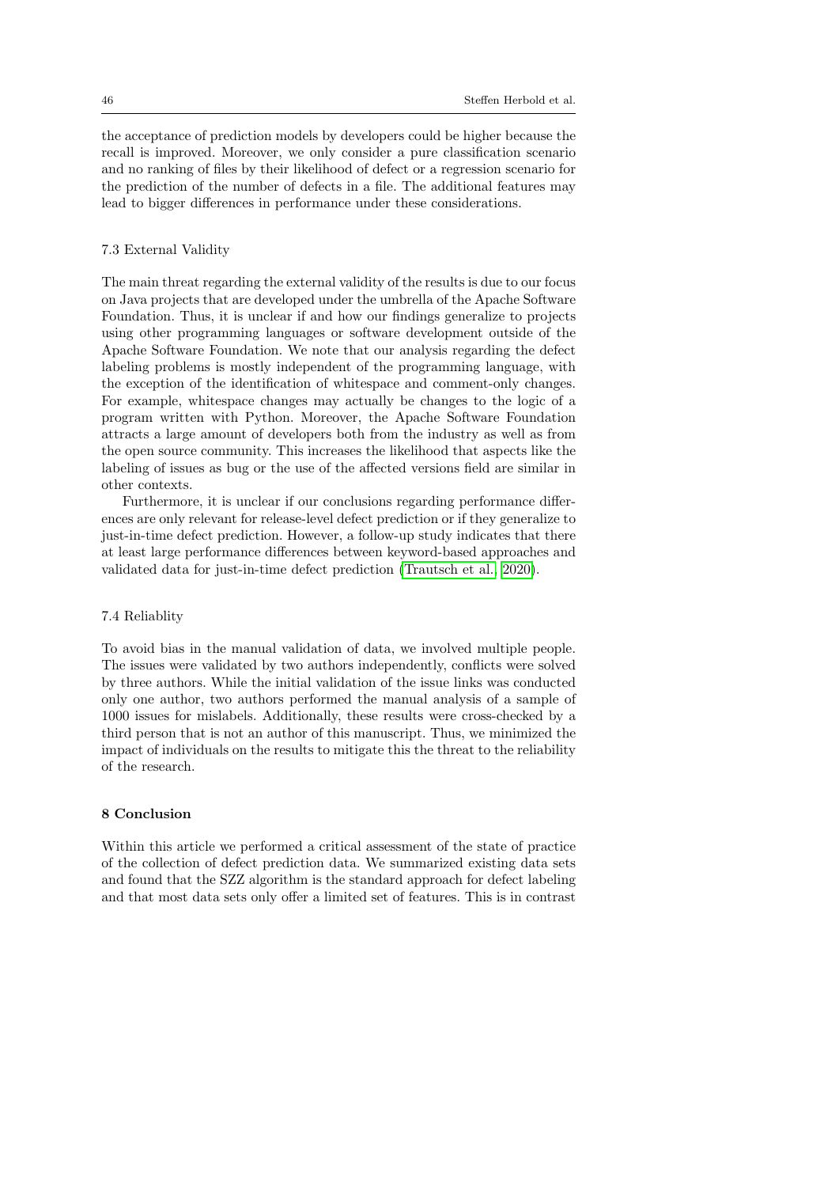the acceptance of prediction models by developers could be higher because the recall is improved. Moreover, we only consider a pure classification scenario and no ranking of files by their likelihood of defect or a regression scenario for the prediction of the number of defects in a file. The additional features may lead to bigger differences in performance under these considerations.

### 7.3 External Validity

The main threat regarding the external validity of the results is due to our focus on Java projects that are developed under the umbrella of the Apache Software Foundation. Thus, it is unclear if and how our findings generalize to projects using other programming languages or software development outside of the Apache Software Foundation. We note that our analysis regarding the defect labeling problems is mostly independent of the programming language, with the exception of the identification of whitespace and comment-only changes. For example, whitespace changes may actually be changes to the logic of a program written with Python. Moreover, the Apache Software Foundation attracts a large amount of developers both from the industry as well as from the open source community. This increases the likelihood that aspects like the labeling of issues as bug or the use of the affected versions field are similar in other contexts.

Furthermore, it is unclear if our conclusions regarding performance differences are only relevant for release-level defect prediction or if they generalize to just-in-time defect prediction. However, a follow-up study indicates that there at least large performance differences between keyword-based approaches and validated data for just-in-time defect prediction (Trautsch et al., 2020).

### 7.4 Reliablity

To avoid bias in the manual validation of data, we involved multiple people. The issues were validated by two authors independently, conflicts were solved by three authors. While the initial validation of the issue links was conducted only one author, two authors performed the manual analysis of a sample of 1000 issues for mislabels. Additionally, these results were cross-checked by a third person that is not an author of this manuscript. Thus, we minimized the impact of individuals on the results to mitigate this the threat to the reliability of the research.

## 8 Conclusion

Within this article we performed a critical assessment of the state of practice of the collection of defect prediction data. We summarized existing data sets and found that the SZZ algorithm is the standard approach for defect labeling and that most data sets only offer a limited set of features. This is in contrast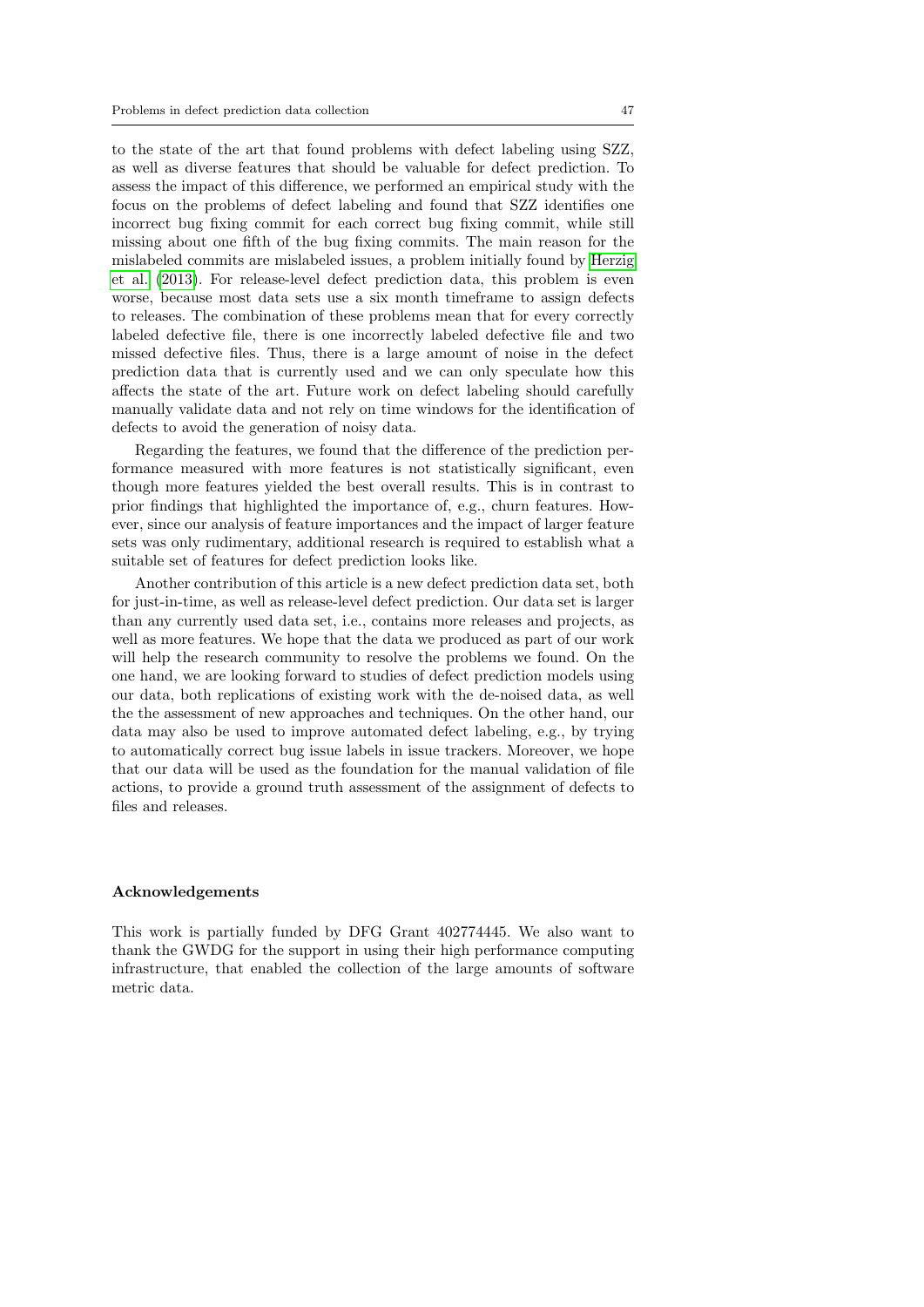to the state of the art that found problems with defect labeling using SZZ, as well as diverse features that should be valuable for defect prediction. To assess the impact of this difference, we performed an empirical study with the focus on the problems of defect labeling and found that SZZ identifies one incorrect bug fixing commit for each correct bug fixing commit, while still missing about one fifth of the bug fixing commits. The main reason for the mislabeled commits are mislabeled issues, a problem initially found by Herzig et al. (2013). For release-level defect prediction data, this problem is even worse, because most data sets use a six month timeframe to assign defects to releases. The combination of these problems mean that for every correctly labeled defective file, there is one incorrectly labeled defective file and two missed defective files. Thus, there is a large amount of noise in the defect prediction data that is currently used and we can only speculate how this affects the state of the art. Future work on defect labeling should carefully manually validate data and not rely on time windows for the identification of defects to avoid the generation of noisy data.

Regarding the features, we found that the difference of the prediction performance measured with more features is not statistically significant, even though more features yielded the best overall results. This is in contrast to prior findings that highlighted the importance of, e.g., churn features. However, since our analysis of feature importances and the impact of larger feature sets was only rudimentary, additional research is required to establish what a suitable set of features for defect prediction looks like.

Another contribution of this article is a new defect prediction data set, both for just-in-time, as well as release-level defect prediction. Our data set is larger than any currently used data set, i.e., contains more releases and projects, as well as more features. We hope that the data we produced as part of our work will help the research community to resolve the problems we found. On the one hand, we are looking forward to studies of defect prediction models using our data, both replications of existing work with the de-noised data, as well the the assessment of new approaches and techniques. On the other hand, our data may also be used to improve automated defect labeling, e.g., by trying to automatically correct bug issue labels in issue trackers. Moreover, we hope that our data will be used as the foundation for the manual validation of file actions, to provide a ground truth assessment of the assignment of defects to files and releases.

## Acknowledgements

This work is partially funded by DFG Grant 402774445. We also want to thank the GWDG for the support in using their high performance computing infrastructure, that enabled the collection of the large amounts of software metric data.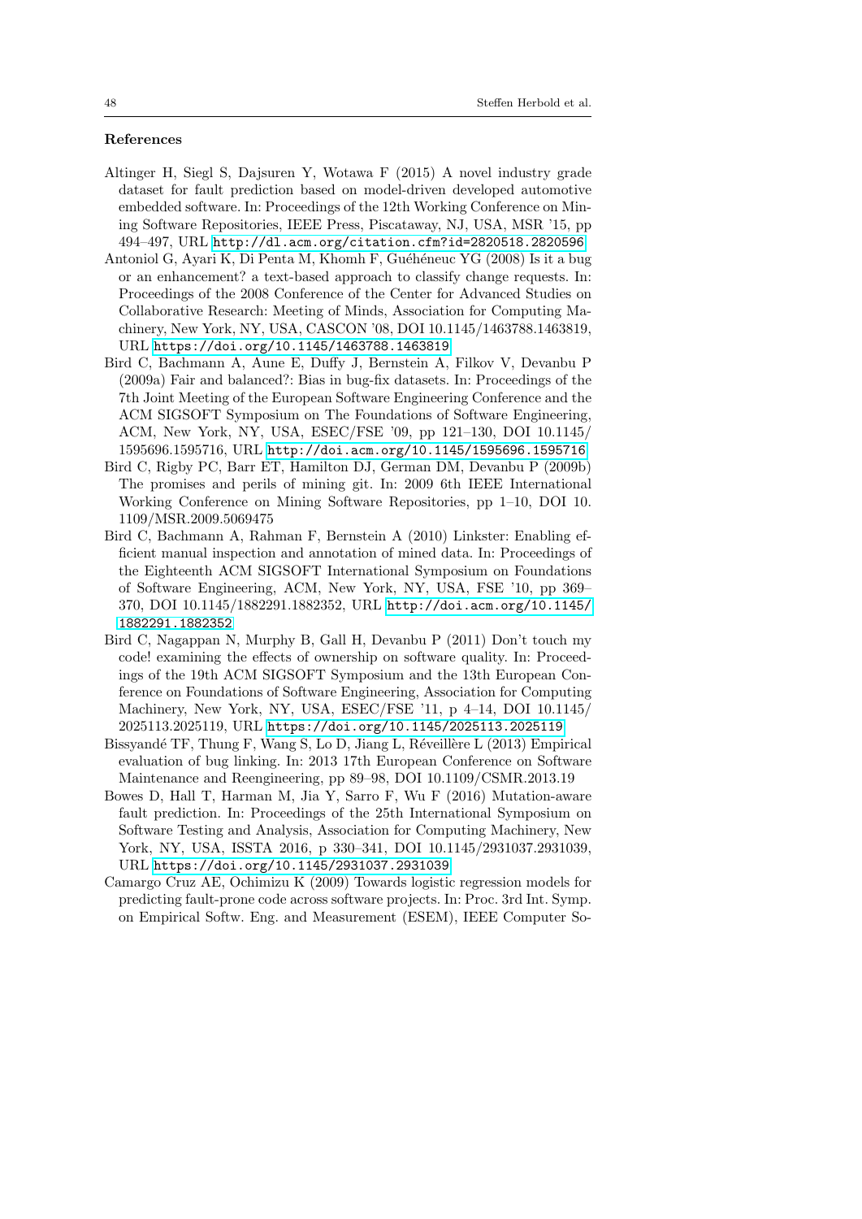**References**

Altinger H, Siegl S, Dajsuren Y, Wotawa F (2015) A novel industry grade dataset for fault prediction based on model-driven developed automotive embedded software. In: Proceedings of the 12th Working Conference on Mining Software Repositories, IEEE Press, Piscataway, NJ, USA, MSR '15, pp 494–497, URL http://dl.acm.org/citation.cfm?id=2820518.2820596

Antoniol G, Ayari K, Di Penta M, Khomh F, Guéhéneuc YG (2008) Is it a bug or an enhancement? a text-based approach to classify change requests. In: Proceedings of the 2008 Conference of the Center for Advanced Studies on Collaborative Research: Meeting of Minds, Association for Computing Machinery, New York, NY, USA, CASCON '08, DOI 10.1145/1463788.1463819, URL https://doi.org/10.1145/1463788.1463819

Bird C, Bachmann A, Aune E, Duffy J, Bernstein A, Filkov V, Devanbu P (2009a) Fair and balanced?: Bias in bug-fix datasets. In: Proceedings of the 7th Joint Meeting of the European Software Engineering Conference and the ACM SIGSOFT Symposium on The Foundations of Software Engineering, ACM, New York, NY, USA, ESEC/FSE '09, pp 121–130, DOI 10.1145/1595696.1595716, URL http://doi.acm.org/10.1145/1595696.1595716

Bird C, Rigby PC, Barr ET, Hamilton DJ, German DM, Devanbu P (2009b) The promises and perils of mining git. In: 2009 6th IEEE International Working Conference on Mining Software Repositories, pp 1–10, DOI 10.1109/MSR.2009.5069475

Bird C, Bachmann A, Rahman F, Bernstein A (2010) Linkster: Enabling efficient manual inspection and annotation of mined data. In: Proceedings of the Eighteenth ACM SIGSOFT International Symposium on Foundations of Software Engineering, ACM, New York, NY, USA, FSE '10, pp 369–370, DOI 10.1145/1882291.1882352, URL http://doi.acm.org/10.1145/1882291.1882352

Bird C, Nagappan N, Murphy B, Gall H, Devanbu P (2011) Don't touch my code! examining the effects of ownership on software quality. In: Proceedings of the 19th ACM SIGSOFT Symposium and the 13th European Conference on Foundations of Software Engineering, Association for Computing Machinery, New York, NY, USA, ESEC/FSE '11, p 4–14, DOI 10.1145/2025113.2025119, URL https://doi.org/10.1145/2025113.2025119

Bissyandé TF, Thung F, Wang S, Lo D, Jiang L, Réveillère L (2013) Empirical evaluation of bug linking. In: 2013 17th European Conference on Software Maintenance and Reengineering, pp 89–98, DOI 10.1109/CSMR.2013.19

Bowes D, Hall T, Harman M, Jia Y, Sarro F, Wu F (2016) Mutation-aware fault prediction. In: Proceedings of the 25th International Symposium on Software Testing and Analysis, Association for Computing Machinery, New York, NY, USA, ISSTA 2016, p 330–341, DOI 10.1145/2931037.2931039, URL https://doi.org/10.1145/2931037.2931039

Camargo Cruz AE, Ochimizu K (2009) Towards logistic regression models for predicting fault-prone code across software projects. In: Proc. 3rd Int. Symp. on Empirical Softw. Eng. and Measurement (ESEM), IEEE Computer So-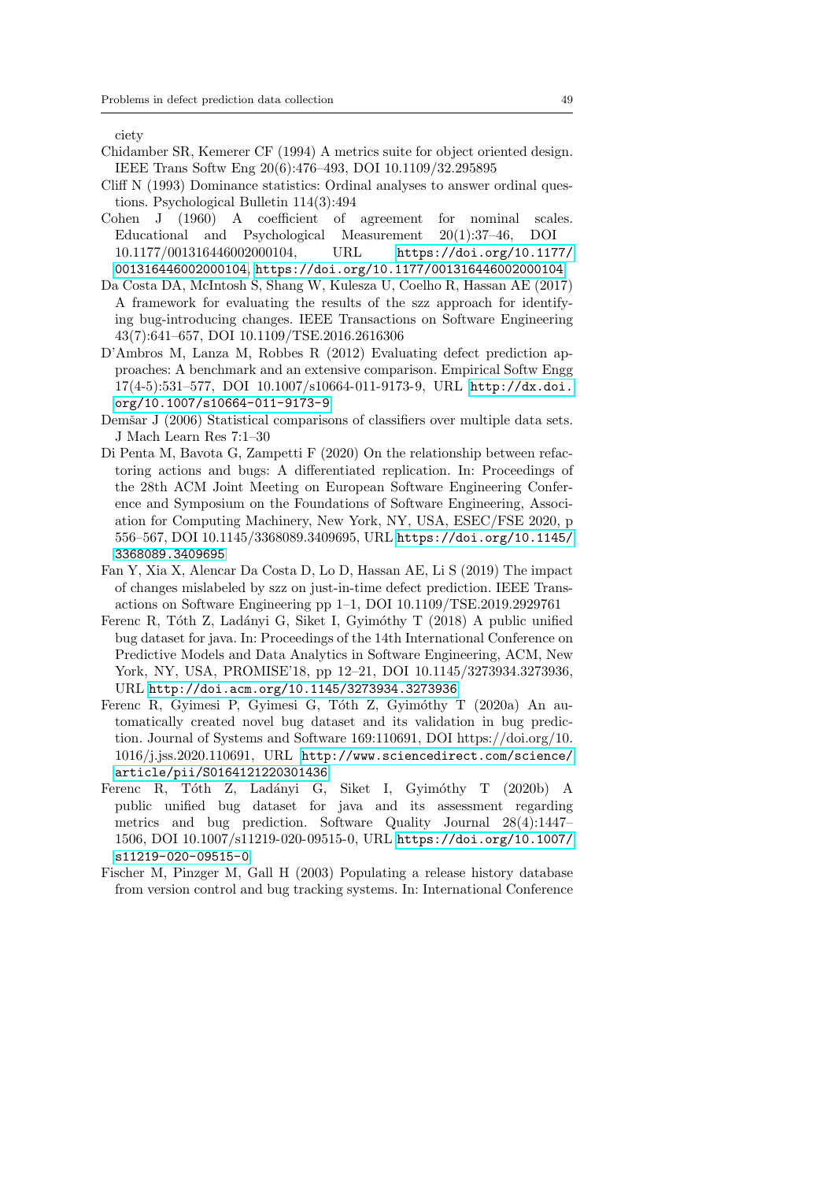ciety

Chidamber SR, Kemerer CF (1994) A metrics suite for object oriented design. IEEE Trans Softw Eng 20(6):476–493, DOI 10.1109/32.295895

Cliff N (1993) Dominance statistics: Ordinal analyses to answer ordinal questions. Psychological Bulletin 114(3):494

Cohen J (1960) A coefficient of agreement for nominal scales. Educational and Psychological Measurement 20(1):37–46, DOI 10.1177/001316446002000104, URL https://doi.org/10.1177/001316446002000104, https://doi.org/10.1177/001316446002000104

Da Costa DA, McIntosh S, Shang W, Kulesza U, Coelho R, Hassan AE (2017) A framework for evaluating the results of the szz approach for identifying bug-introducing changes. IEEE Transactions on Software Engineering 43(7):641–657, DOI 10.1109/TSE.2016.2616306

D'Ambros M, Lanza M, Robbes R (2012) Evaluating defect prediction approaches: A benchmark and an extensive comparison. Empirical Softw Engg 17(4-5):531–577, DOI 10.1007/s10664-011-9173-9, URL http://dx.doi.org/10.1007/s10664-011-9173-9

Demšar J (2006) Statistical comparisons of classifiers over multiple data sets. J Mach Learn Res 7:1–30

Di Penta M, Bavota G, Zampetti F (2020) On the relationship between refactoring actions and bugs: A differentiated replication. In: Proceedings of the 28th ACM Joint Meeting on European Software Engineering Conference and Symposium on the Foundations of Software Engineering, Association for Computing Machinery, New York, NY, USA, ESEC/FSE 2020, p 556–567, DOI 10.1145/3368089.3409695, URL https://doi.org/10.1145/3368089.3409695

Fan Y, Xia X, Alencar Da Costa D, Lo D, Hassan AE, Li S (2019) The impact of changes mislabeled by szz on just-in-time defect prediction. IEEE Transactions on Software Engineering pp 1–1, DOI 10.1109/TSE.2019.2929761

Ferenc R, Tóth Z, Ladányi G, Siket I, Gyimóthy T (2018) A public unified bug dataset for java. In: Proceedings of the 14th International Conference on Predictive Models and Data Analytics in Software Engineering, ACM, New York, NY, USA, PROMISE'18, pp 12–21, DOI 10.1145/3273934.3273936, URL http://doi.acm.org/10.1145/3273934.3273936

Ferenc R, Gyimesi P, Gyimesi G, Tóth Z, Gyimóthy T (2020a) An automatically created novel bug dataset and its validation in bug prediction. Journal of Systems and Software 169:110691, DOI https://doi.org/10.1016/j.jss.2020.110691, URL http://www.sciencedirect.com/science/article/pii/S0164121220301436

Ferenc R, Tóth Z, Ladányi G, Siket I, Gyimóthy T (2020b) A public unified bug dataset for java and its assessment regarding metrics and bug prediction. Software Quality Journal 28(4):1447–1506, DOI 10.1007/s11219-020-09515-0, URL https://doi.org/10.1007/s11219-020-09515-0

Fischer M, Pinzger M, Gall H (2003) Populating a release history database from version control and bug tracking systems. In: International Conference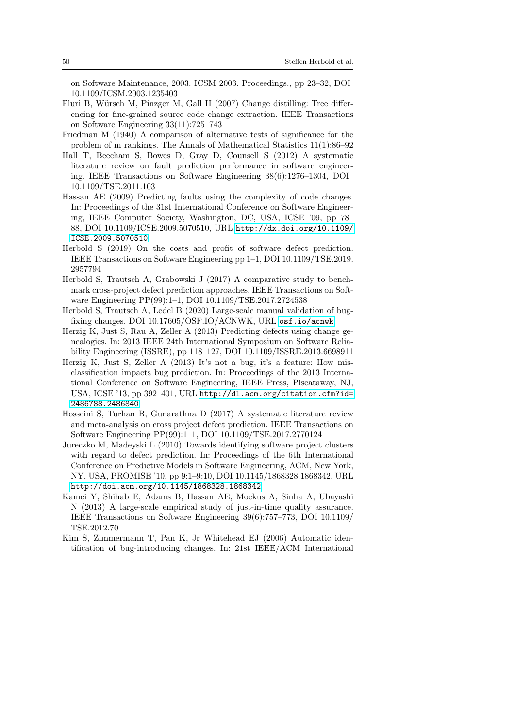on Software Maintenance, 2003. ICSM 2003. Proceedings., pp 23–32, DOI 10.1109/ICSM.2003.1235403

Fluri B, Würsch M, Pinzger M, Gall H (2007) Change distilling: Tree differencing for fine-grained source code change extraction. IEEE Transactions on Software Engineering 33(11):725–743

Friedman M (1940) A comparison of alternative tests of significance for the problem of m rankings. The Annals of Mathematical Statistics 11(1):86–92

Hall T, Beecham S, Bowes D, Gray D, Counsell S (2012) A systematic literature review on fault prediction performance in software engineering. IEEE Transactions on Software Engineering 38(6):1276–1304, DOI 10.1109/TSE.2011.103

Hassan AE (2009) Predicting faults using the complexity of code changes. In: Proceedings of the 31st International Conference on Software Engineering, IEEE Computer Society, Washington, DC, USA, ICSE '09, pp 78–88, DOI 10.1109/ICSE.2009.5070510, URL http://dx.doi.org/10.1109/ICSE.2009.5070510

Herbold S (2019) On the costs and profit of software defect prediction. IEEE Transactions on Software Engineering pp 1–1, DOI 10.1109/TSE.2019.2957794

Herbold S, Trautsch A, Grabowski J (2017) A comparative study to benchmark cross-project defect prediction approaches. IEEE Transactions on Software Engineering PP(99):1–1, DOI 10.1109/TSE.2017.2724538

Herbold S, Trautsch A, Ledel B (2020) Large-scale manual validation of bug-fixing changes. DOI 10.17605/OSF.IO/ACNWK, URL osf.io/acnwk

Herzig K, Just S, Rau A, Zeller A (2013) Predicting defects using change genealogies. In: 2013 IEEE 24th International Symposium on Software Reliability Engineering (ISSRE), pp 118–127, DOI 10.1109/ISSRE.2013.6698911

Herzig K, Just S, Zeller A (2013) It's not a bug, it's a feature: How misclassification impacts bug prediction. In: Proceedings of the 2013 International Conference on Software Engineering, IEEE Press, Piscataway, NJ, USA, ICSE '13, pp 392–401, URL http://dl.acm.org/citation.cfm?id=2486788.2486840

Hosseini S, Turhan B, Gunarathna D (2017) A systematic literature review and meta-analysis on cross project defect prediction. IEEE Transactions on Software Engineering PP(99):1–1, DOI 10.1109/TSE.2017.2770124

Jureczko M, Madeyski L (2010) Towards identifying software project clusters with regard to defect prediction. In: Proceedings of the 6th International Conference on Predictive Models in Software Engineering, ACM, New York, NY, USA, PROMISE '10, pp 9:1–9:10, DOI 10.1145/1868328.1868342, URL http://doi.acm.org/10.1145/1868328.1868342

Kamei Y, Shihab E, Adams B, Hassan AE, Mockus A, Sinha A, Ubayashi N (2013) A large-scale empirical study of just-in-time quality assurance. IEEE Transactions on Software Engineering 39(6):757–773, DOI 10.1109/TSE.2012.70

Kim S, Zimmermann T, Pan K, Jr Whitehead EJ (2006) Automatic identification of bug-introducing changes. In: 21st IEEE/ACM International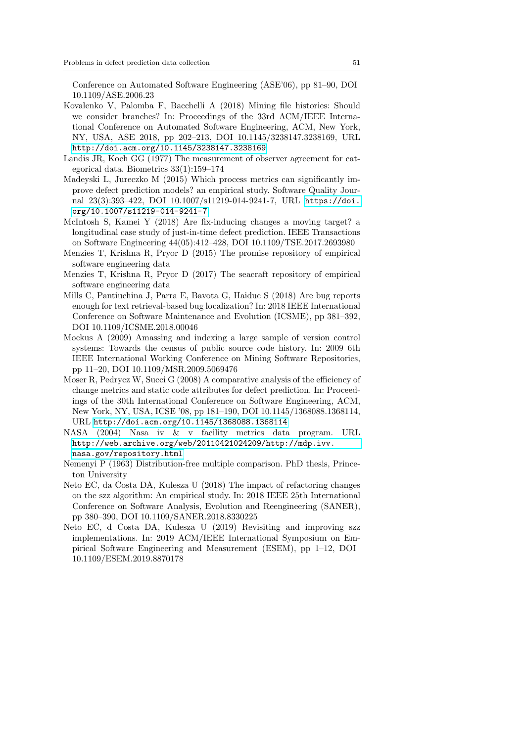Conference on Automated Software Engineering (ASE'06), pp 81–90, DOI 10.1109/ASE.2006.23

Kovalenko V, Palomba F, Bacchelli A (2018) Mining file histories: Should we consider branches? In: Proceedings of the 33rd ACM/IEEE International Conference on Automated Software Engineering, ACM, New York, NY, USA, ASE 2018, pp 202–213, DOI 10.1145/3238147.3238169, URL http://doi.acm.org/10.1145/3238147.3238169

Landis JR, Koch GG (1977) The measurement of observer agreement for categorical data. Biometrics 33(1):159–174

Madeyski L, Jureczko M (2015) Which process metrics can significantly improve defect prediction models? an empirical study. Software Quality Journal 23(3):393–422, DOI 10.1007/s11219-014-9241-7, URL https://doi.org/10.1007/s11219-014-9241-7

McIntosh S, Kamei Y (2018) Are fix-inducing changes a moving target? a longitudinal case study of just-in-time defect prediction. IEEE Transactions on Software Engineering 44(05):412–428, DOI 10.1109/TSE.2017.2693980

Menzies T, Krishna R, Pryor D (2015) The promise repository of empirical software engineering data

Menzies T, Krishna R, Pryor D (2017) The seacraft repository of empirical software engineering data

Mills C, Pantiuchina J, Parra E, Bavota G, Haiduc S (2018) Are bug reports enough for text retrieval-based bug localization? In: 2018 IEEE International Conference on Software Maintenance and Evolution (ICSME), pp 381–392, DOI 10.1109/ICSME.2018.00046

Mockus A (2009) Amassing and indexing a large sample of version control systems: Towards the census of public source code history. In: 2009 6th IEEE International Working Conference on Mining Software Repositories, pp 11–20, DOI 10.1109/MSR.2009.5069476

Moser R, Pedrycz W, Succi G (2008) A comparative analysis of the efficiency of change metrics and static code attributes for defect prediction. In: Proceedings of the 30th International Conference on Software Engineering, ACM, New York, NY, USA, ICSE '08, pp 181–190, DOI 10.1145/1368088.1368114, URL http://doi.acm.org/10.1145/1368088.1368114

NASA (2004) Nasa iv & v facility metrics data program. URL http://web.archive.org/web/20110421024209/http://mdp.ivv.nasa.gov/repository.html

Nemenyi P (1963) Distribution-free multiple comparison. PhD thesis, Princeton University

Neto EC, da Costa DA, Kulesza U (2018) The impact of refactoring changes on the szz algorithm: An empirical study. In: 2018 IEEE 25th International Conference on Software Analysis, Evolution and Reengineering (SANER), pp 380–390, DOI 10.1109/SANER.2018.8330225

Neto EC, d Costa DA, Kulesza U (2019) Revisiting and improving szz implementations. In: 2019 ACM/IEEE International Symposium on Empirical Software Engineering and Measurement (ESEM), pp 1–12, DOI 10.1109/ESEM.2019.8870178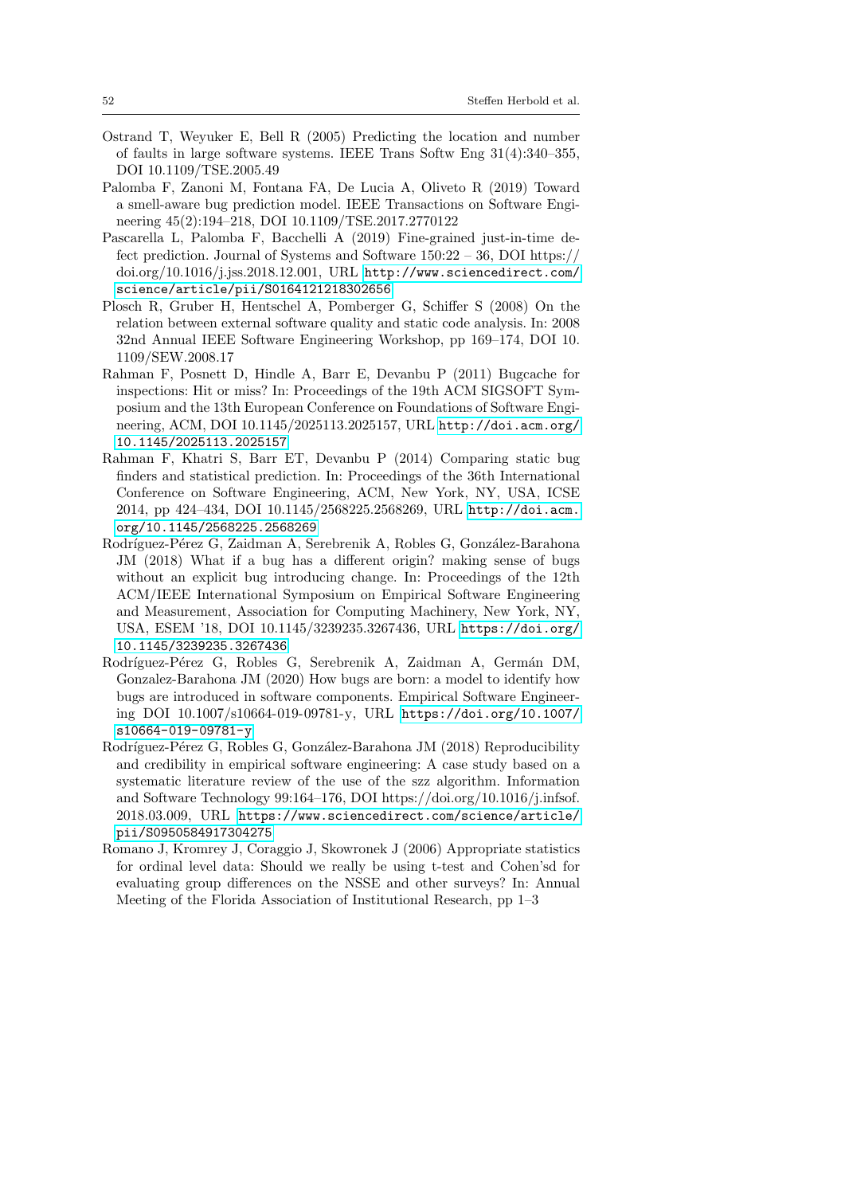Ostrand T, Weyuker E, Bell R (2005) Predicting the location and number of faults in large software systems. IEEE Trans Softw Eng 31(4):340–355, DOI 10.1109/TSE.2005.49

Palomba F, Zanoni M, Fontana FA, De Lucia A, Oliveto R (2019) Toward a smell-aware bug prediction model. IEEE Transactions on Software Engineering 45(2):194–218, DOI 10.1109/TSE.2017.2770122

Pascarella L, Palomba F, Bacchelli A (2019) Fine-grained just-in-time defect prediction. Journal of Systems and Software 150:22 – 36, DOI https://doi.org/10.1016/j.jss.2018.12.001, URL http://www.sciencedirect.com/science/article/pii/S0164121218302656

Plosch R, Gruber H, Hentschel A, Pomberger G, Schiffer S (2008) On the relation between external software quality and static code analysis. In: 2008 32nd Annual IEEE Software Engineering Workshop, pp 169–174, DOI 10.1109/SEW.2008.17

Rahman F, Posnett D, Hindle A, Barr E, Devanbu P (2011) Bugcache for inspections: Hit or miss? In: Proceedings of the 19th ACM SIGSOFT Symposium and the 13th European Conference on Foundations of Software Engineering, ACM, DOI 10.1145/2025113.2025157, URL http://doi.acm.org/10.1145/2025113.2025157

Rahman F, Khatri S, Barr ET, Devanbu P (2014) Comparing static bug finders and statistical prediction. In: Proceedings of the 36th International Conference on Software Engineering, ACM, New York, NY, USA, ICSE 2014, pp 424–434, DOI 10.1145/2568225.2568269, URL http://doi.acm.org/10.1145/2568225.2568269

Rodríguez-Pérez G, Zaidman A, Serebrenik A, Robles G, González-Barahona JM (2018) What if a bug has a different origin? making sense of bugs without an explicit bug introducing change. In: Proceedings of the 12th ACM/IEEE International Symposium on Empirical Software Engineering and Measurement, Association for Computing Machinery, New York, NY, USA, ESEM '18, DOI 10.1145/3239235.3267436, URL https://doi.org/10.1145/3239235.3267436

Rodríguez-Pérez G, Robles G, Serebrenik A, Zaidman A, Germán DM, Gonzalez-Barahona JM (2020) How bugs are born: a model to identify how bugs are introduced in software components. Empirical Software Engineering DOI 10.1007/s10664-019-09781-y, URL https://doi.org/10.1007/s10664-019-09781-y

Rodríguez-Pérez G, Robles G, González-Barahona JM (2018) Reproducibility and credibility in empirical software engineering: A case study based on a systematic literature review of the use of the szz algorithm. Information and Software Technology 99:164–176, DOI https://doi.org/10.1016/j.infsof.2018.03.009, URL https://www.sciencedirect.com/science/article/pii/S0950584917304275

Romano J, Kromrey J, Coraggio J, Skowronek J (2006) Appropriate statistics for ordinal level data: Should we really be using t-test and Cohen'sd for evaluating group differences on the NSSE and other surveys? In: Annual Meeting of the Florida Association of Institutional Research, pp 1–3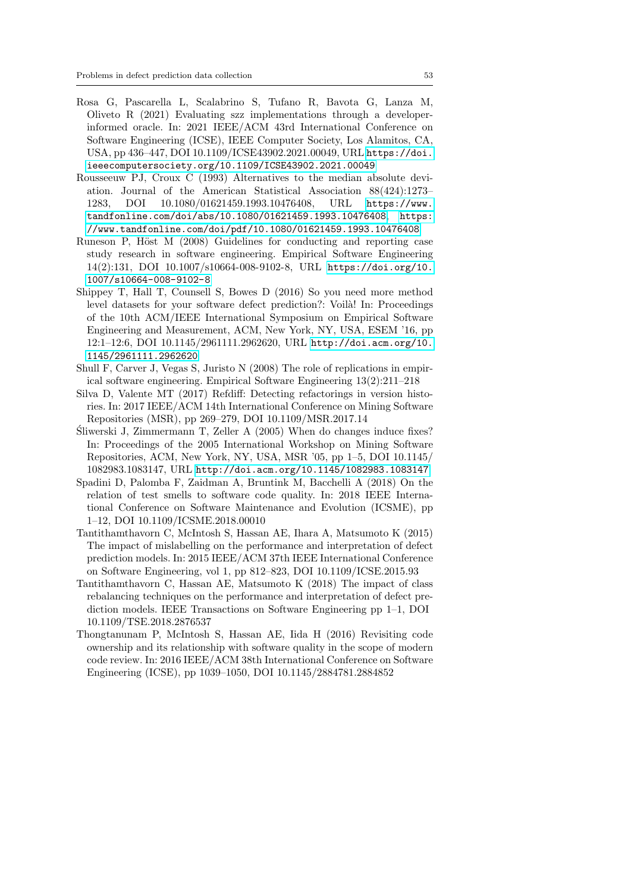Rosa G, Pascarella L, Scalabrino S, Tufano R, Bavota G, Lanza M, Oliveto R (2021) Evaluating szz implementations through a developer-informed oracle. In: 2021 IEEE/ACM 43rd International Conference on Software Engineering (ICSE), IEEE Computer Society, Los Alamitos, CA, USA, pp 436–447, DOI 10.1109/ICSE43902.2021.00049, URL https://doi.ieeecomputersociety.org/10.1109/ICSE43902.2021.00049

Rousseeuw PJ, Croux C (1993) Alternatives to the median absolute deviation. Journal of the American Statistical Association 88(424):1273–1283, DOI 10.1080/01621459.1993.10476408, URL https://www.tandfonline.com/doi/abs/10.1080/01621459.1993.10476408, https://www.tandfonline.com/doi/pdf/10.1080/01621459.1993.10476408

Runeson P, Höst M (2008) Guidelines for conducting and reporting case study research in software engineering. Empirical Software Engineering 14(2):131, DOI 10.1007/s10664-008-9102-8, URL https://doi.org/10.1007/s10664-008-9102-8

Shippey T, Hall T, Counsell S, Bowes D (2016) So you need more method level datasets for your software defect prediction?: Voilà! In: Proceedings of the 10th ACM/IEEE International Symposium on Empirical Software Engineering and Measurement, ACM, New York, NY, USA, ESEM '16, pp 12:1–12:6, DOI 10.1145/2961111.2962620, URL http://doi.acm.org/10.1145/2961111.2962620

Shull F, Carver J, Vegas S, Juristo N (2008) The role of replications in empirical software engineering. Empirical Software Engineering 13(2):211–218

Silva D, Valente MT (2017) Refdiff: Detecting refactorings in version histories. In: 2017 IEEE/ACM 14th International Conference on Mining Software Repositories (MSR), pp 269–279, DOI 10.1109/MSR.2017.14

Śliwerski J, Zimmermann T, Zeller A (2005) When do changes induce fixes? In: Proceedings of the 2005 International Workshop on Mining Software Repositories, ACM, New York, NY, USA, MSR '05, pp 1–5, DOI 10.1145/1082983.1083147, URL http://doi.acm.org/10.1145/1082983.1083147

Spadini D, Palomba F, Zaidman A, Bruntink M, Bacchelli A (2018) On the relation of test smells to software code quality. In: 2018 IEEE International Conference on Software Maintenance and Evolution (ICSME), pp 1–12, DOI 10.1109/ICSME.2018.00010

Tantithamthavorn C, McIntosh S, Hassan AE, Ihara A, Matsumoto K (2015) The impact of mislabelling on the performance and interpretation of defect prediction models. In: 2015 IEEE/ACM 37th IEEE International Conference on Software Engineering, vol 1, pp 812–823, DOI 10.1109/ICSE.2015.93

Tantithamthavorn C, Hassan AE, Matsumoto K (2018) The impact of class rebalancing techniques on the performance and interpretation of defect prediction models. IEEE Transactions on Software Engineering pp 1–1, DOI 10.1109/TSE.2018.2876537

Thongtanunam P, McIntosh S, Hassan AE, Iida H (2016) Revisiting code ownership and its relationship with software quality in the scope of modern code review. In: 2016 IEEE/ACM 38th International Conference on Software Engineering (ICSE), pp 1039–1050, DOI 10.1145/2884781.2884852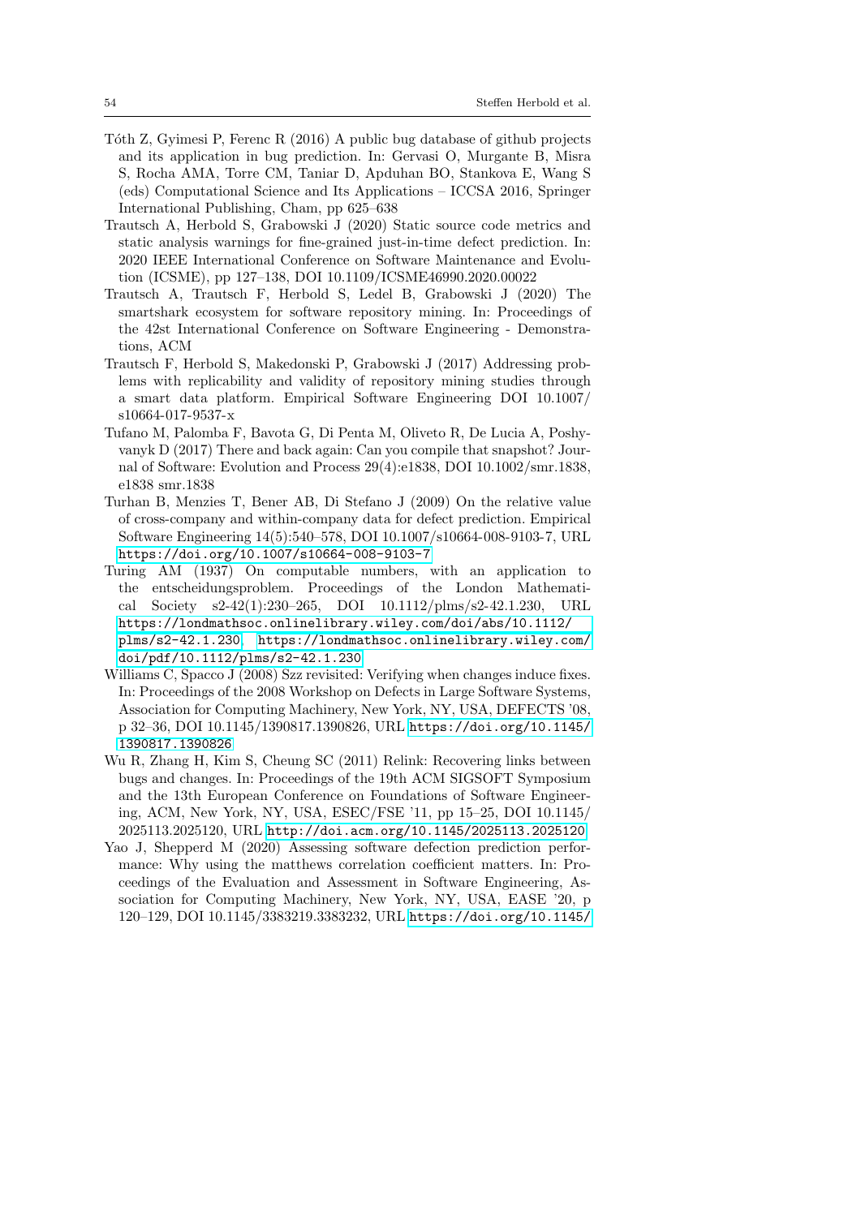Tóth Z, Gyimesi P, Ferenc R (2016) A public bug database of github projects and its application in bug prediction. In: Gervasi O, Murgante B, Misra S, Rocha AMA, Torre CM, Taniar D, Apduhan BO, Stankova E, Wang S (eds) Computational Science and Its Applications – ICCSA 2016, Springer International Publishing, Cham, pp 625–638

Trautsch A, Herbold S, Grabowski J (2020) Static source code metrics and static analysis warnings for fine-grained just-in-time defect prediction. In: 2020 IEEE International Conference on Software Maintenance and Evolution (ICSME), pp 127–138, DOI 10.1109/ICSME46990.2020.00022

Trautsch A, Trautsch F, Herbold S, Ledel B, Grabowski J (2020) The smartshark ecosystem for software repository mining. In: Proceedings of the 42st International Conference on Software Engineering - Demonstrations, ACM

Trautsch F, Herbold S, Makedonski P, Grabowski J (2017) Addressing problems with replicability and validity of repository mining studies through a smart data platform. Empirical Software Engineering DOI 10.1007/s10664-017-9537-x

Tufano M, Palomba F, Bavota G, Di Penta M, Oliveto R, De Lucia A, Poshyvanyk D (2017) There and back again: Can you compile that snapshot? Journal of Software: Evolution and Process 29(4):e1838, DOI 10.1002/smr.1838, e1838 smr.1838

Turhan B, Menzies T, Bener AB, Di Stefano J (2009) On the relative value of cross-company and within-company data for defect prediction. Empirical Software Engineering 14(5):540–578, DOI 10.1007/s10664-008-9103-7, URL https://doi.org/10.1007/s10664-008-9103-7

Turing AM (1937) On computable numbers, with an application to the entscheidungsproblem. Proceedings of the London Mathematical Society s2-42(1):230–265, DOI 10.1112/plms/s2-42.1.230, URL https://londmathsoc.onlinelibrary.wiley.com/doi/abs/10.1112/plms/s2-42.1.230, https://londmathsoc.onlinelibrary.wiley.com/doi/pdf/10.1112/plms/s2-42.1.230

Williams C, Spacco J (2008) Szz revisited: Verifying when changes induce fixes. In: Proceedings of the 2008 Workshop on Defects in Large Software Systems, Association for Computing Machinery, New York, NY, USA, DEFECTS '08, p 32–36, DOI 10.1145/1390817.1390826, URL https://doi.org/10.1145/1390817.1390826

Wu R, Zhang H, Kim S, Cheung SC (2011) Relink: Recovering links between bugs and changes. In: Proceedings of the 19th ACM SIGSOFT Symposium and the 13th European Conference on Foundations of Software Engineering, ACM, New York, NY, USA, ESEC/FSE '11, pp 15–25, DOI 10.1145/2025113.2025120, URL http://doi.acm.org/10.1145/2025113.2025120

Yao J, Shepperd M (2020) Assessing software defection prediction performance: Why using the matthews correlation coefficient matters. In: Proceedings of the Evaluation and Assessment in Software Engineering, Association for Computing Machinery, New York, NY, USA, EASE '20, p 120–129, DOI 10.1145/3383219.3383232, URL https://doi.org/10.1145/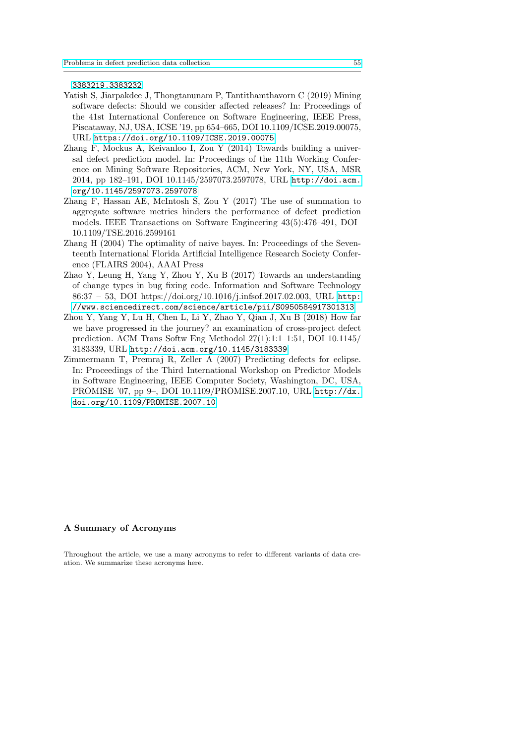3383219.3383232

Yatish S, Jiarpakdee J, Thongtanunam P, Tantithamthavorn C (2019) Mining software defects: Should we consider affected releases? In: Proceedings of the 41st International Conference on Software Engineering, IEEE Press, Piscataway, NJ, USA, ICSE '19, pp 654–665, DOI 10.1109/ICSE.2019.00075, URL https://doi.org/10.1109/ICSE.2019.00075

Zhang F, Mockus A, Keivanloo I, Zou Y (2014) Towards building a universal defect prediction model. In: Proceedings of the 11th Working Conference on Mining Software Repositories, ACM, New York, NY, USA, MSR 2014, pp 182–191, DOI 10.1145/2597073.2597078, URL http://doi.acm.org/10.1145/2597073.2597078

Zhang F, Hassan AE, McIntosh S, Zou Y (2017) The use of summation to aggregate software metrics hinders the performance of defect prediction models. IEEE Transactions on Software Engineering 43(5):476–491, DOI 10.1109/TSE.2016.2599161

Zhang H (2004) The optimality of naive bayes. In: Proceedings of the Seventeenth International Florida Artificial Intelligence Research Society Conference (FLAIRS 2004), AAAI Press

Zhao Y, Leung H, Yang Y, Zhou Y, Xu B (2017) Towards an understanding of change types in bug fixing code. Information and Software Technology 86:37 – 53, DOI https://doi.org/10.1016/j.infsof.2017.02.003, URL http://www.sciencedirect.com/science/article/pii/S0950584917301313

Zhou Y, Yang Y, Lu H, Chen L, Li Y, Zhao Y, Qian J, Xu B (2018) How far we have progressed in the journey? an examination of cross-project defect prediction. ACM Trans Softw Eng Methodol 27(1):1:1–1:51, DOI 10.1145/3183339, URL http://doi.acm.org/10.1145/3183339

Zimmermann T, Premraj R, Zeller A (2007) Predicting defects for eclipse. In: Proceedings of the Third International Workshop on Predictor Models in Software Engineering, IEEE Computer Society, Washington, DC, USA, PROMISE '07, pp 9–, DOI 10.1109/PROMISE.2007.10, URL http://dx.doi.org/10.1109/PROMISE.2007.10

## A Summary of Acronyms

Throughout the article, we use a many acronyms to refer to different variants of data creation. We summarize these acronyms here.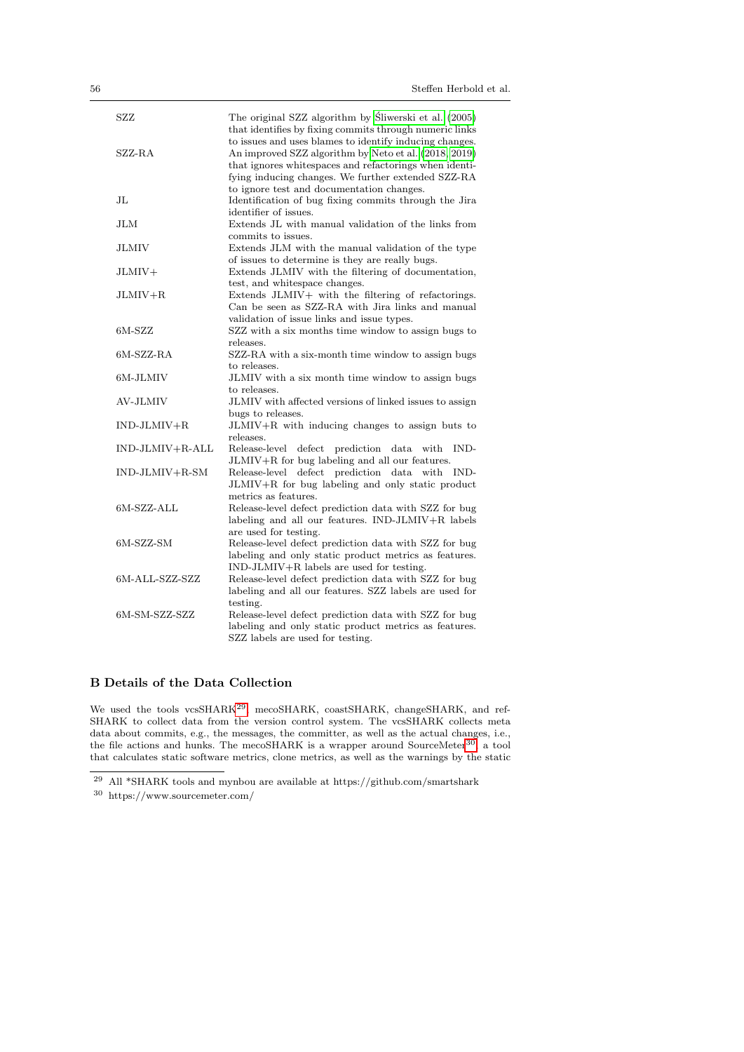| | |
|---|---|
| SZZ | The original SZZ algorithm by Śliwerski et al. (2005) that identifies by fixing commits through numeric links to issues and uses blames to identify inducing changes. |
| SZZ-RA | An improved SZZ algorithm by Neto et al. (2018, 2019) that ignores whitespaces and refactorings when identifying inducing changes. We further extended SZZ-RA to ignore test and documentation changes. |
| JL | Identification of bug fixing commits through the Jira identifier of issues. |
| JLM | Extends JL with manual validation of the links from commits to issues. |
| JLMIV | Extends JLM with the manual validation of the type of issues to determine is they are really bugs. |
| JLMIV+ | Extends JLMIV with the filtering of documentation, test, and whitespace changes. |
| JLMIV+R | Extends JLMIV+ with the filtering of refactorings. Can be seen as SZZ-RA with Jira links and manual validation of issue links and issue types. |
| 6M-SZZ | SZZ with a six months time window to assign bugs to releases. |
| 6M-SZZ-RA | SZZ-RA with a six-month time window to assign bugs to releases. |
| 6M-JLMIV | JLMIV with a six month time window to assign bugs to releases. |
| AV-JLMIV | JLMIV with affected versions of linked issues to assign bugs to releases. |
| IND-JLMIV+R | JLMIV+R with inducing changes to assign buts to releases. |
| IND-JLMIV+R-ALL | Release-level defect prediction data with IND-JLMIV+R for bug labeling and all our features. |
| IND-JLMIV+R-SM | Release-level defect prediction data with IND-JLMIV+R for bug labeling and only static product metrics as features. |
| 6M-SZZ-ALL | Release-level defect prediction data with SZZ for bug labeling and all our features. IND-JLMIV+R labels are used for testing. |
| 6M-SZZ-SM | Release-level defect prediction data with SZZ for bug labeling and only static product metrics as features. IND-JLMIV+R labels are used for testing. |
| 6M-ALL-SZZ-SZZ | Release-level defect prediction data with SZZ for bug labeling and all our features. SZZ labels are used for testing. |
| 6M-SM-SZZ-SZZ | Release-level defect prediction data with SZZ for bug labeling and only static product metrics as features. SZZ labels are used for testing. |

## B Details of the Data Collection

We used the tools vcsSHARK[29], mecoSHARK, coastSHARK, changeSHARK, and refSHARK to collect data from the version control system. The vcsSHARK collects meta data about commits, e.g., the messages, the committer, as well as the actual changes, i.e., the file actions and hunks. The mecoSHARK is a wrapper around SourceMeter[30], a tool that calculates static software metrics, clone metrics, as well as the warnings by the static

[29] All *SHARK tools and mynbou are available at https://github.com/smartshark

[30] https://www.sourcemeter.com/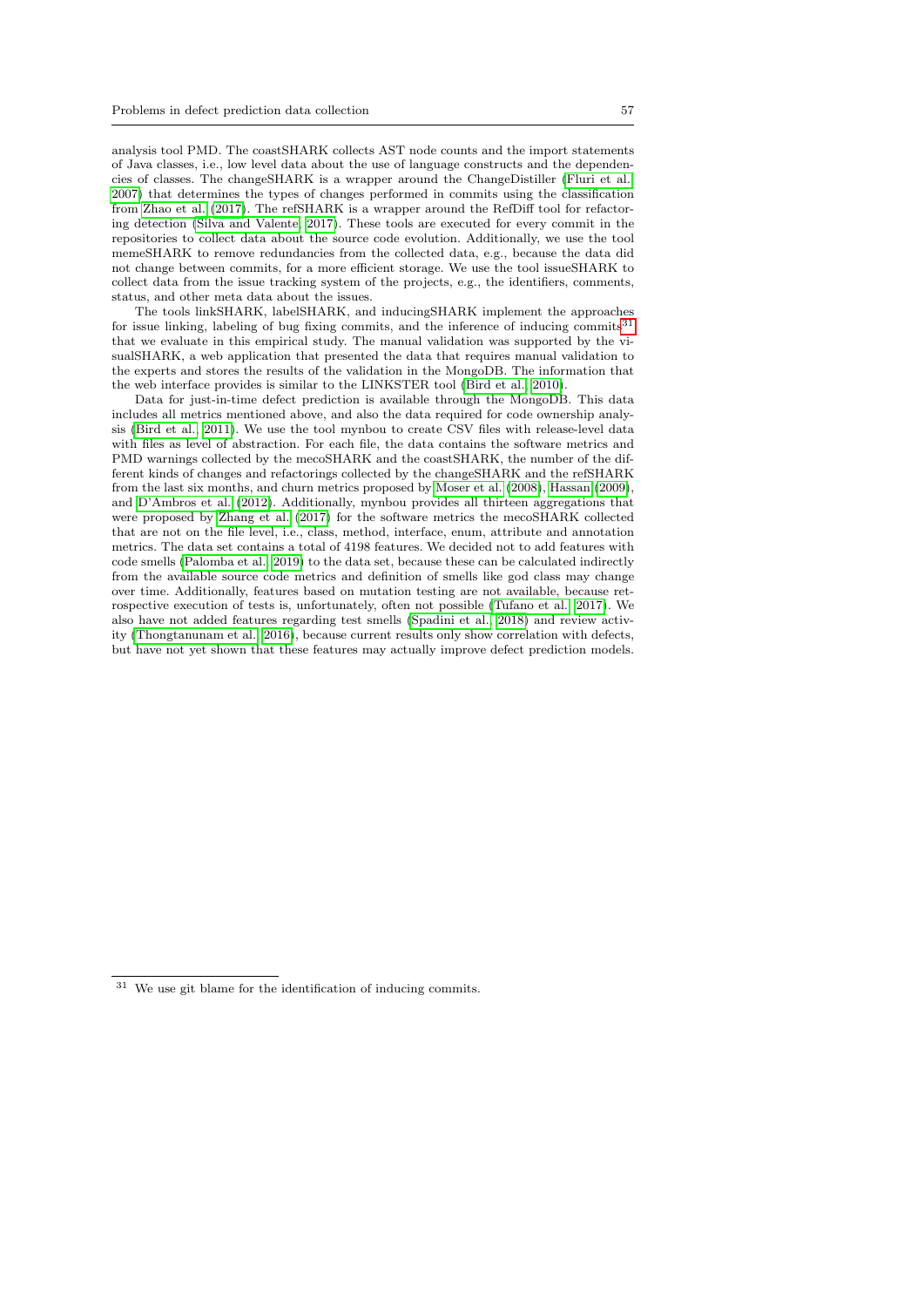analysis tool PMD. The coastSHARK collects AST node counts and the import statements of Java classes, i.e., low level data about the use of language constructs and the dependencies of classes. The changeSHARK is a wrapper around the ChangeDistiller (Fluri et al. 2007) that determines the types of changes performed in commits using the classification from Zhao et al. (2017). The refSHARK is a wrapper around the RefDiff tool for refactoring detection (Silva and Valente, 2017). These tools are executed for every commit in the repositories to collect data about the source code evolution. Additionally, we use the tool memeSHARK to remove redundancies from the collected data, e.g., because the data did not change between commits, for a more efficient storage. We use the tool issueSHARK to collect data from the issue tracking system of the projects, e.g., the identifiers, comments, status, and other meta data about the issues.

The tools linkSHARK, labelSHARK, and inducingSHARK implement the approaches for issue linking, labeling of bug fixing commits, and the inference of inducing commits[31] that we evaluate in this empirical study. The manual validation was supported by the visualSHARK, a web application that presented the data that requires manual validation to the experts and stores the results of the validation in the MongoDB. The information that the web interface provides is similar to the LINKSTER tool (Bird et al., 2010).

Data for just-in-time defect prediction is available through the MongoDB. This data includes all metrics mentioned above, and also the data required for code ownership analysis (Bird et al., 2011). We use the tool mynbou to create CSV files with release-level data with files as level of abstraction. For each file, the data contains the software metrics and PMD warnings collected by the mecoSHARK and the coastSHARK, the number of the different kinds of changes and refactorings collected by the changeSHARK and the refSHARK from the last six months, and churn metrics proposed by Moser et al. (2008), Hassan (2009), and D'Ambros et al. (2012). Additionally, mynbou provides all thirteen aggregations that were proposed by Zhang et al. (2017) for the software metrics the mecoSHARK collected that are not on the file level, i.e., class, method, interface, enum, attribute and annotation metrics. The data set contains a total of 4198 features. We decided not to add features with code smells (Palomba et al., 2019) to the data set, because these can be calculated indirectly from the available source code metrics and definition of smells like god class may change over time. Additionally, features based on mutation testing are not available, because retrospective execution of tests is, unfortunately, often not possible (Tufano et al., 2017). We also have not added features regarding test smells (Spadini et al., 2018) and review activity (Thongtanunam et al., 2016), because current results only show correlation with defects, but have not yet shown that these features may actually improve defect prediction models.

[31] We use git blame for the identification of inducing commits.